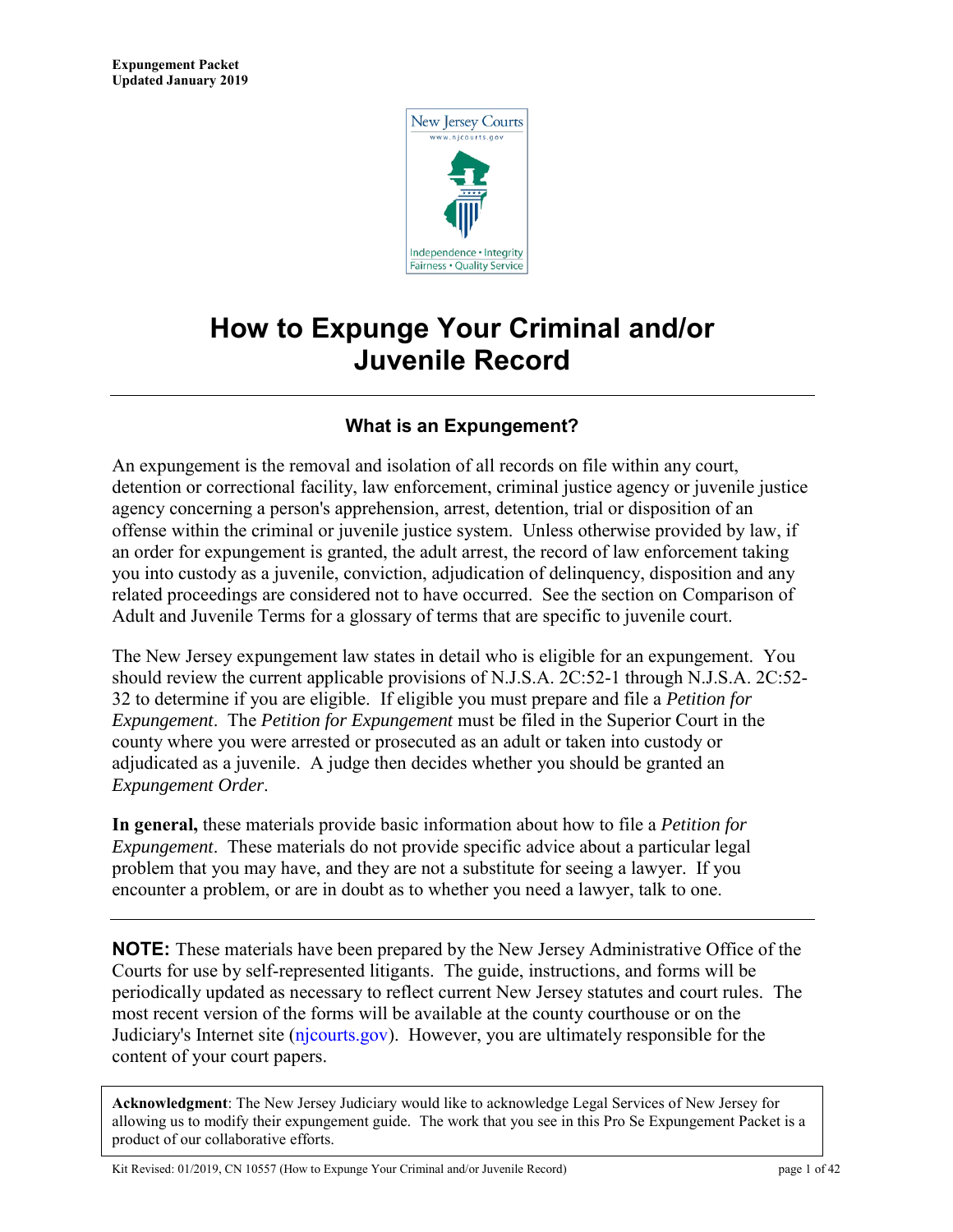**Expungement Packet**
**Updated January 2019**

# How to Expunge Your Criminal and/or Juvenile Record

## What is an Expungement?

An expungement is the removal and isolation of all records on file within any court, detention or correctional facility, law enforcement, criminal justice agency or juvenile justice agency concerning a person's apprehension, arrest, detention, trial or disposition of an offense within the criminal or juvenile justice system. Unless otherwise provided by law, if an order for expungement is granted, the adult arrest, the record of law enforcement taking you into custody as a juvenile, conviction, adjudication of delinquency, disposition and any related proceedings are considered not to have occurred. See the section on Comparison of Adult and Juvenile Terms for a glossary of terms that are specific to juvenile court.

The New Jersey expungement law states in detail who is eligible for an expungement. You should review the current applicable provisions of N.J.S.A. 2C:52-1 through N.J.S.A. 2C:52-32 to determine if you are eligible. If eligible you must prepare and file a *Petition for Expungement*. The *Petition for Expungement* must be filed in the Superior Court in the county where you were arrested or prosecuted as an adult or taken into custody or adjudicated as a juvenile. A judge then decides whether you should be granted an *Expungement Order*.

**In general,** these materials provide basic information about how to file a *Petition for Expungement*. These materials do not provide specific advice about a particular legal problem that you may have, and they are not a substitute for seeing a lawyer. If you encounter a problem, or are in doubt as to whether you need a lawyer, talk to one.

---

**NOTE:** These materials have been prepared by the New Jersey Administrative Office of the Courts for use by self-represented litigants. The guide, instructions, and forms will be periodically updated as necessary to reflect current New Jersey statutes and court rules. The most recent version of the forms will be available at the county courthouse or on the Judiciary's Internet site (njcourts.gov). However, you are ultimately responsible for the content of your court papers.

**Acknowledgment**: The New Jersey Judiciary would like to acknowledge Legal Services of New Jersey for allowing us to modify their expungement guide. The work that you see in this Pro Se Expungement Packet is a product of our collaborative efforts.

Kit Revised: 01/2019, CN 10557 (How to Expunge Your Criminal and/or Juvenile Record)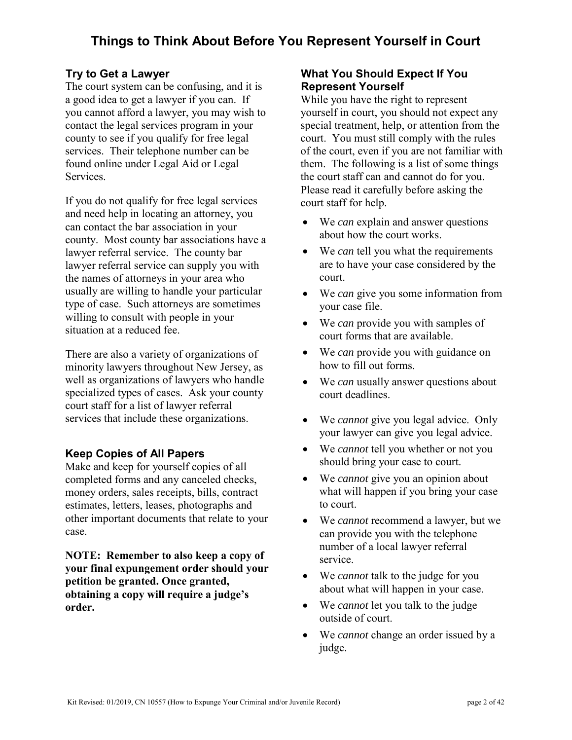# Things to Think About Before You Represent Yourself in Court

## Try to Get a Lawyer

The court system can be confusing, and it is a good idea to get a lawyer if you can. If you cannot afford a lawyer, you may wish to contact the legal services program in your county to see if you qualify for free legal services. Their telephone number can be found online under Legal Aid or Legal Services.

If you do not qualify for free legal services and need help in locating an attorney, you can contact the bar association in your county. Most county bar associations have a lawyer referral service. The county bar lawyer referral service can supply you with the names of attorneys in your area who usually are willing to handle your particular type of case. Such attorneys are sometimes willing to consult with people in your situation at a reduced fee.

There are also a variety of organizations of minority lawyers throughout New Jersey, as well as organizations of lawyers who handle specialized types of cases. Ask your county court staff for a list of lawyer referral services that include these organizations.

## Keep Copies of All Papers

Make and keep for yourself copies of all completed forms and any canceled checks, money orders, sales receipts, bills, contract estimates, letters, leases, photographs and other important documents that relate to your case.

**NOTE: Remember to also keep a copy of your final expungement order should your petition be granted. Once granted, obtaining a copy will require a judge's order.**

## What You Should Expect If You Represent Yourself

While you have the right to represent yourself in court, you should not expect any special treatment, help, or attention from the court. You must still comply with the rules of the court, even if you are not familiar with them. The following is a list of some things the court staff can and cannot do for you. Please read it carefully before asking the court staff for help.

- We *can* explain and answer questions about how the court works.
- We *can* tell you what the requirements are to have your case considered by the court.
- We *can* give you some information from your case file.
- We *can* provide you with samples of court forms that are available.
- We *can* provide you with guidance on how to fill out forms.
- We *can* usually answer questions about court deadlines.

- We *cannot* give you legal advice. Only your lawyer can give you legal advice.
- We *cannot* tell you whether or not you should bring your case to court.
- We *cannot* give you an opinion about what will happen if you bring your case to court.
- We *cannot* recommend a lawyer, but we can provide you with the telephone number of a local lawyer referral service.
- We *cannot* talk to the judge for you about what will happen in your case.
- We *cannot* let you talk to the judge outside of court.
- We *cannot* change an order issued by a judge.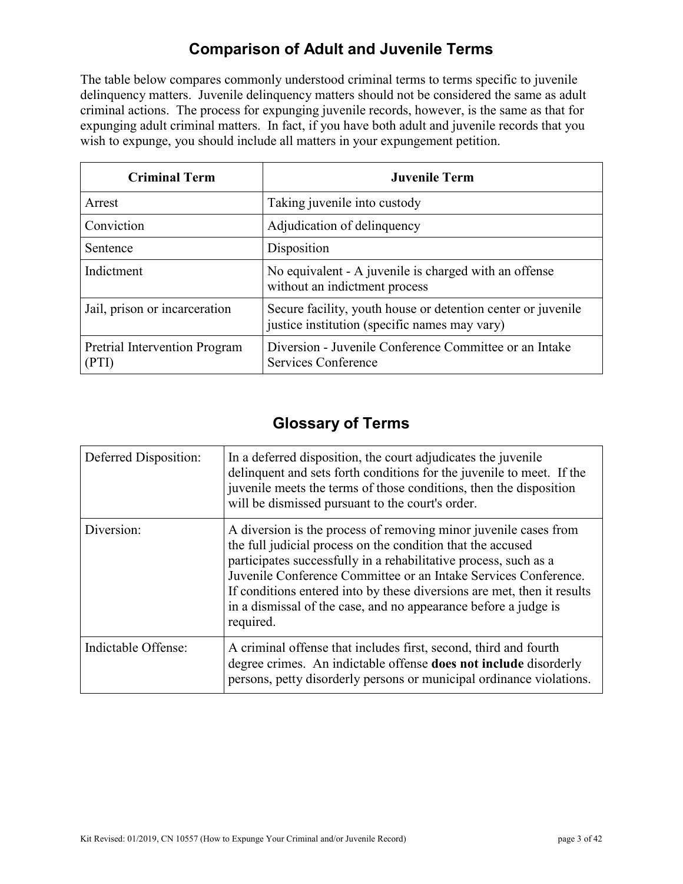## Comparison of Adult and Juvenile Terms

The table below compares commonly understood criminal terms to terms specific to juvenile delinquency matters. Juvenile delinquency matters should not be considered the same as adult criminal actions. The process for expunging juvenile records, however, is the same as that for expunging adult criminal matters. In fact, if you have both adult and juvenile records that you wish to expunge, you should include all matters in your expungement petition.

| Criminal Term | Juvenile Term |
| --- | --- |
| Arrest | Taking juvenile into custody |
| Conviction | Adjudication of delinquency |
| Sentence | Disposition |
| Indictment | No equivalent - A juvenile is charged with an offense without an indictment process |
| Jail, prison or incarceration | Secure facility, youth house or detention center or juvenile justice institution (specific names may vary) |
| Pretrial Intervention Program (PTI) | Diversion - Juvenile Conference Committee or an Intake Services Conference |

## Glossary of Terms

| | |
| --- | --- |
| Deferred Disposition: | In a deferred disposition, the court adjudicates the juvenile delinquent and sets forth conditions for the juvenile to meet. If the juvenile meets the terms of those conditions, then the disposition will be dismissed pursuant to the court's order. |
| Diversion: | A diversion is the process of removing minor juvenile cases from the full judicial process on the condition that the accused participates successfully in a rehabilitative process, such as a Juvenile Conference Committee or an Intake Services Conference. If conditions entered into by these diversions are met, then it results in a dismissal of the case, and no appearance before a judge is required. |
| Indictable Offense: | A criminal offense that includes first, second, third and fourth degree crimes. An indictable offense **does not include** disorderly persons, petty disorderly persons or municipal ordinance violations. |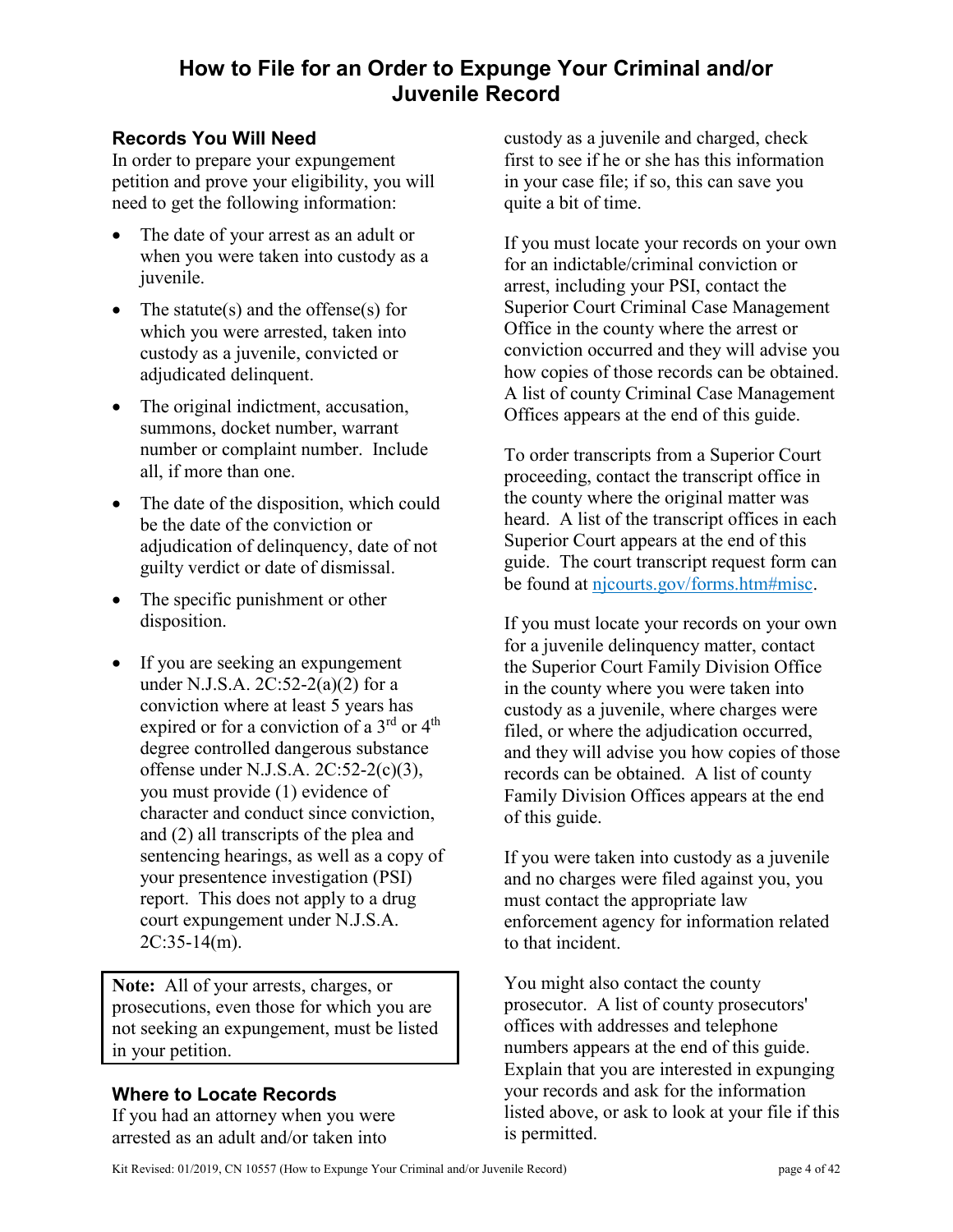# How to File for an Order to Expunge Your Criminal and/or Juvenile Record

## Records You Will Need

In order to prepare your expungement petition and prove your eligibility, you will need to get the following information:

- The date of your arrest as an adult or when you were taken into custody as a juvenile.
- The statute(s) and the offense(s) for which you were arrested, taken into custody as a juvenile, convicted or adjudicated delinquent.
- The original indictment, accusation, summons, docket number, warrant number or complaint number. Include all, if more than one.
- The date of the disposition, which could be the date of the conviction or adjudication of delinquency, date of not guilty verdict or date of dismissal.
- The specific punishment or other disposition.
- If you are seeking an expungement under N.J.S.A. 2C:52-2(a)(2) for a conviction where at least 5 years has expired or for a conviction of a 3rd or 4th degree controlled dangerous substance offense under N.J.S.A. 2C:52-2(c)(3), you must provide (1) evidence of character and conduct since conviction, and (2) all transcripts of the plea and sentencing hearings, as well as a copy of your presentence investigation (PSI) report. This does not apply to a drug court expungement under N.J.S.A. 2C:35-14(m).

> **Note:** All of your arrests, charges, or prosecutions, even those for which you are not seeking an expungement, must be listed in your petition.

## Where to Locate Records

If you had an attorney when you were arrested as an adult and/or taken into custody as a juvenile and charged, check first to see if he or she has this information in your case file; if so, this can save you quite a bit of time.

If you must locate your records on your own for an indictable/criminal conviction or arrest, including your PSI, contact the Superior Court Criminal Case Management Office in the county where the arrest or conviction occurred and they will advise you how copies of those records can be obtained. A list of county Criminal Case Management Offices appears at the end of this guide.

To order transcripts from a Superior Court proceeding, contact the transcript office in the county where the original matter was heard. A list of the transcript offices in each Superior Court appears at the end of this guide. The court transcript request form can be found at [njcourts.gov/forms.htm#misc](njcourts.gov/forms.htm#misc).

If you must locate your records on your own for a juvenile delinquency matter, contact the Superior Court Family Division Office in the county where you were taken into custody as a juvenile, where charges were filed, or where the adjudication occurred, and they will advise you how copies of those records can be obtained. A list of county Family Division Offices appears at the end of this guide.

If you were taken into custody as a juvenile and no charges were filed against you, you must contact the appropriate law enforcement agency for information related to that incident.

You might also contact the county prosecutor. A list of county prosecutors' offices with addresses and telephone numbers appears at the end of this guide. Explain that you are interested in expunging your records and ask for the information listed above, or ask to look at your file if this is permitted.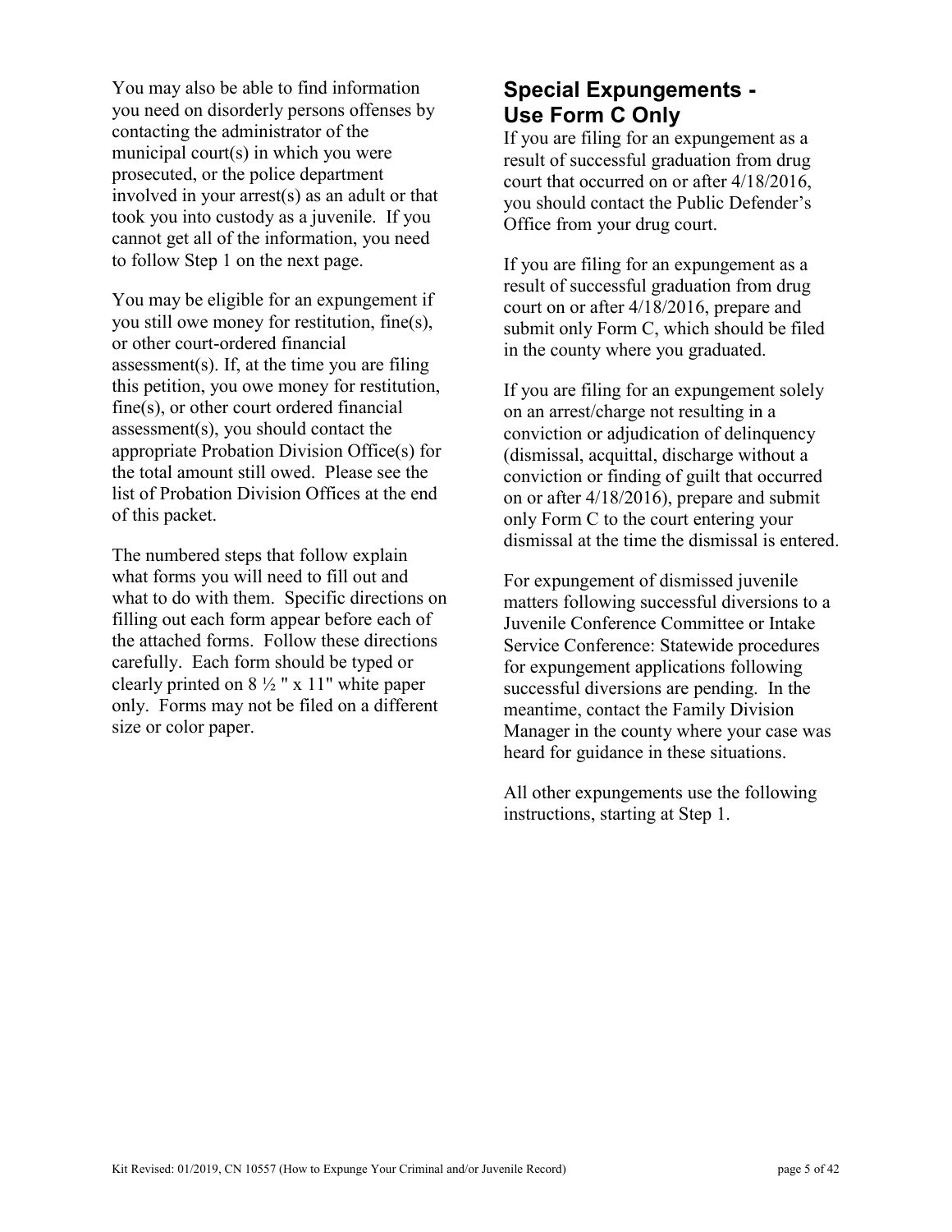You may also be able to find information you need on disorderly persons offenses by contacting the administrator of the municipal court(s) in which you were prosecuted, or the police department involved in your arrest(s) as an adult or that took you into custody as a juvenile. If you cannot get all of the information, you need to follow Step 1 on the next page.

You may be eligible for an expungement if you still owe money for restitution, fine(s), or other court-ordered financial assessment(s). If, at the time you are filing this petition, you owe money for restitution, fine(s), or other court ordered financial assessment(s), you should contact the appropriate Probation Division Office(s) for the total amount still owed. Please see the list of Probation Division Offices at the end of this packet.

The numbered steps that follow explain what forms you will need to fill out and what to do with them. Specific directions on filling out each form appear before each of the attached forms. Follow these directions carefully. Each form should be typed or clearly printed on 8 ½ " x 11" white paper only. Forms may not be filed on a different size or color paper.

## Special Expungements - Use Form C Only

If you are filing for an expungement as a result of successful graduation from drug court that occurred on or after 4/18/2016, you should contact the Public Defender's Office from your drug court.

If you are filing for an expungement as a result of successful graduation from drug court on or after 4/18/2016, prepare and submit only Form C, which should be filed in the county where you graduated.

If you are filing for an expungement solely on an arrest/charge not resulting in a conviction or adjudication of delinquency (dismissal, acquittal, discharge without a conviction or finding of guilt that occurred on or after 4/18/2016), prepare and submit only Form C to the court entering your dismissal at the time the dismissal is entered.

For expungement of dismissed juvenile matters following successful diversions to a Juvenile Conference Committee or Intake Service Conference: Statewide procedures for expungement applications following successful diversions are pending. In the meantime, contact the Family Division Manager in the county where your case was heard for guidance in these situations.

All other expungements use the following instructions, starting at Step 1.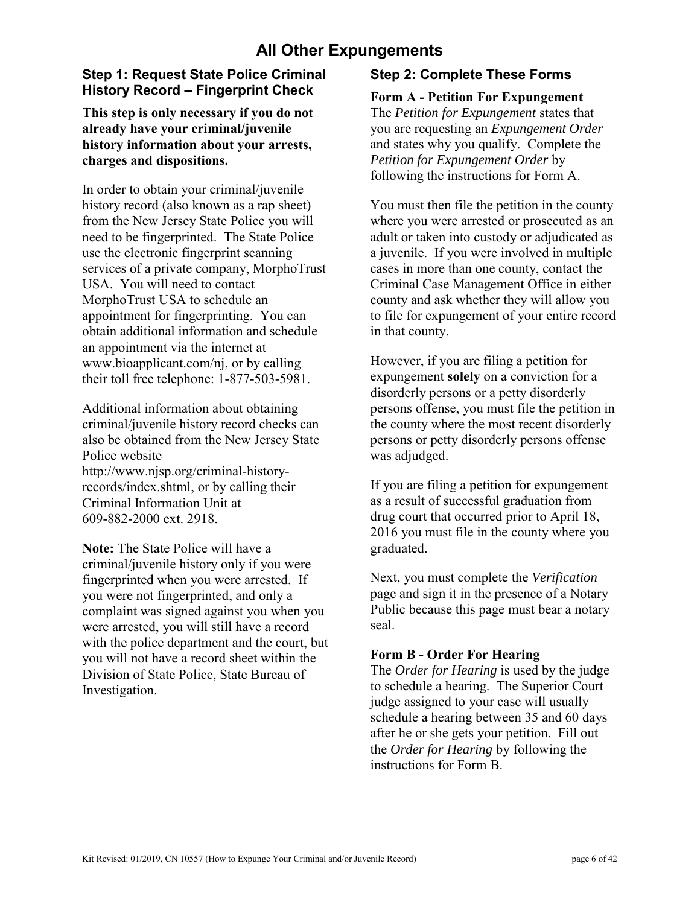# All Other Expungements

## Step 1: Request State Police Criminal History Record – Fingerprint Check

**This step is only necessary if you do not already have your criminal/juvenile history information about your arrests, charges and dispositions.**

In order to obtain your criminal/juvenile history record (also known as a rap sheet) from the New Jersey State Police you will need to be fingerprinted. The State Police use the electronic fingerprint scanning services of a private company, MorphoTrust USA. You will need to contact MorphoTrust USA to schedule an appointment for fingerprinting. You can obtain additional information and schedule an appointment via the internet at www.bioapplicant.com/nj, or by calling their toll free telephone: 1-877-503-5981.

Additional information about obtaining criminal/juvenile history record checks can also be obtained from the New Jersey State Police website http://www.njsp.org/criminal-history-records/index.shtml, or by calling their Criminal Information Unit at 609-882-2000 ext. 2918.

**Note:** The State Police will have a criminal/juvenile history only if you were fingerprinted when you were arrested. If you were not fingerprinted, and only a complaint was signed against you when you were arrested, you will still have a record with the police department and the court, but you will not have a record sheet within the Division of State Police, State Bureau of Investigation.

## Step 2: Complete These Forms

**Form A - Petition For Expungement**

The *Petition for Expungement* states that you are requesting an *Expungement Order* and states why you qualify. Complete the *Petition for Expungement Order* by following the instructions for Form A.

You must then file the petition in the county where you were arrested or prosecuted as an adult or taken into custody or adjudicated as a juvenile. If you were involved in multiple cases in more than one county, contact the Criminal Case Management Office in either county and ask whether they will allow you to file for expungement of your entire record in that county.

However, if you are filing a petition for expungement **solely** on a conviction for a disorderly persons or a petty disorderly persons offense, you must file the petition in the county where the most recent disorderly persons or petty disorderly persons offense was adjudged.

If you are filing a petition for expungement as a result of successful graduation from drug court that occurred prior to April 18, 2016 you must file in the county where you graduated.

Next, you must complete the *Verification* page and sign it in the presence of a Notary Public because this page must bear a notary seal.

**Form B - Order For Hearing**

The *Order for Hearing* is used by the judge to schedule a hearing. The Superior Court judge assigned to your case will usually schedule a hearing between 35 and 60 days after he or she gets your petition. Fill out the *Order for Hearing* by following the instructions for Form B.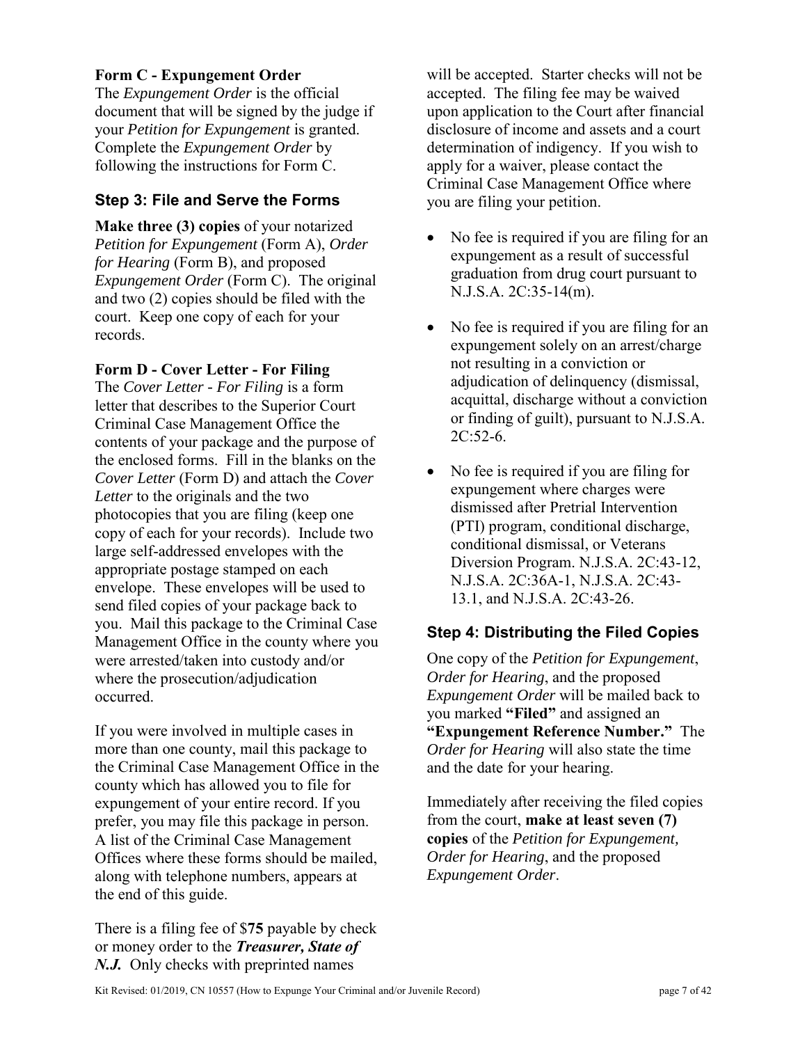**Form C - Expungement Order**

The *Expungement Order* is the official document that will be signed by the judge if your *Petition for Expungement* is granted. Complete the *Expungement Order* by following the instructions for Form C.

### Step 3: File and Serve the Forms

**Make three (3) copies** of your notarized *Petition for Expungement* (Form A), *Order for Hearing* (Form B), and proposed *Expungement Order* (Form C). The original and two (2) copies should be filed with the court. Keep one copy of each for your records.

**Form D - Cover Letter - For Filing**

The *Cover Letter - For Filing* is a form letter that describes to the Superior Court Criminal Case Management Office the contents of your package and the purpose of the enclosed forms. Fill in the blanks on the *Cover Letter* (Form D) and attach the *Cover Letter* to the originals and the two photocopies that you are filing (keep one copy of each for your records). Include two large self-addressed envelopes with the appropriate postage stamped on each envelope. These envelopes will be used to send filed copies of your package back to you. Mail this package to the Criminal Case Management Office in the county where you were arrested/taken into custody and/or where the prosecution/adjudication occurred.

If you were involved in multiple cases in more than one county, mail this package to the Criminal Case Management Office in the county which has allowed you to file for expungement of your entire record. If you prefer, you may file this package in person. A list of the Criminal Case Management Offices where these forms should be mailed, along with telephone numbers, appears at the end of this guide.

There is a filing fee of $**75** payable by check or money order to the ***Treasurer, State of N.J.*** Only checks with preprinted names will be accepted. Starter checks will not be accepted. The filing fee may be waived upon application to the Court after financial disclosure of income and assets and a court determination of indigency. If you wish to apply for a waiver, please contact the Criminal Case Management Office where you are filing your petition.

- No fee is required if you are filing for an expungement as a result of successful graduation from drug court pursuant to N.J.S.A. 2C:35-14(m).
- No fee is required if you are filing for an expungement solely on an arrest/charge not resulting in a conviction or adjudication of delinquency (dismissal, acquittal, discharge without a conviction or finding of guilt), pursuant to N.J.S.A. 2C:52-6.
- No fee is required if you are filing for expungement where charges were dismissed after Pretrial Intervention (PTI) program, conditional discharge, conditional dismissal, or Veterans Diversion Program. N.J.S.A. 2C:43-12, N.J.S.A. 2C:36A-1, N.J.S.A. 2C:43-13.1, and N.J.S.A. 2C:43-26.

### Step 4: Distributing the Filed Copies

One copy of the *Petition for Expungement*, *Order for Hearing*, and the proposed *Expungement Order* will be mailed back to you marked **"Filed"** and assigned an **"Expungement Reference Number."** The *Order for Hearing* will also state the time and the date for your hearing.

Immediately after receiving the filed copies from the court, **make at least seven (7) copies** of the *Petition for Expungement, Order for Hearing*, and the proposed *Expungement Order*.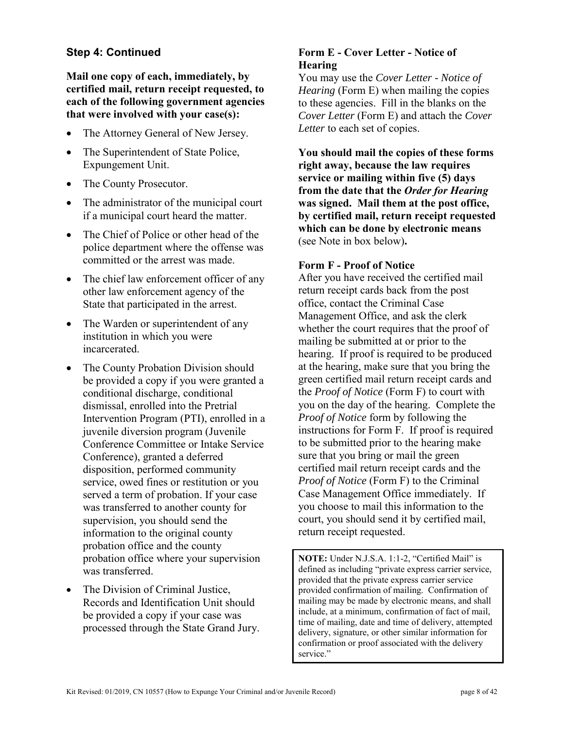### Step 4: Continued

**Mail one copy of each, immediately, by certified mail, return receipt requested, to each of the following government agencies that were involved with your case(s):**

- The Attorney General of New Jersey.
- The Superintendent of State Police, Expungement Unit.
- The County Prosecutor.
- The administrator of the municipal court if a municipal court heard the matter.
- The Chief of Police or other head of the police department where the offense was committed or the arrest was made.
- The chief law enforcement officer of any other law enforcement agency of the State that participated in the arrest.
- The Warden or superintendent of any institution in which you were incarcerated.
- The County Probation Division should be provided a copy if you were granted a conditional discharge, conditional dismissal, enrolled into the Pretrial Intervention Program (PTI), enrolled in a juvenile diversion program (Juvenile Conference Committee or Intake Service Conference), granted a deferred disposition, performed community service, owed fines or restitution or you served a term of probation. If your case was transferred to another county for supervision, you should send the information to the original county probation office and the county probation office where your supervision was transferred.
- The Division of Criminal Justice, Records and Identification Unit should be provided a copy if your case was processed through the State Grand Jury.

**Form E - Cover Letter - Notice of Hearing**

You may use the *Cover Letter - Notice of Hearing* (Form E) when mailing the copies to these agencies. Fill in the blanks on the *Cover Letter* (Form E) and attach the *Cover Letter* to each set of copies.

**You should mail the copies of these forms right away, because the law requires service or mailing within five (5) days from the date that the *Order for Hearing* was signed. Mail them at the post office, by certified mail, return receipt requested which can be done by electronic means** (see Note in box below)**.**

**Form F - Proof of Notice**

After you have received the certified mail return receipt cards back from the post office, contact the Criminal Case Management Office, and ask the clerk whether the court requires that the proof of mailing be submitted at or prior to the hearing. If proof is required to be produced at the hearing, make sure that you bring the green certified mail return receipt cards and the *Proof of Notice* (Form F) to court with you on the day of the hearing. Complete the *Proof of Notice* form by following the instructions for Form F. If proof is required to be submitted prior to the hearing make sure that you bring or mail the green certified mail return receipt cards and the *Proof of Notice* (Form F) to the Criminal Case Management Office immediately. If you choose to mail this information to the court, you should send it by certified mail, return receipt requested.

> **NOTE:** Under N.J.S.A. 1:1-2, "Certified Mail" is defined as including "private express carrier service, provided that the private express carrier service provided confirmation of mailing. Confirmation of mailing may be made by electronic means, and shall include, at a minimum, confirmation of fact of mail, time of mailing, date and time of delivery, attempted delivery, signature, or other similar information for confirmation or proof associated with the delivery service."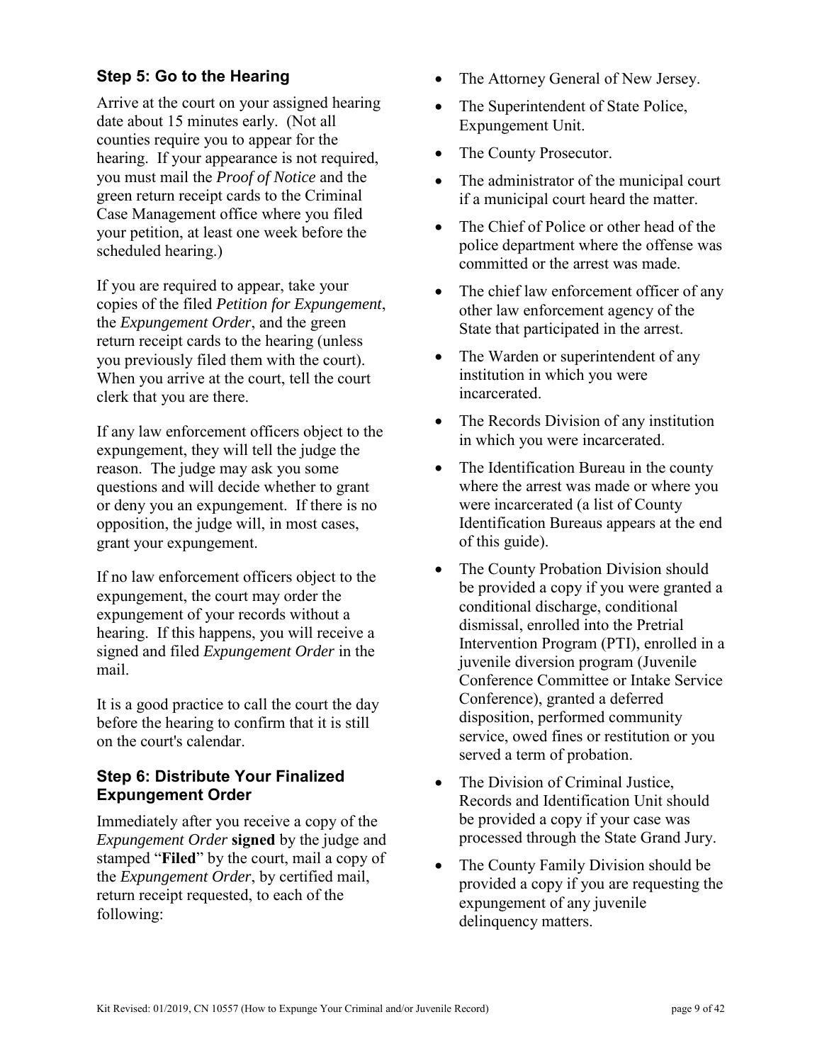### Step 5: Go to the Hearing

Arrive at the court on your assigned hearing date about 15 minutes early. (Not all counties require you to appear for the hearing. If your appearance is not required, you must mail the *Proof of Notice* and the green return receipt cards to the Criminal Case Management office where you filed your petition, at least one week before the scheduled hearing.)

If you are required to appear, take your copies of the filed *Petition for Expungement*, the *Expungement Order*, and the green return receipt cards to the hearing (unless you previously filed them with the court). When you arrive at the court, tell the court clerk that you are there.

If any law enforcement officers object to the expungement, they will tell the judge the reason. The judge may ask you some questions and will decide whether to grant or deny you an expungement. If there is no opposition, the judge will, in most cases, grant your expungement.

If no law enforcement officers object to the expungement, the court may order the expungement of your records without a hearing. If this happens, you will receive a signed and filed *Expungement Order* in the mail.

It is a good practice to call the court the day before the hearing to confirm that it is still on the court's calendar.

### Step 6: Distribute Your Finalized Expungement Order

Immediately after you receive a copy of the *Expungement Order* **signed** by the judge and stamped "**Filed**" by the court, mail a copy of the *Expungement Order*, by certified mail, return receipt requested, to each of the following:

- The Attorney General of New Jersey.
- The Superintendent of State Police, Expungement Unit.
- The County Prosecutor.
- The administrator of the municipal court if a municipal court heard the matter.
- The Chief of Police or other head of the police department where the offense was committed or the arrest was made.
- The chief law enforcement officer of any other law enforcement agency of the State that participated in the arrest.
- The Warden or superintendent of any institution in which you were incarcerated.
- The Records Division of any institution in which you were incarcerated.
- The Identification Bureau in the county where the arrest was made or where you were incarcerated (a list of County Identification Bureaus appears at the end of this guide).
- The County Probation Division should be provided a copy if you were granted a conditional discharge, conditional dismissal, enrolled into the Pretrial Intervention Program (PTI), enrolled in a juvenile diversion program (Juvenile Conference Committee or Intake Service Conference), granted a deferred disposition, performed community service, owed fines or restitution or you served a term of probation.
- The Division of Criminal Justice, Records and Identification Unit should be provided a copy if your case was processed through the State Grand Jury.
- The County Family Division should be provided a copy if you are requesting the expungement of any juvenile delinquency matters.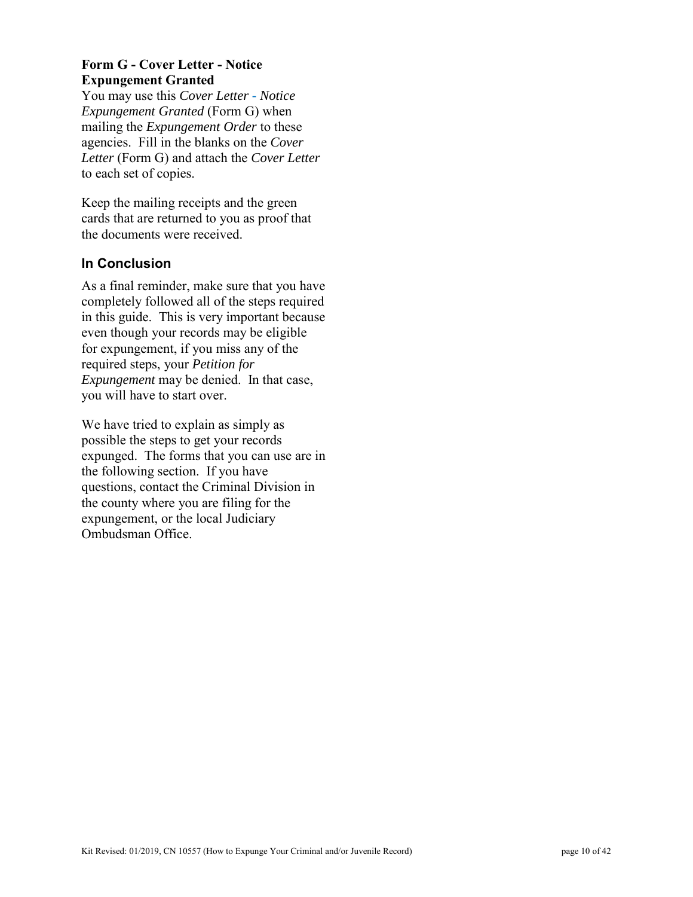**Form G - Cover Letter - Notice Expungement Granted**

You may use this *Cover Letter - Notice Expungement Granted* (Form G) when mailing the *Expungement Order* to these agencies. Fill in the blanks on the *Cover Letter* (Form G) and attach the *Cover Letter* to each set of copies.

Keep the mailing receipts and the green cards that are returned to you as proof that the documents were received.

## In Conclusion

As a final reminder, make sure that you have completely followed all of the steps required in this guide. This is very important because even though your records may be eligible for expungement, if you miss any of the required steps, your *Petition for Expungement* may be denied. In that case, you will have to start over.

We have tried to explain as simply as possible the steps to get your records expunged. The forms that you can use are in the following section. If you have questions, contact the Criminal Division in the county where you are filing for the expungement, or the local Judiciary Ombudsman Office.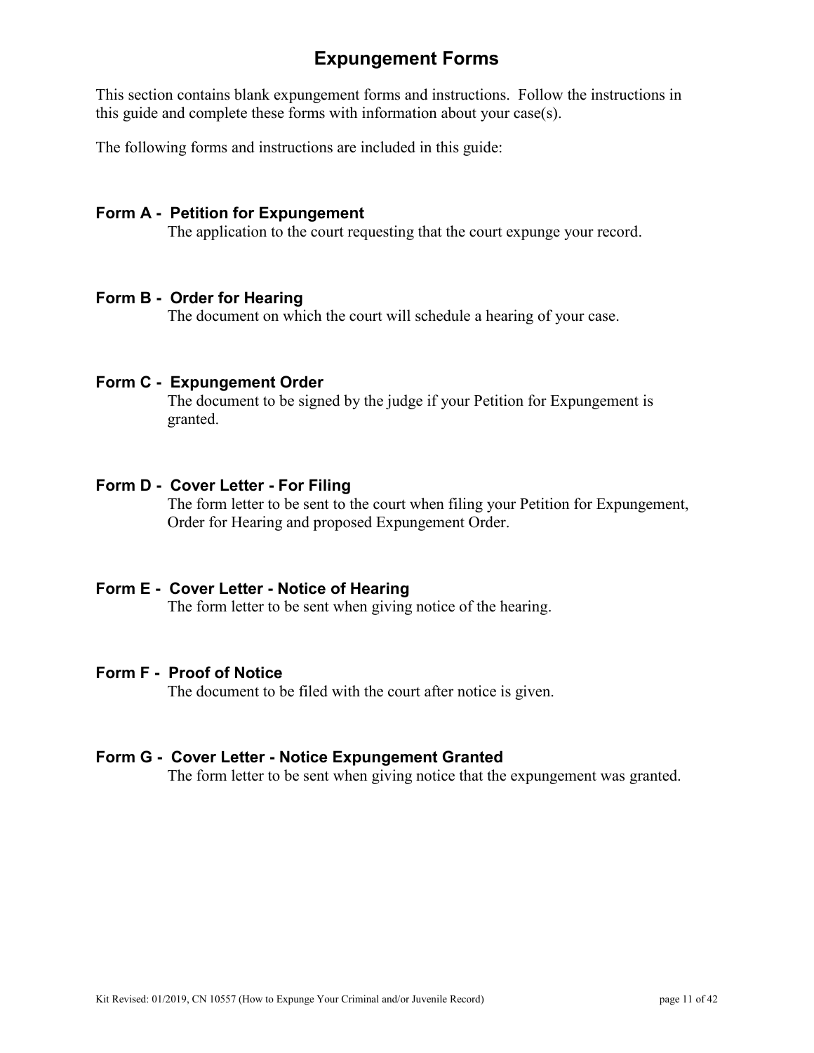# Expungement Forms

This section contains blank expungement forms and instructions. Follow the instructions in this guide and complete these forms with information about your case(s).

The following forms and instructions are included in this guide:

**Form A - Petition for Expungement**
The application to the court requesting that the court expunge your record.

**Form B - Order for Hearing**
The document on which the court will schedule a hearing of your case.

**Form C - Expungement Order**
The document to be signed by the judge if your Petition for Expungement is granted.

**Form D - Cover Letter - For Filing**
The form letter to be sent to the court when filing your Petition for Expungement, Order for Hearing and proposed Expungement Order.

**Form E - Cover Letter - Notice of Hearing**
The form letter to be sent when giving notice of the hearing.

**Form F - Proof of Notice**
The document to be filed with the court after notice is given.

**Form G - Cover Letter - Notice Expungement Granted**
The form letter to be sent when giving notice that the expungement was granted.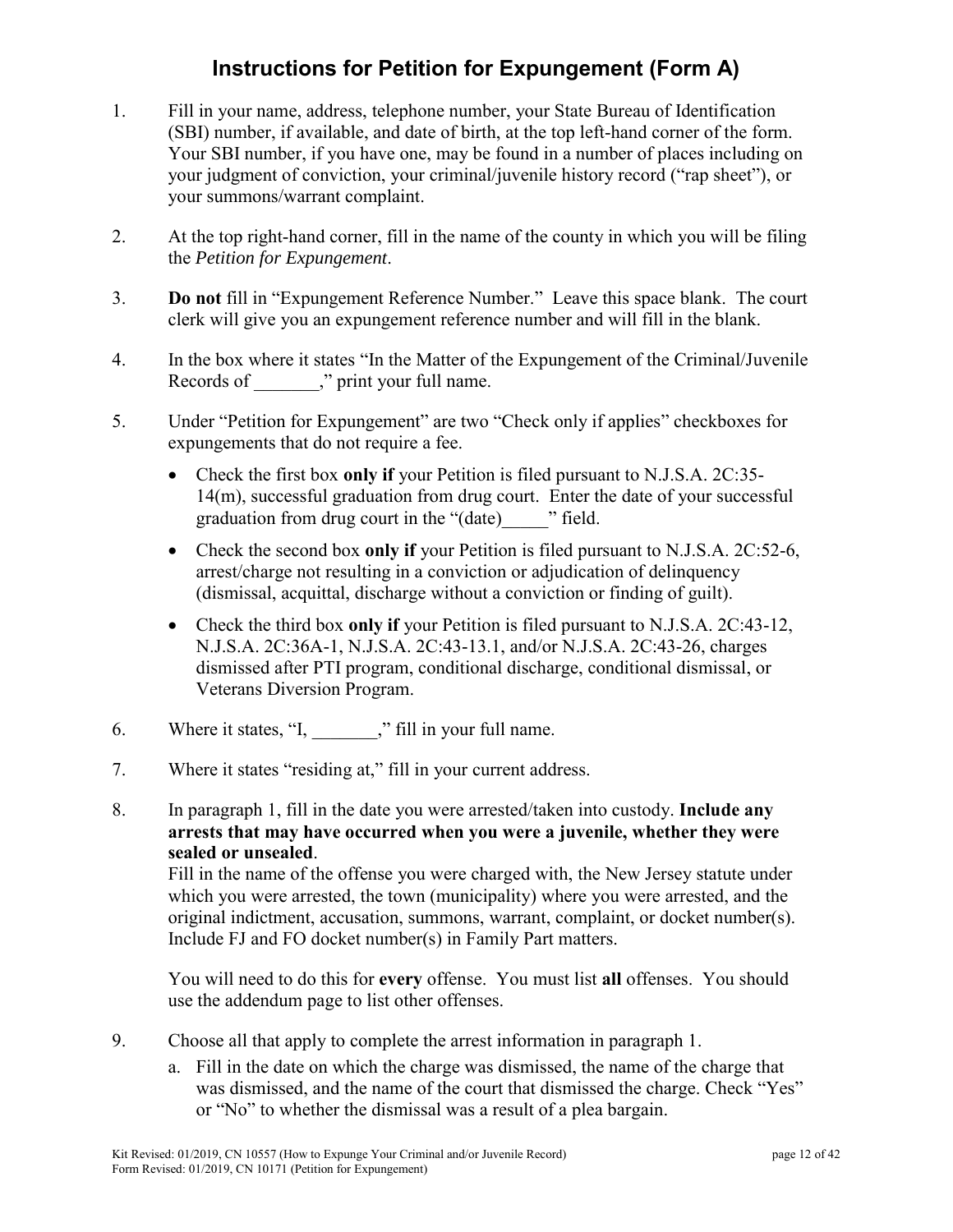# Instructions for Petition for Expungement (Form A)

1. Fill in your name, address, telephone number, your State Bureau of Identification (SBI) number, if available, and date of birth, at the top left-hand corner of the form. Your SBI number, if you have one, may be found in a number of places including on your judgment of conviction, your criminal/juvenile history record ("rap sheet"), or your summons/warrant complaint.

2. At the top right-hand corner, fill in the name of the county in which you will be filing the *Petition for Expungement*.

3. **Do not** fill in "Expungement Reference Number." Leave this space blank. The court clerk will give you an expungement reference number and will fill in the blank.

4. In the box where it states "In the Matter of the Expungement of the Criminal/Juvenile Records of _______," print your full name.

5. Under "Petition for Expungement" are two "Check only if applies" checkboxes for expungements that do not require a fee.

   - Check the first box **only if** your Petition is filed pursuant to N.J.S.A. 2C:35-14(m), successful graduation from drug court. Enter the date of your successful graduation from drug court in the "(date)_____" field.
   - Check the second box **only if** your Petition is filed pursuant to N.J.S.A. 2C:52-6, arrest/charge not resulting in a conviction or adjudication of delinquency (dismissal, acquittal, discharge without a conviction or finding of guilt).
   - Check the third box **only if** your Petition is filed pursuant to N.J.S.A. 2C:43-12, N.J.S.A. 2C:36A-1, N.J.S.A. 2C:43-13.1, and/or N.J.S.A. 2C:43-26, charges dismissed after PTI program, conditional discharge, conditional dismissal, or Veterans Diversion Program.

6. Where it states, "I, _______," fill in your full name.

7. Where it states "residing at," fill in your current address.

8. In paragraph 1, fill in the date you were arrested/taken into custody. **Include any arrests that may have occurred when you were a juvenile, whether they were sealed or unsealed**.
   Fill in the name of the offense you were charged with, the New Jersey statute under which you were arrested, the town (municipality) where you were arrested, and the original indictment, accusation, summons, warrant, complaint, or docket number(s). Include FJ and FO docket number(s) in Family Part matters.

   You will need to do this for **every** offense. You must list **all** offenses. You should use the addendum page to list other offenses.

9. Choose all that apply to complete the arrest information in paragraph 1.
   a. Fill in the date on which the charge was dismissed, the name of the charge that was dismissed, and the name of the court that dismissed the charge. Check "Yes" or "No" to whether the dismissal was a result of a plea bargain.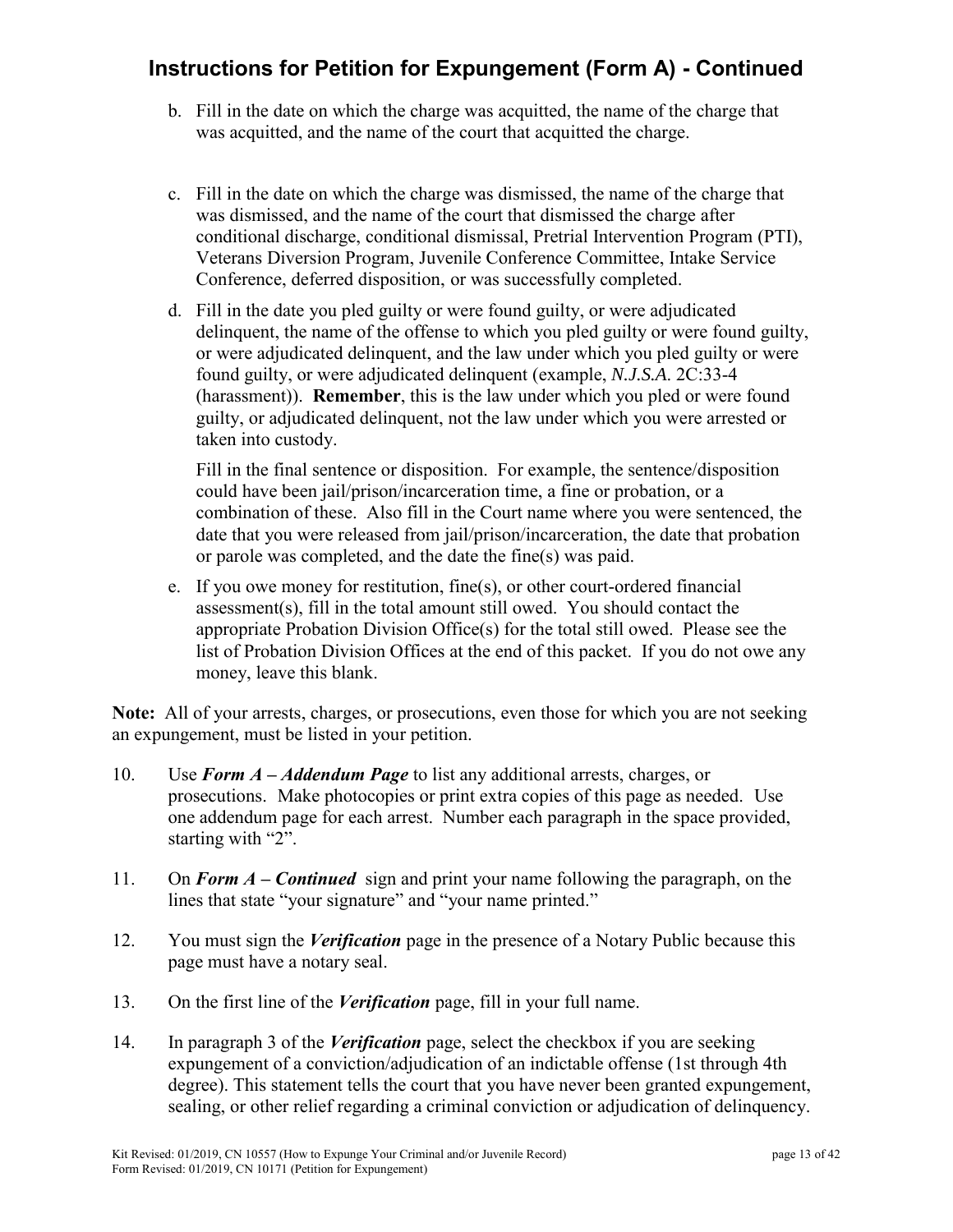## Instructions for Petition for Expungement (Form A) - Continued

b. Fill in the date on which the charge was acquitted, the name of the charge that was acquitted, and the name of the court that acquitted the charge.

c. Fill in the date on which the charge was dismissed, the name of the charge that was dismissed, and the name of the court that dismissed the charge after conditional discharge, conditional dismissal, Pretrial Intervention Program (PTI), Veterans Diversion Program, Juvenile Conference Committee, Intake Service Conference, deferred disposition, or was successfully completed.

d. Fill in the date you pled guilty or were found guilty, or were adjudicated delinquent, the name of the offense to which you pled guilty or were found guilty, or were adjudicated delinquent, and the law under which you pled guilty or were found guilty, or were adjudicated delinquent (example, *N.J.S.A.* 2C:33-4 (harassment)). **Remember**, this is the law under which you pled or were found guilty, or adjudicated delinquent, not the law under which you were arrested or taken into custody.

   Fill in the final sentence or disposition. For example, the sentence/disposition could have been jail/prison/incarceration time, a fine or probation, or a combination of these. Also fill in the Court name where you were sentenced, the date that you were released from jail/prison/incarceration, the date that probation or parole was completed, and the date the fine(s) was paid.

e. If you owe money for restitution, fine(s), or other court-ordered financial assessment(s), fill in the total amount still owed. You should contact the appropriate Probation Division Office(s) for the total still owed. Please see the list of Probation Division Offices at the end of this packet. If you do not owe any money, leave this blank.

**Note:** All of your arrests, charges, or prosecutions, even those for which you are not seeking an expungement, must be listed in your petition.

10. Use ***Form A – Addendum Page*** to list any additional arrests, charges, or prosecutions. Make photocopies or print extra copies of this page as needed. Use one addendum page for each arrest. Number each paragraph in the space provided, starting with "2".

11. On ***Form A – Continued*** sign and print your name following the paragraph, on the lines that state "your signature" and "your name printed."

12. You must sign the ***Verification*** page in the presence of a Notary Public because this page must have a notary seal.

13. On the first line of the ***Verification*** page, fill in your full name.

14. In paragraph 3 of the ***Verification*** page, select the checkbox if you are seeking expungement of a conviction/adjudication of an indictable offense (1st through 4th degree). This statement tells the court that you have never been granted expungement, sealing, or other relief regarding a criminal conviction or adjudication of delinquency.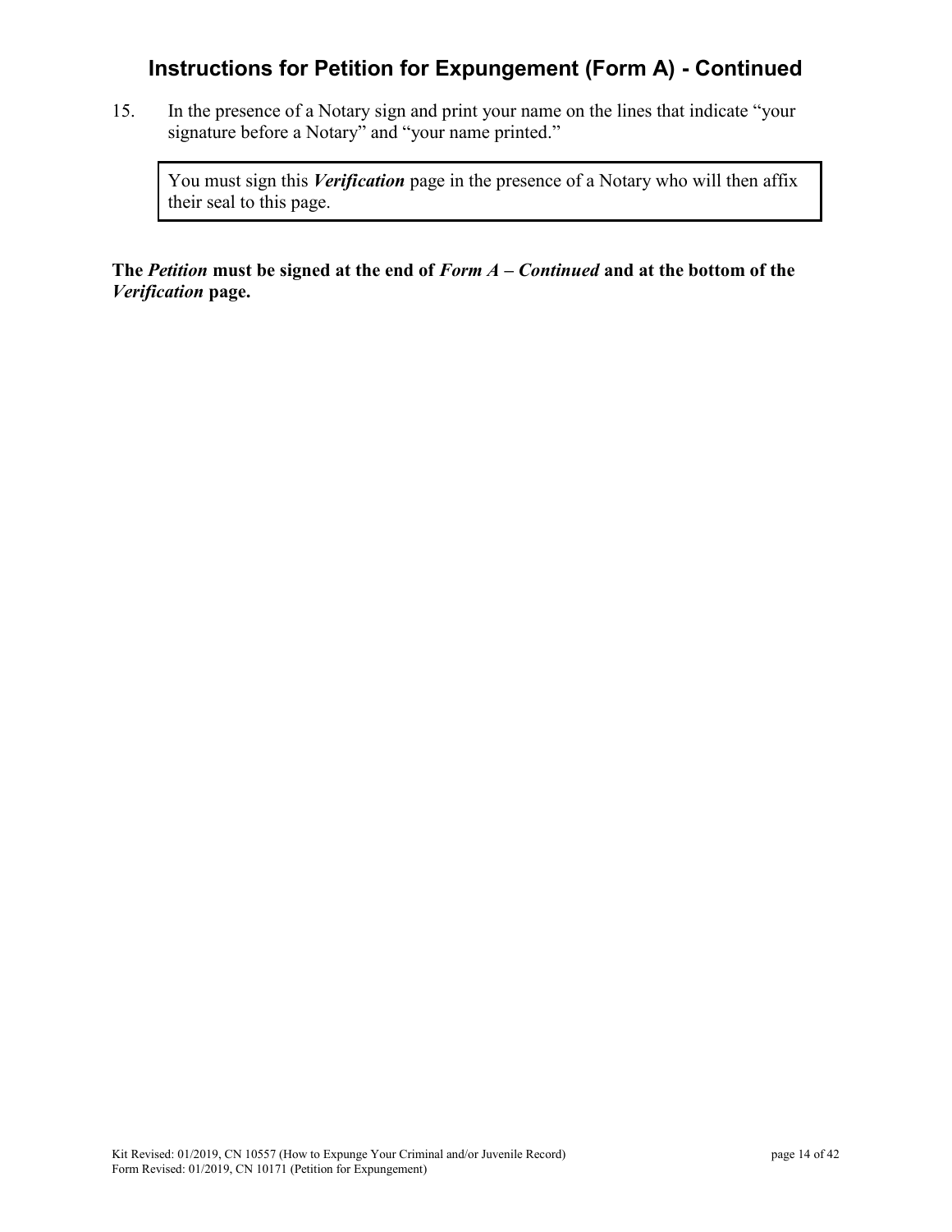## Instructions for Petition for Expungement (Form A) - Continued

15. In the presence of a Notary sign and print your name on the lines that indicate "your signature before a Notary" and "your name printed."

> You must sign this ***Verification*** page in the presence of a Notary who will then affix their seal to this page.

**The *Petition* must be signed at the end of *Form A – Continued* and at the bottom of the *Verification* page.**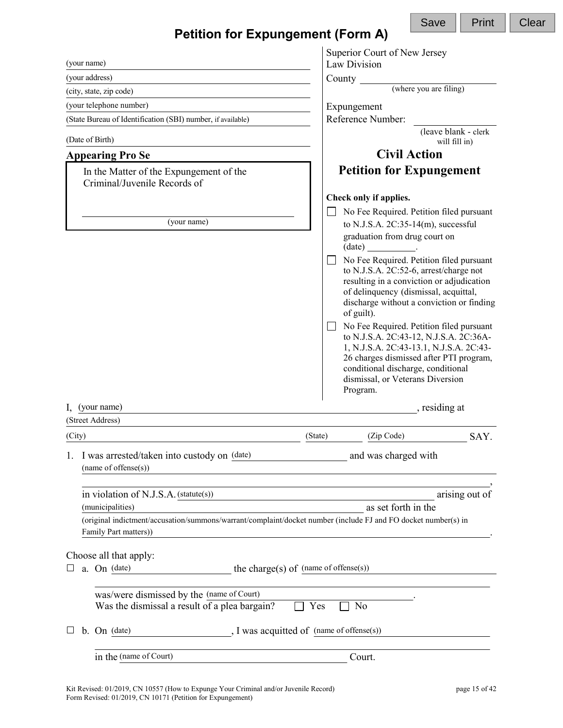# Petition for Expungement (Form A)

(your name)

(your address)

(city, state, zip code)

(your telephone number)

(State Bureau of Identification (SBI) number, if available)

(Date of Birth)

**Appearing Pro Se**

In the Matter of the Expungement of the Criminal/Juvenile Records of

______________________
(your name)

Superior Court of New Jersey
Law Division

County ______________________
(where you are filing)

Expungement Reference Number: ______________
(leave blank - clerk will fill in)

## Civil Action
## Petition for Expungement

**Check only if applies.**

☐ No Fee Required. Petition filed pursuant to N.J.S.A. 2C:35-14(m), successful graduation from drug court on (date) __________.

☐ No Fee Required. Petition filed pursuant to N.J.S.A. 2C:52-6, arrest/charge not resulting in a conviction or adjudication of delinquency (dismissal, acquittal, discharge without a conviction or finding of guilt).

☐ No Fee Required. Petition filed pursuant to N.J.S.A. 2C:43-12, N.J.S.A. 2C:36A-1, N.J.S.A. 2C:43-13.1, N.J.S.A. 2C:43-26 charges dismissed after PTI program, conditional discharge, conditional dismissal, or Veterans Diversion Program.

I, (your name) ______________________________, residing at (Street Address) ______________________________ (City) ______________ (State) ________ (Zip Code) ________ SAY.

1. I was arrested/taken into custody on (date) ______________ and was charged with (name of offense(s)) ______________________________
______________________________,
in violation of N.J.S.A. (statute(s)) ______________________ arising out of (municipalities) ______________________ as set forth in the (original indictment/accusation/summons/warrant/complaint/docket number (include FJ and FO docket number(s) in Family Part matters)) ______________________.

Choose all that apply:

☐ a. On (date) ______________ the charge(s) of (name of offense(s)) ______________________________
______________________________
was/were dismissed by the (name of Court) ______________________.
Was the dismissal a result of a plea bargain? ☐ Yes ☐ No

☐ b. On (date) ______________, I was acquitted of (name of offense(s)) ______________________________
______________________________
in the (name of Court) ______________________ Court.

Kit Revised: 01/2019, CN 10557 (How to Expunge Your Criminal and/or Juvenile Record)
Form Revised: 01/2019, CN 10171 (Petition for Expungement)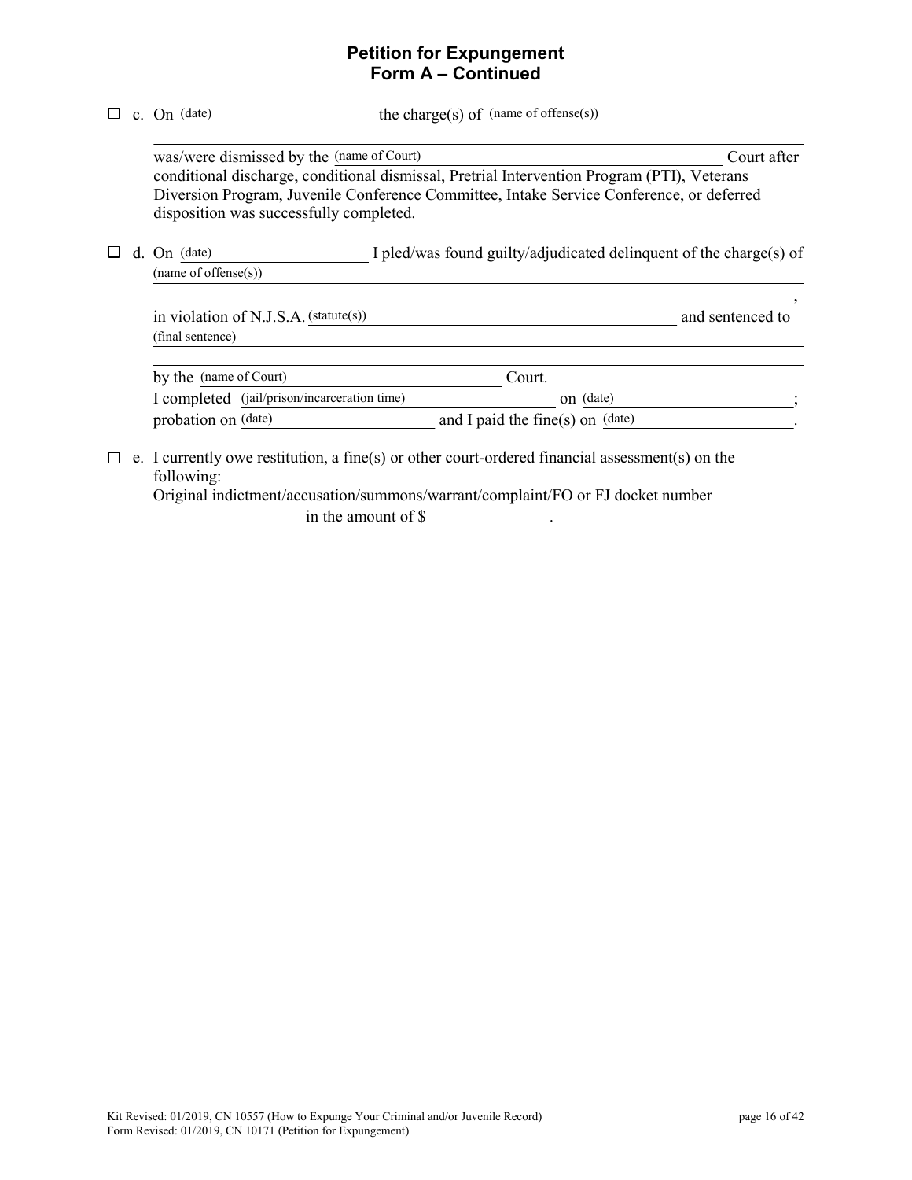## Petition for Expungement
## Form A – Continued

☐ c. On (date) ____________________ the charge(s) of (name of offense(s)) ________________________________

________________________________________________________________________

was/were dismissed by the (name of Court) ________________________________ Court after conditional discharge, conditional dismissal, Pretrial Intervention Program (PTI), Veterans Diversion Program, Juvenile Conference Committee, Intake Service Conference, or deferred disposition was successfully completed.

☐ d. On (date) ____________________ I pled/was found guilty/adjudicated delinquent of the charge(s) of (name of offense(s)) ________________________________________________________________________

________________________________________________________________________,

in violation of N.J.S.A. (statute(s)) ________________________________ and sentenced to (final sentence) ________________________________________________________________________

________________________________________________________________________

by the (name of Court) ________________________________ Court.

I completed (jail/prison/incarceration time) ____________________ on (date) ____________________;

probation on (date) ____________________ and I paid the fine(s) on (date) ____________________.

☐ e. I currently owe restitution, a fine(s) or other court-ordered financial assessment(s) on the following:

Original indictment/accusation/summons/warrant/complaint/FO or FJ docket number __________________ in the amount of $ ______________.

Kit Revised: 01/2019, CN 10557 (How to Expunge Your Criminal and/or Juvenile Record)
Form Revised: 01/2019, CN 10171 (Petition for Expungement)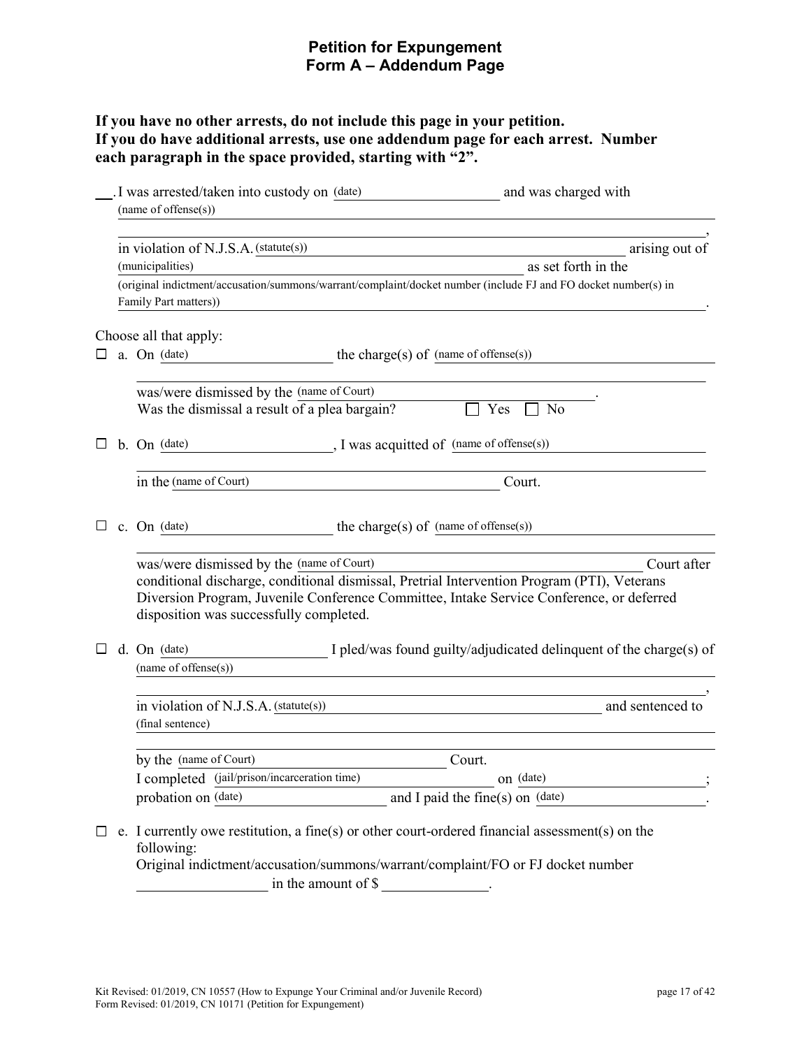# Petition for Expungement
## Form A – Addendum Page

**If you have no other arrests, do not include this page in your petition. If you do have additional arrests, use one addendum page for each arrest. Number each paragraph in the space provided, starting with "2".**

__. I was arrested/taken into custody on (date) ____________________ and was charged with (name of offense(s)) ______________________________________________________________________

______________________________________________________________________,
in violation of N.J.S.A. (statute(s)) ______________________________________________ arising out of (municipalities) ______________________________________________ as set forth in the (original indictment/accusation/summons/warrant/complaint/docket number (include FJ and FO docket number(s) in Family Part matters)) ______________________________________________.

Choose all that apply:

☐ a. On (date) ____________________ the charge(s) of (name of offense(s)) ______________________________

______________________________________________________________________
was/were dismissed by the (name of Court) ______________________________________.
Was the dismissal a result of a plea bargain? ☐ Yes ☐ No

☐ b. On (date) ____________________, I was acquitted of (name of offense(s)) ______________________________

______________________________________________________________________
in the (name of Court) ______________________________________ Court.

☐ c. On (date) ____________________ the charge(s) of (name of offense(s)) ______________________________

______________________________________________________________________
was/were dismissed by the (name of Court) ______________________________________ Court after conditional discharge, conditional dismissal, Pretrial Intervention Program (PTI), Veterans Diversion Program, Juvenile Conference Committee, Intake Service Conference, or deferred disposition was successfully completed.

☐ d. On (date) ____________________ I pled/was found guilty/adjudicated delinquent of the charge(s) of (name of offense(s)) ______________________________________________________________________

______________________________________________________________________,
in violation of N.J.S.A. (statute(s)) ______________________________________________ and sentenced to (final sentence) ______________________________________________________________________

______________________________________________________________________
by the (name of Court) ______________________________ Court.
I completed (jail/prison/incarceration time) ______________________________ on (date) ____________________;
probation on (date) ____________________ and I paid the fine(s) on (date) ____________________.

☐ e. I currently owe restitution, a fine(s) or other court-ordered financial assessment(s) on the following:
Original indictment/accusation/summons/warrant/complaint/FO or FJ docket number
__________________ in the amount of $ ______________.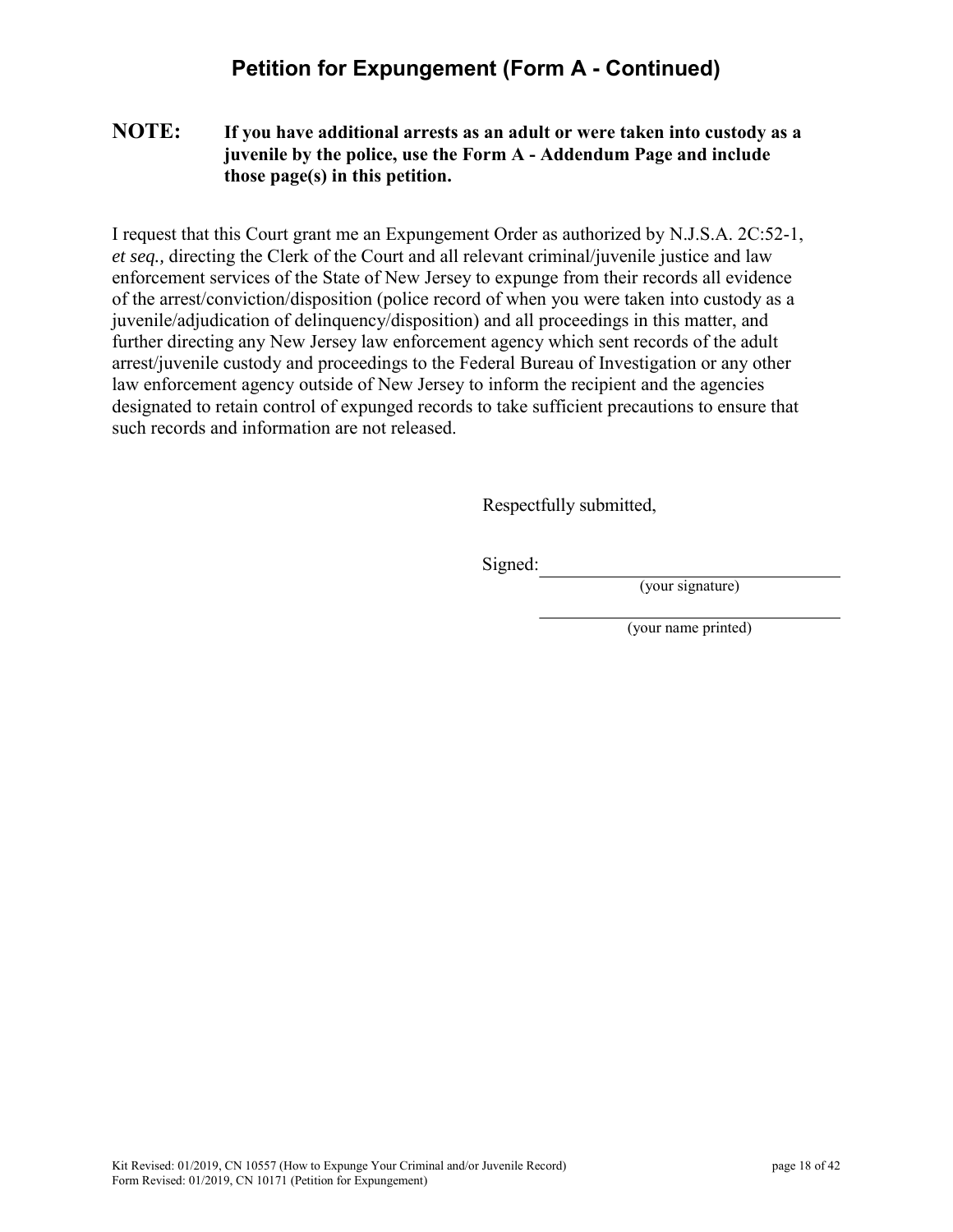# Petition for Expungement (Form A - Continued)

**NOTE: If you have additional arrests as an adult or were taken into custody as a juvenile by the police, use the Form A - Addendum Page and include those page(s) in this petition.**

I request that this Court grant me an Expungement Order as authorized by N.J.S.A. 2C:52-1, *et seq.,* directing the Clerk of the Court and all relevant criminal/juvenile justice and law enforcement services of the State of New Jersey to expunge from their records all evidence of the arrest/conviction/disposition (police record of when you were taken into custody as a juvenile/adjudication of delinquency/disposition) and all proceedings in this matter, and further directing any New Jersey law enforcement agency which sent records of the adult arrest/juvenile custody and proceedings to the Federal Bureau of Investigation or any other law enforcement agency outside of New Jersey to inform the recipient and the agencies designated to retain control of expunged records to take sufficient precautions to ensure that such records and information are not released.

Respectfully submitted,

Signed: ______________________________
(your signature)

______________________________
(your name printed)

Kit Revised: 01/2019, CN 10557 (How to Expunge Your Criminal and/or Juvenile Record)
Form Revised: 01/2019, CN 10171 (Petition for Expungement)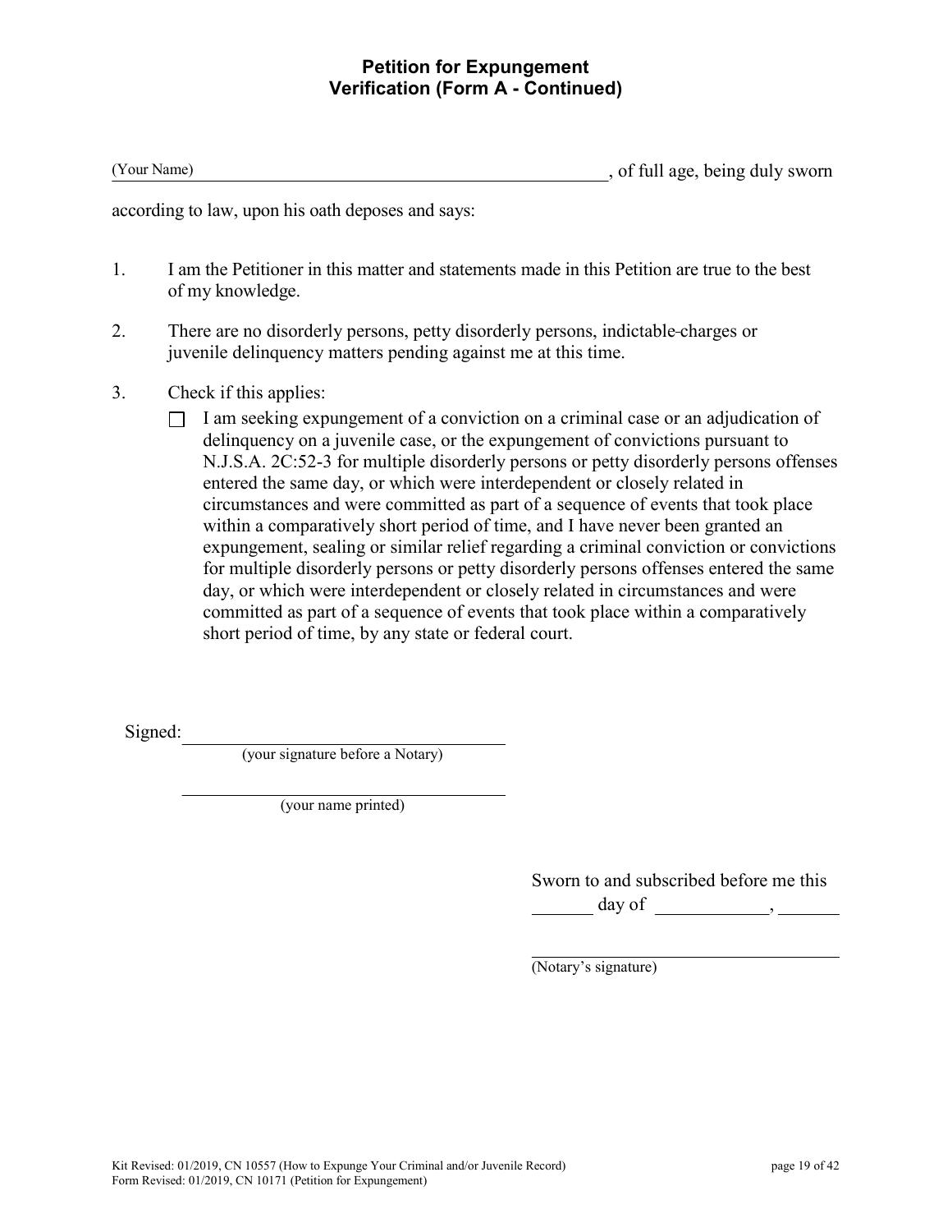## Petition for Expungement
## Verification (Form A - Continued)

(Your Name)\_\_\_\_\_\_\_\_\_\_\_\_\_\_\_\_\_\_\_\_\_\_\_\_\_\_\_\_\_\_\_\_\_\_\_\_\_\_\_\_\_\_\_\_\_\_\_\_, of full age, being duly sworn according to law, upon his oath deposes and says:

1. I am the Petitioner in this matter and statements made in this Petition are true to the best of my knowledge.

2. There are no disorderly persons, petty disorderly persons, indictable charges or juvenile delinquency matters pending against me at this time.

3. Check if this applies:

   ☐ I am seeking expungement of a conviction on a criminal case or an adjudication of delinquency on a juvenile case, or the expungement of convictions pursuant to N.J.S.A. 2C:52-3 for multiple disorderly persons or petty disorderly persons offenses entered the same day, or which were interdependent or closely related in circumstances and were committed as part of a sequence of events that took place within a comparatively short period of time, and I have never been granted an expungement, sealing or similar relief regarding a criminal conviction or convictions for multiple disorderly persons or petty disorderly persons offenses entered the same day, or which were interdependent or closely related in circumstances and were committed as part of a sequence of events that took place within a comparatively short period of time, by any state or federal court.

Signed: \_\_\_\_\_\_\_\_\_\_\_\_\_\_\_\_\_\_\_\_\_\_\_\_\_\_\_\_\_\_\_\_\_\_\_\_
(your signature before a Notary)

\_\_\_\_\_\_\_\_\_\_\_\_\_\_\_\_\_\_\_\_\_\_\_\_\_\_\_\_\_\_\_\_\_\_\_\_
(your name printed)

Sworn to and subscribed before me this
\_\_\_\_\_\_\_ day of \_\_\_\_\_\_\_\_\_\_\_\_, \_\_\_\_\_\_\_

\_\_\_\_\_\_\_\_\_\_\_\_\_\_\_\_\_\_\_\_\_\_\_\_\_\_\_\_\_\_\_\_\_\_\_\_
(Notary's signature)

Kit Revised: 01/2019, CN 10557 (How to Expunge Your Criminal and/or Juvenile Record)
Form Revised: 01/2019, CN 10171 (Petition for Expungement)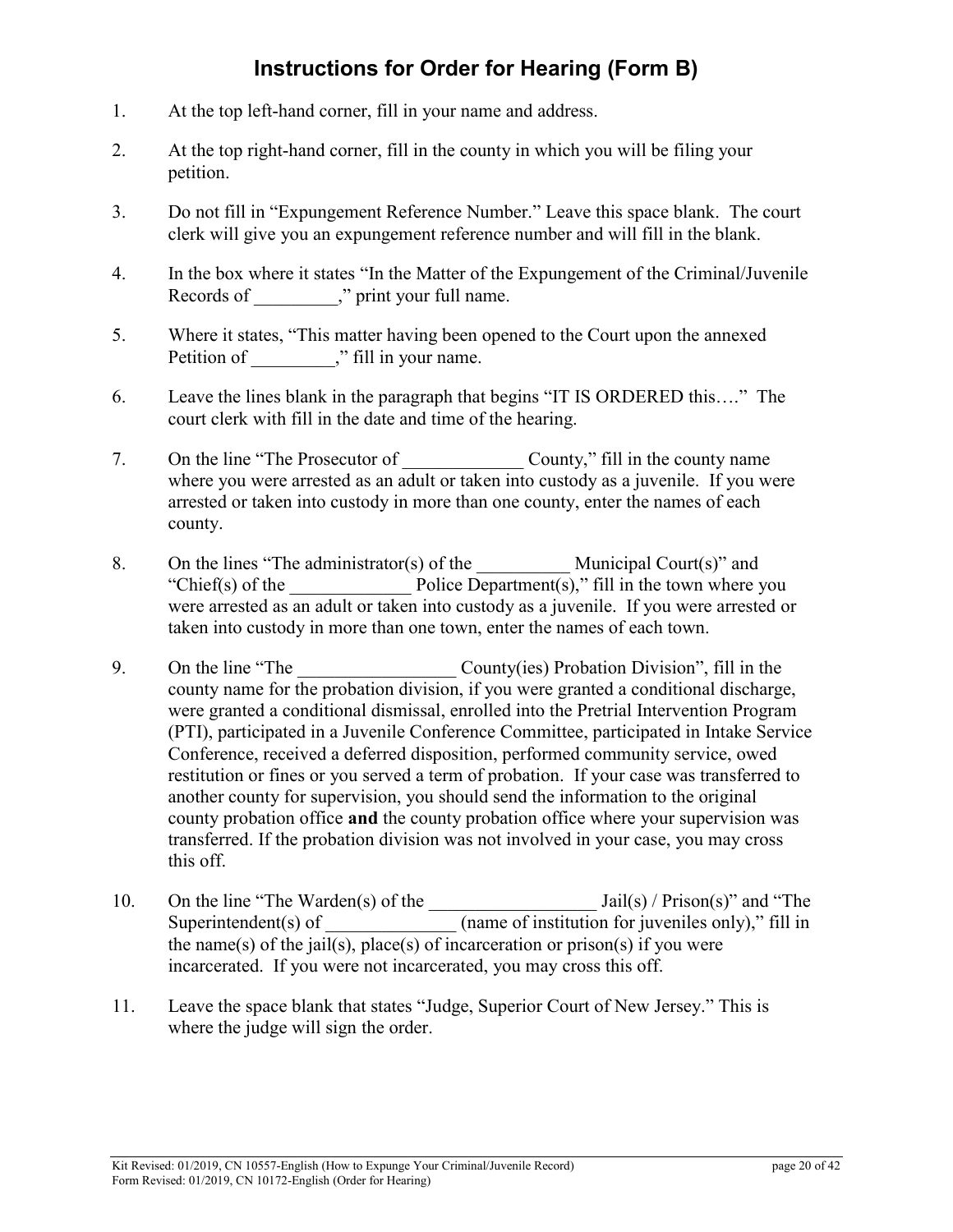# Instructions for Order for Hearing (Form B)

1. At the top left-hand corner, fill in your name and address.

2. At the top right-hand corner, fill in the county in which you will be filing your petition.

3. Do not fill in "Expungement Reference Number." Leave this space blank. The court clerk will give you an expungement reference number and will fill in the blank.

4. In the box where it states "In the Matter of the Expungement of the Criminal/Juvenile Records of _________," print your full name.

5. Where it states, "This matter having been opened to the Court upon the annexed Petition of _________," fill in your name.

6. Leave the lines blank in the paragraph that begins "IT IS ORDERED this…." The court clerk with fill in the date and time of the hearing.

7. On the line "The Prosecutor of _____________ County," fill in the county name where you were arrested as an adult or taken into custody as a juvenile. If you were arrested or taken into custody in more than one county, enter the names of each county.

8. On the lines "The administrator(s) of the __________ Municipal Court(s)" and "Chief(s) of the _____________ Police Department(s)," fill in the town where you were arrested as an adult or taken into custody as a juvenile. If you were arrested or taken into custody in more than one town, enter the names of each town.

9. On the line "The _________________ County(ies) Probation Division", fill in the county name for the probation division, if you were granted a conditional discharge, were granted a conditional dismissal, enrolled into the Pretrial Intervention Program (PTI), participated in a Juvenile Conference Committee, participated in Intake Service Conference, received a deferred disposition, performed community service, owed restitution or fines or you served a term of probation. If your case was transferred to another county for supervision, you should send the information to the original county probation office **and** the county probation office where your supervision was transferred. If the probation division was not involved in your case, you may cross this off.

10. On the line "The Warden(s) of the __________________ Jail(s) / Prison(s)" and "The Superintendent(s) of ______________ (name of institution for juveniles only)," fill in the name(s) of the jail(s), place(s) of incarceration or prison(s) if you were incarcerated. If you were not incarcerated, you may cross this off.

11. Leave the space blank that states "Judge, Superior Court of New Jersey." This is where the judge will sign the order.

Kit Revised: 01/2019, CN 10557-English (How to Expunge Your Criminal/Juvenile Record)
Form Revised: 01/2019, CN 10172-English (Order for Hearing)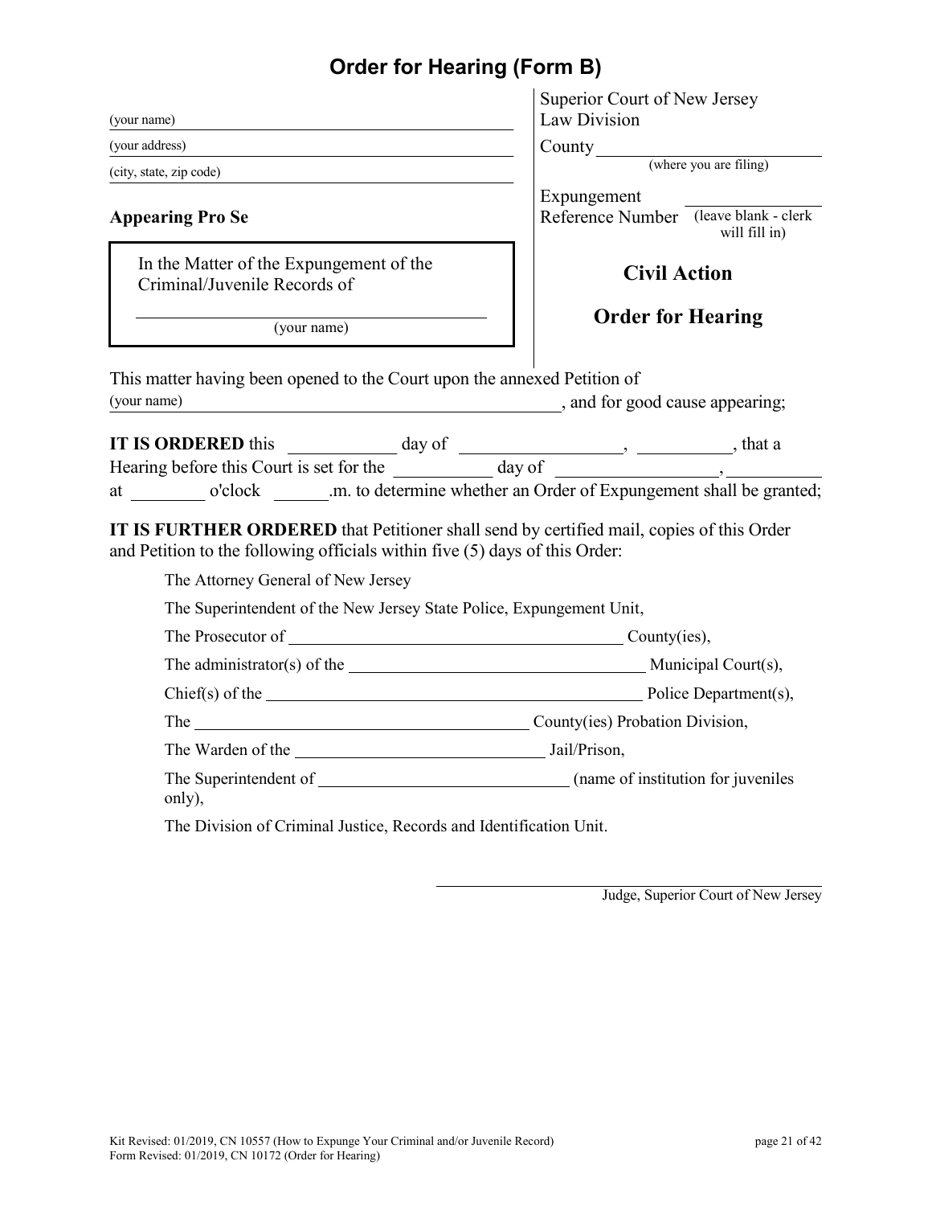# Order for Hearing (Form B)

______________________________
(your name)

______________________________
(your address)

______________________________
(city, state, zip code)

**Appearing Pro Se**

In the Matter of the Expungement of the Criminal/Juvenile Records of

______________________________
(your name)

Superior Court of New Jersey
Law Division

County ______________________
(where you are filing)

Expungement Reference Number ____________ (leave blank - clerk will fill in)

**Civil Action**

**Order for Hearing**

This matter having been opened to the Court upon the annexed Petition of
(your name) ______________________________, and for good cause appearing;

**IT IS ORDERED** this __________ day of ______________, ________, that a Hearing before this Court is set for the __________ day of ______________, ________ at ________ o'clock ______.m. to determine whether an Order of Expungement shall be granted;

**IT IS FURTHER ORDERED** that Petitioner shall send by certified mail, copies of this Order and Petition to the following officials within five (5) days of this Order:

The Attorney General of New Jersey

The Superintendent of the New Jersey State Police, Expungement Unit,

The Prosecutor of ______________________________ County(ies),

The administrator(s) of the ______________________________ Municipal Court(s),

Chief(s) of the ______________________________ Police Department(s),

The ______________________________ County(ies) Probation Division,

The Warden of the ______________________________ Jail/Prison,

The Superintendent of ______________________________ (name of institution for juveniles only),

The Division of Criminal Justice, Records and Identification Unit.

______________________________
Judge, Superior Court of New Jersey

Kit Revised: 01/2019, CN 10557 (How to Expunge Your Criminal and/or Juvenile Record)
Form Revised: 01/2019, CN 10172 (Order for Hearing)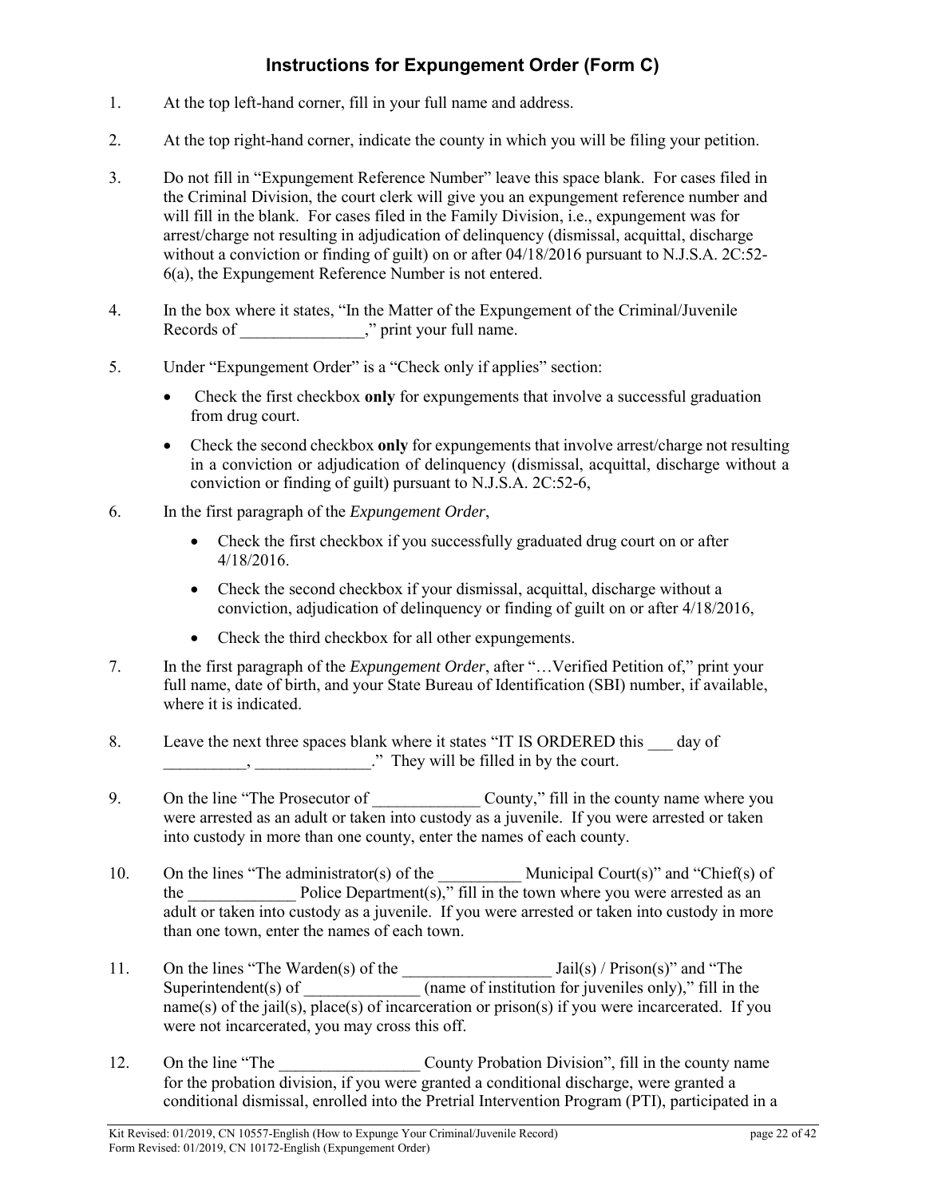## Instructions for Expungement Order (Form C)

1. At the top left-hand corner, fill in your full name and address.

2. At the top right-hand corner, indicate the county in which you will be filing your petition.

3. Do not fill in "Expungement Reference Number" leave this space blank. For cases filed in the Criminal Division, the court clerk will give you an expungement reference number and will fill in the blank. For cases filed in the Family Division, i.e., expungement was for arrest/charge not resulting in adjudication of delinquency (dismissal, acquittal, discharge without a conviction or finding of guilt) on or after 04/18/2016 pursuant to N.J.S.A. 2C:52-6(a), the Expungement Reference Number is not entered.

4. In the box where it states, "In the Matter of the Expungement of the Criminal/Juvenile Records of _______________," print your full name.

5. Under "Expungement Order" is a "Check only if applies" section:
   - Check the first checkbox **only** for expungements that involve a successful graduation from drug court.
   - Check the second checkbox **only** for expungements that involve arrest/charge not resulting in a conviction or adjudication of delinquency (dismissal, acquittal, discharge without a conviction or finding of guilt) pursuant to N.J.S.A. 2C:52-6,

6. In the first paragraph of the *Expungement Order*,
   - Check the first checkbox if you successfully graduated drug court on or after 4/18/2016.
   - Check the second checkbox if your dismissal, acquittal, discharge without a conviction, adjudication of delinquency or finding of guilt on or after 4/18/2016,
   - Check the third checkbox for all other expungements.

7. In the first paragraph of the *Expungement Order*, after "…Verified Petition of," print your full name, date of birth, and your State Bureau of Identification (SBI) number, if available, where it is indicated.

8. Leave the next three spaces blank where it states "IT IS ORDERED this ___ day of __________, ______________." They will be filled in by the court.

9. On the line "The Prosecutor of _____________ County," fill in the county name where you were arrested as an adult or taken into custody as a juvenile. If you were arrested or taken into custody in more than one county, enter the names of each county.

10. On the lines "The administrator(s) of the __________ Municipal Court(s)" and "Chief(s) of the _____________ Police Department(s)," fill in the town where you were arrested as an adult or taken into custody as a juvenile. If you were arrested or taken into custody in more than one town, enter the names of each town.

11. On the lines "The Warden(s) of the __________________ Jail(s) / Prison(s)" and "The Superintendent(s) of ______________ (name of institution for juveniles only)," fill in the name(s) of the jail(s), place(s) of incarceration or prison(s) if you were incarcerated. If you were not incarcerated, you may cross this off.

12. On the line "The _________________ County Probation Division", fill in the county name for the probation division, if you were granted a conditional discharge, were granted a conditional dismissal, enrolled into the Pretrial Intervention Program (PTI), participated in a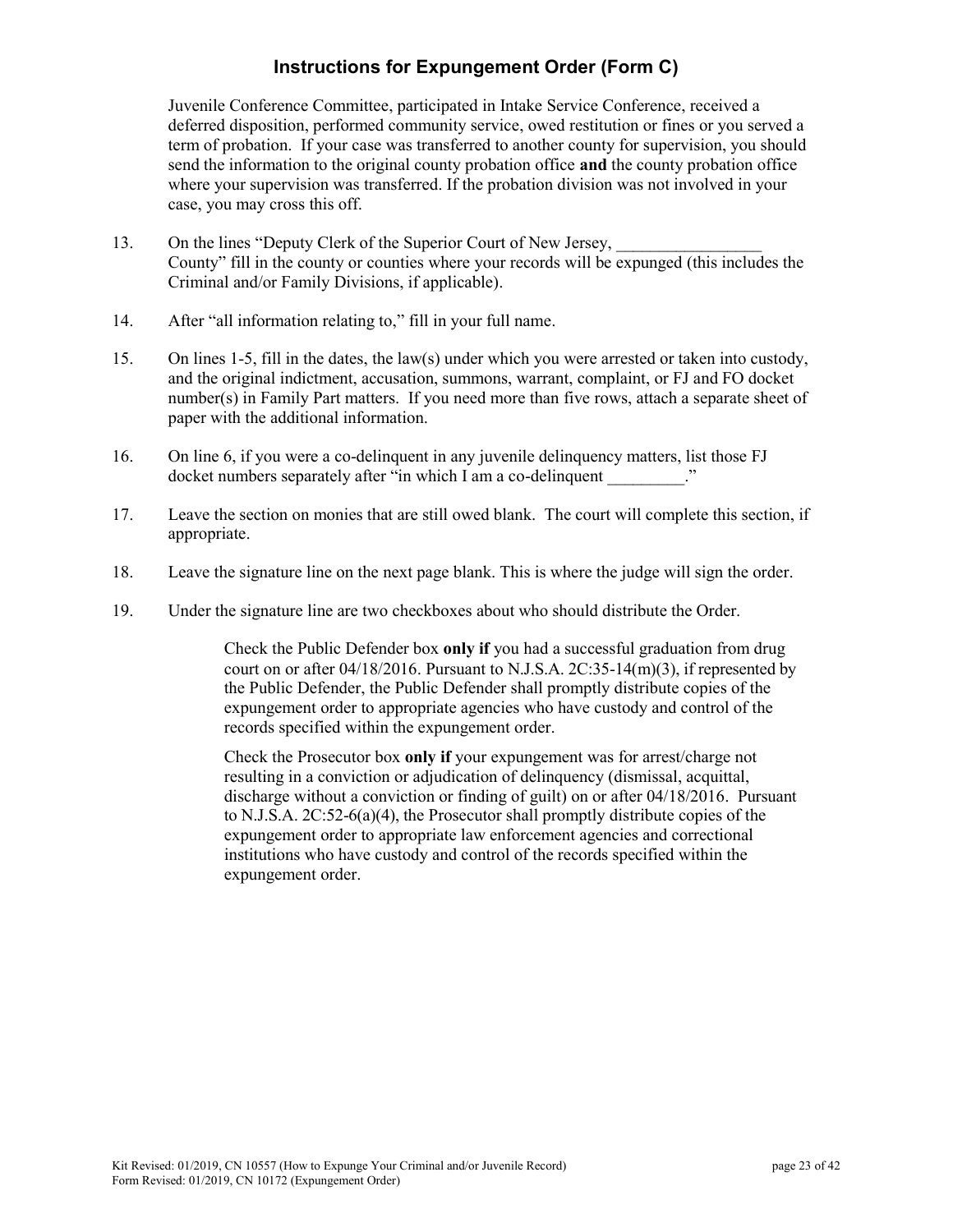## Instructions for Expungement Order (Form C)

Juvenile Conference Committee, participated in Intake Service Conference, received a deferred disposition, performed community service, owed restitution or fines or you served a term of probation. If your case was transferred to another county for supervision, you should send the information to the original county probation office **and** the county probation office where your supervision was transferred. If the probation division was not involved in your case, you may cross this off.

13. On the lines "Deputy Clerk of the Superior Court of New Jersey, _________________ County" fill in the county or counties where your records will be expunged (this includes the Criminal and/or Family Divisions, if applicable).

14. After "all information relating to," fill in your full name.

15. On lines 1-5, fill in the dates, the law(s) under which you were arrested or taken into custody, and the original indictment, accusation, summons, warrant, complaint, or FJ and FO docket number(s) in Family Part matters. If you need more than five rows, attach a separate sheet of paper with the additional information.

16. On line 6, if you were a co-delinquent in any juvenile delinquency matters, list those FJ docket numbers separately after "in which I am a co-delinquent _________."

17. Leave the section on monies that are still owed blank. The court will complete this section, if appropriate.

18. Leave the signature line on the next page blank. This is where the judge will sign the order.

19. Under the signature line are two checkboxes about who should distribute the Order.

    Check the Public Defender box **only if** you had a successful graduation from drug court on or after 04/18/2016. Pursuant to N.J.S.A. 2C:35-14(m)(3), if represented by the Public Defender, the Public Defender shall promptly distribute copies of the expungement order to appropriate agencies who have custody and control of the records specified within the expungement order.

    Check the Prosecutor box **only if** your expungement was for arrest/charge not resulting in a conviction or adjudication of delinquency (dismissal, acquittal, discharge without a conviction or finding of guilt) on or after 04/18/2016. Pursuant to N.J.S.A. 2C:52-6(a)(4), the Prosecutor shall promptly distribute copies of the expungement order to appropriate law enforcement agencies and correctional institutions who have custody and control of the records specified within the expungement order.

Kit Revised: 01/2019, CN 10557 (How to Expunge Your Criminal and/or Juvenile Record)
Form Revised: 01/2019, CN 10172 (Expungement Order)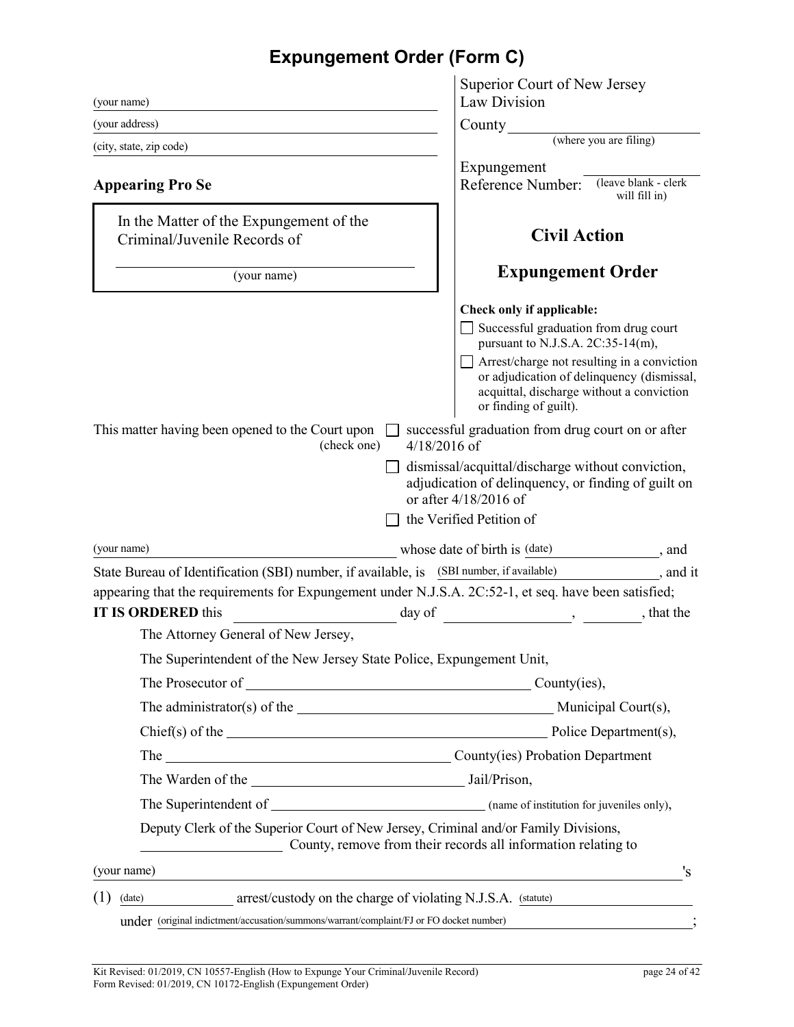# Expungement Order (Form C)

(your name) \_\_\_\_\_\_\_\_\_\_\_\_\_\_\_\_\_\_\_\_\_\_\_\_\_\_\_\_\_\_

(your address) \_\_\_\_\_\_\_\_\_\_\_\_\_\_\_\_\_\_\_\_\_\_\_\_\_\_\_\_\_\_

(city, state, zip code) \_\_\_\_\_\_\_\_\_\_\_\_\_\_\_\_\_\_\_\_\_\_\_\_\_\_\_\_\_\_

**Appearing Pro Se**

Superior Court of New Jersey
Law Division

County \_\_\_\_\_\_\_\_\_\_\_\_\_\_\_\_\_\_\_\_
(where you are filing)

Expungement Reference Number: \_\_\_\_\_\_\_\_\_\_ (leave blank - clerk will fill in)

In the Matter of the Expungement of the Criminal/Juvenile Records of

\_\_\_\_\_\_\_\_\_\_\_\_\_\_\_\_\_\_\_\_\_\_\_\_\_\_\_\_\_\_
(your name)

**Civil Action**

**Expungement Order**

**Check only if applicable:**

- ☐ Successful graduation from drug court pursuant to N.J.S.A. 2C:35-14(m),
- ☐ Arrest/charge not resulting in a conviction or adjudication of delinquency (dismissal, acquittal, discharge without a conviction or finding of guilt).

This matter having been opened to the Court upon (check one)

- ☐ successful graduation from drug court on or after 4/18/2016 of
- ☐ dismissal/acquittal/discharge without conviction, adjudication of delinquency, or finding of guilt on or after 4/18/2016 of
- ☐ the Verified Petition of

(your name) \_\_\_\_\_\_\_\_\_\_\_\_\_\_\_\_\_\_\_\_ whose date of birth is (date) \_\_\_\_\_\_\_\_\_\_, and State Bureau of Identification (SBI) number, if available, is (SBI number, if available) \_\_\_\_\_\_\_\_\_\_, and it appearing that the requirements for Expungement under N.J.S.A. 2C:52-1, et seq. have been satisfied;

**IT IS ORDERED** this \_\_\_\_\_\_\_\_\_\_ day of \_\_\_\_\_\_\_\_\_\_, \_\_\_\_\_\_, that the

The Attorney General of New Jersey,

The Superintendent of the New Jersey State Police, Expungement Unit,

The Prosecutor of \_\_\_\_\_\_\_\_\_\_\_\_\_\_\_\_\_\_\_\_ County(ies),

The administrator(s) of the \_\_\_\_\_\_\_\_\_\_\_\_\_\_\_\_\_\_\_\_ Municipal Court(s),

Chief(s) of the \_\_\_\_\_\_\_\_\_\_\_\_\_\_\_\_\_\_\_\_ Police Department(s),

The \_\_\_\_\_\_\_\_\_\_\_\_\_\_\_\_\_\_\_\_ County(ies) Probation Department

The Warden of the \_\_\_\_\_\_\_\_\_\_\_\_\_\_\_\_\_\_\_\_ Jail/Prison,

The Superintendent of \_\_\_\_\_\_\_\_\_\_\_\_\_\_\_\_\_\_\_\_ (name of institution for juveniles only),

Deputy Clerk of the Superior Court of New Jersey, Criminal and/or Family Divisions, \_\_\_\_\_\_\_\_\_\_\_\_\_\_\_\_\_\_\_\_ County, remove from their records all information relating to

(your name) \_\_\_\_\_\_\_\_\_\_\_\_\_\_\_\_\_\_\_\_\_\_\_\_\_\_\_\_\_\_'s

(1) (date) \_\_\_\_\_\_\_\_\_\_ arrest/custody on the charge of violating N.J.S.A. (statute) \_\_\_\_\_\_\_\_\_\_\_\_\_\_\_\_\_\_\_\_
under (original indictment/accusation/summons/warrant/complaint/FJ or FO docket number) \_\_\_\_\_\_\_\_\_\_\_\_\_\_\_\_\_\_\_\_;

Kit Revised: 01/2019, CN 10557-English (How to Expunge Your Criminal/Juvenile Record)
Form Revised: 01/2019, CN 10172-English (Expungement Order)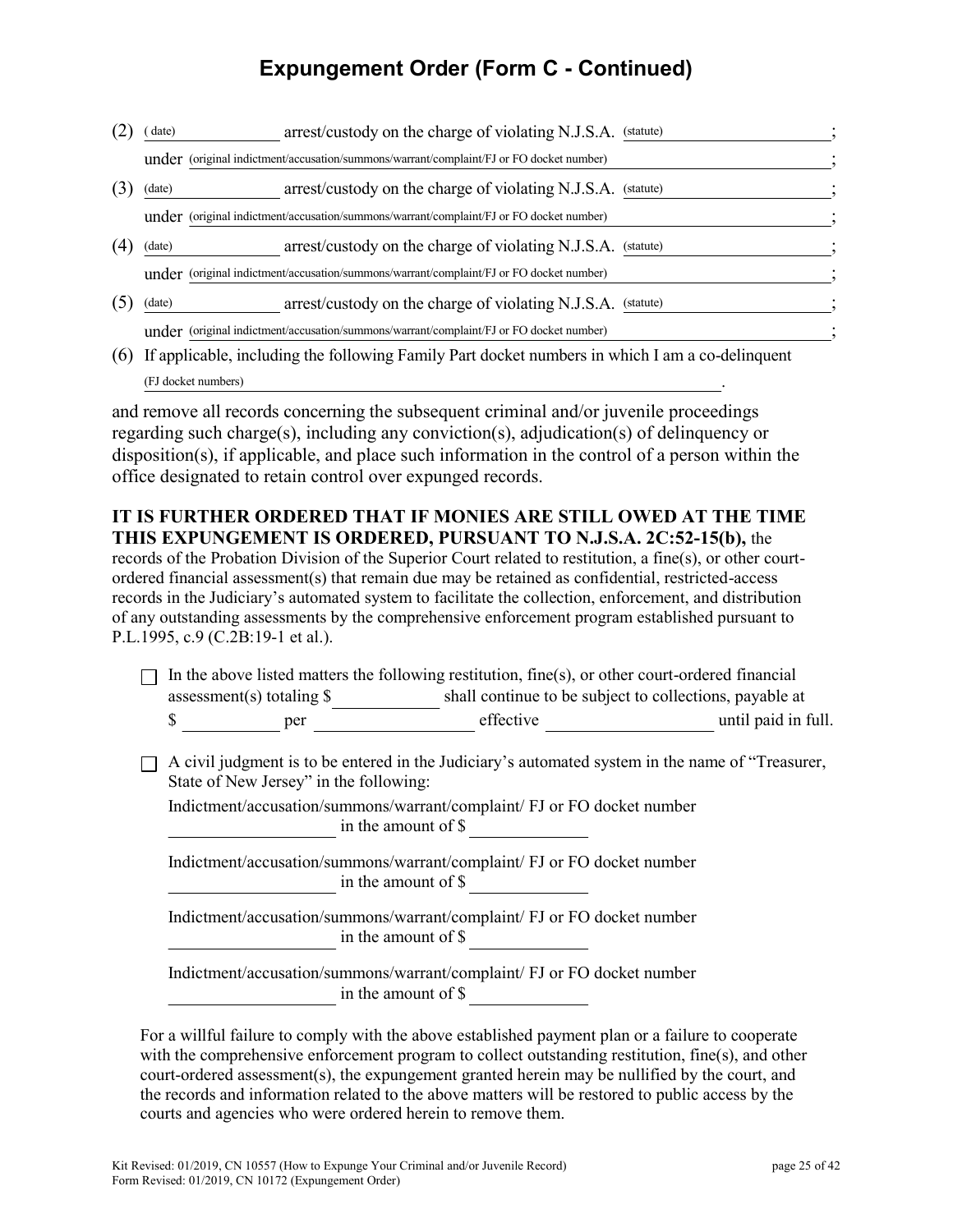# Expungement Order (Form C - Continued)

(2) (date) \_\_\_\_\_\_\_\_\_\_ arrest/custody on the charge of violating N.J.S.A. (statute) \_\_\_\_\_\_\_\_\_\_\_\_\_\_\_\_;
under (original indictment/accusation/summons/warrant/complaint/FJ or FO docket number) \_\_\_\_\_\_\_\_\_\_\_\_\_\_\_\_;

(3) (date) \_\_\_\_\_\_\_\_\_\_ arrest/custody on the charge of violating N.J.S.A. (statute) \_\_\_\_\_\_\_\_\_\_\_\_\_\_\_\_;
under (original indictment/accusation/summons/warrant/complaint/FJ or FO docket number) \_\_\_\_\_\_\_\_\_\_\_\_\_\_\_\_;

(4) (date) \_\_\_\_\_\_\_\_\_\_ arrest/custody on the charge of violating N.J.S.A. (statute) \_\_\_\_\_\_\_\_\_\_\_\_\_\_\_\_;
under (original indictment/accusation/summons/warrant/complaint/FJ or FO docket number) \_\_\_\_\_\_\_\_\_\_\_\_\_\_\_\_;

(5) (date) \_\_\_\_\_\_\_\_\_\_ arrest/custody on the charge of violating N.J.S.A. (statute) \_\_\_\_\_\_\_\_\_\_\_\_\_\_\_\_;
under (original indictment/accusation/summons/warrant/complaint/FJ or FO docket number) \_\_\_\_\_\_\_\_\_\_\_\_\_\_\_\_;

(6) If applicable, including the following Family Part docket numbers in which I am a co-delinquent
(FJ docket numbers) \_\_\_\_\_\_\_\_\_\_\_\_\_\_\_\_\_\_\_\_\_\_\_\_\_\_\_\_\_\_\_\_\_\_\_\_.

and remove all records concerning the subsequent criminal and/or juvenile proceedings regarding such charge(s), including any conviction(s), adjudication(s) of delinquency or disposition(s), if applicable, and place such information in the control of a person within the office designated to retain control over expunged records.

**IT IS FURTHER ORDERED THAT IF MONIES ARE STILL OWED AT THE TIME THIS EXPUNGEMENT IS ORDERED, PURSUANT TO N.J.S.A. 2C:52-15(b),** the records of the Probation Division of the Superior Court related to restitution, a fine(s), or other court-ordered financial assessment(s) that remain due may be retained as confidential, restricted-access records in the Judiciary's automated system to facilitate the collection, enforcement, and distribution of any outstanding assessments by the comprehensive enforcement program established pursuant to P.L.1995, c.9 (C.2B:19-1 et al.).

☐ In the above listed matters the following restitution, fine(s), or other court-ordered financial assessment(s) totaling $\_\_\_\_\_\_\_\_\_\_ shall continue to be subject to collections, payable at $ \_\_\_\_\_\_\_\_\_\_ per \_\_\_\_\_\_\_\_\_\_\_\_\_\_ effective \_\_\_\_\_\_\_\_\_\_\_\_\_\_ until paid in full.

☐ A civil judgment is to be entered in the Judiciary's automated system in the name of "Treasurer, State of New Jersey" in the following:

Indictment/accusation/summons/warrant/complaint/ FJ or FO docket number
\_\_\_\_\_\_\_\_\_\_\_\_\_\_\_\_ in the amount of $ \_\_\_\_\_\_\_\_\_\_

Indictment/accusation/summons/warrant/complaint/ FJ or FO docket number
\_\_\_\_\_\_\_\_\_\_\_\_\_\_\_\_ in the amount of $ \_\_\_\_\_\_\_\_\_\_

Indictment/accusation/summons/warrant/complaint/ FJ or FO docket number
\_\_\_\_\_\_\_\_\_\_\_\_\_\_\_\_ in the amount of $ \_\_\_\_\_\_\_\_\_\_

Indictment/accusation/summons/warrant/complaint/ FJ or FO docket number
\_\_\_\_\_\_\_\_\_\_\_\_\_\_\_\_ in the amount of $ \_\_\_\_\_\_\_\_\_\_

For a willful failure to comply with the above established payment plan or a failure to cooperate with the comprehensive enforcement program to collect outstanding restitution, fine(s), and other court-ordered assessment(s), the expungement granted herein may be nullified by the court, and the records and information related to the above matters will be restored to public access by the courts and agencies who were ordered herein to remove them.

Kit Revised: 01/2019, CN 10557 (How to Expunge Your Criminal and/or Juvenile Record)
Form Revised: 01/2019, CN 10172 (Expungement Order)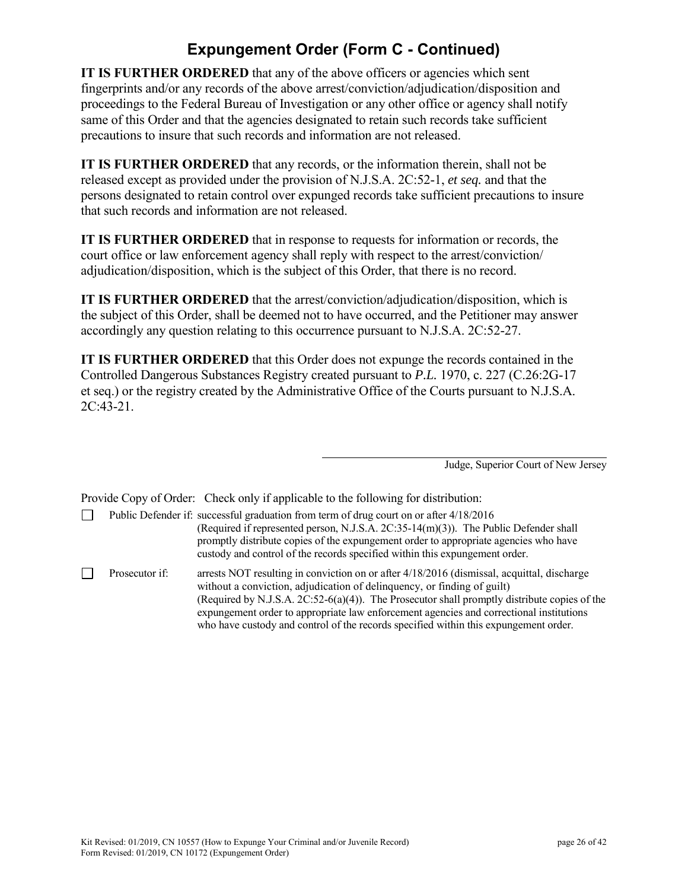# Expungement Order (Form C - Continued)

**IT IS FURTHER ORDERED** that any of the above officers or agencies which sent fingerprints and/or any records of the above arrest/conviction/adjudication/disposition and proceedings to the Federal Bureau of Investigation or any other office or agency shall notify same of this Order and that the agencies designated to retain such records take sufficient precautions to insure that such records and information are not released.

**IT IS FURTHER ORDERED** that any records, or the information therein, shall not be released except as provided under the provision of N.J.S.A. 2C:52-1, *et seq.* and that the persons designated to retain control over expunged records take sufficient precautions to insure that such records and information are not released.

**IT IS FURTHER ORDERED** that in response to requests for information or records, the court office or law enforcement agency shall reply with respect to the arrest/conviction/adjudication/disposition, which is the subject of this Order, that there is no record.

**IT IS FURTHER ORDERED** that the arrest/conviction/adjudication/disposition, which is the subject of this Order, shall be deemed not to have occurred, and the Petitioner may answer accordingly any question relating to this occurrence pursuant to N.J.S.A. 2C:52-27.

**IT IS FURTHER ORDERED** that this Order does not expunge the records contained in the Controlled Dangerous Substances Registry created pursuant to *P.L.* 1970, c. 227 (C.26:2G-17 et seq.) or the registry created by the Administrative Office of the Courts pursuant to N.J.S.A. 2C:43-21.

\_\_\_\_\_\_\_\_\_\_\_\_\_\_\_\_\_\_\_\_\_\_\_\_\_\_\_\_\_\_\_\_\_\_\_\_
Judge, Superior Court of New Jersey

Provide Copy of Order: Check only if applicable to the following for distribution:

☐ Public Defender if: successful graduation from term of drug court on or after 4/18/2016 (Required if represented person, N.J.S.A. 2C:35-14(m)(3)). The Public Defender shall promptly distribute copies of the expungement order to appropriate agencies who have custody and control of the records specified within this expungement order.

☐ Prosecutor if: arrests NOT resulting in conviction on or after 4/18/2016 (dismissal, acquittal, discharge without a conviction, adjudication of delinquency, or finding of guilt) (Required by N.J.S.A. 2C:52-6(a)(4)). The Prosecutor shall promptly distribute copies of the expungement order to appropriate law enforcement agencies and correctional institutions who have custody and control of the records specified within this expungement order.

Kit Revised: 01/2019, CN 10557 (How to Expunge Your Criminal and/or Juvenile Record)
Form Revised: 01/2019, CN 10172 (Expungement Order)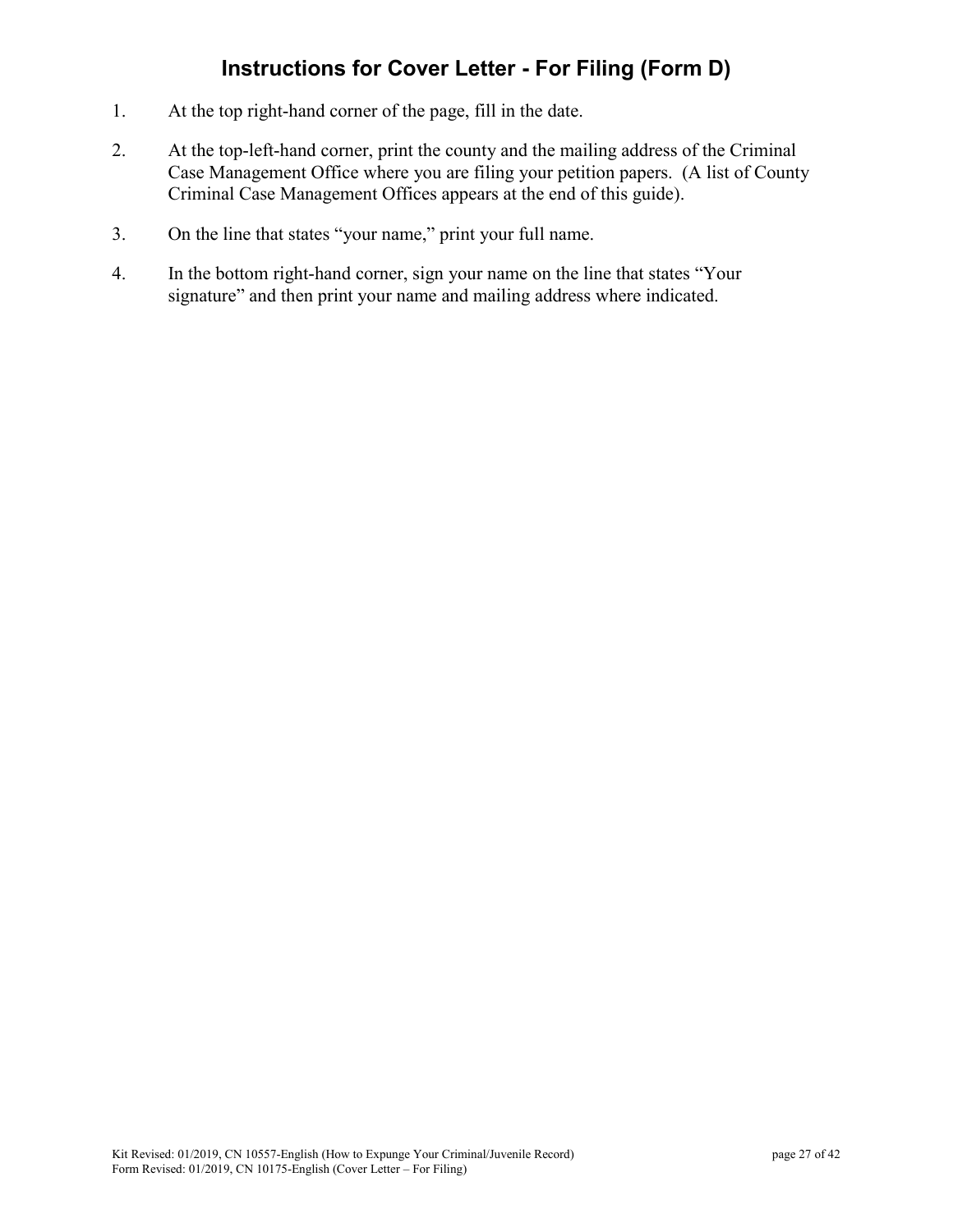# Instructions for Cover Letter - For Filing (Form D)

1. At the top right-hand corner of the page, fill in the date.

2. At the top-left-hand corner, print the county and the mailing address of the Criminal Case Management Office where you are filing your petition papers. (A list of County Criminal Case Management Offices appears at the end of this guide).

3. On the line that states "your name," print your full name.

4. In the bottom right-hand corner, sign your name on the line that states "Your signature" and then print your name and mailing address where indicated.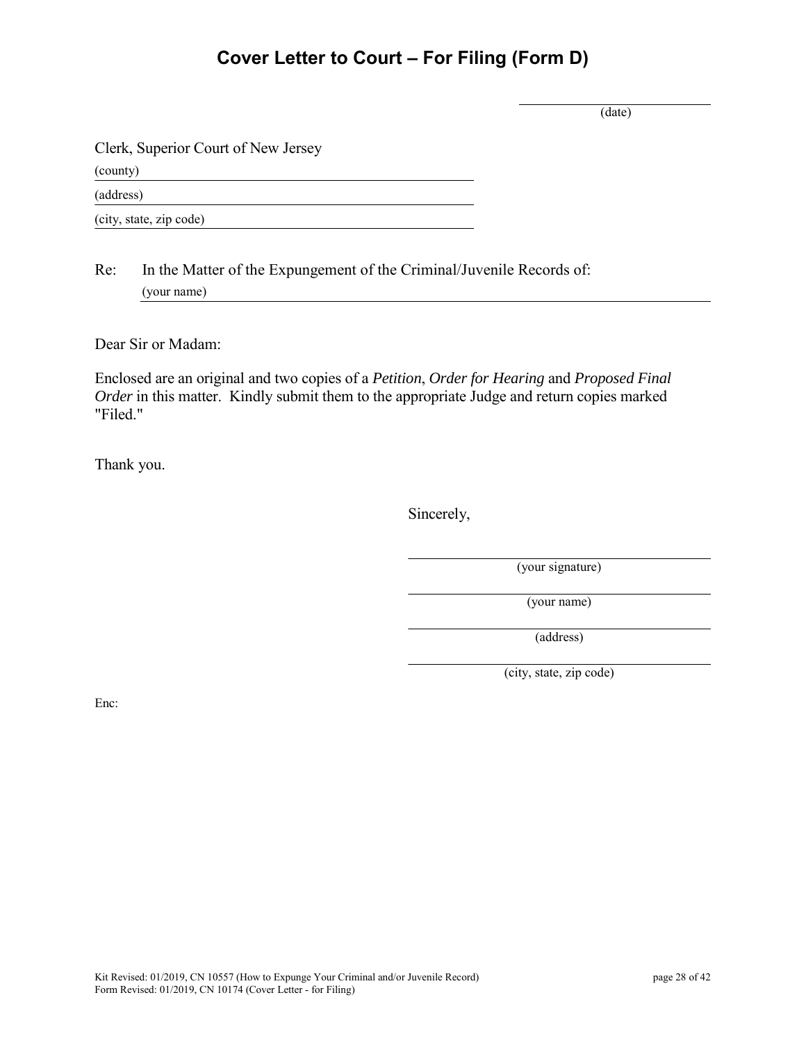# Cover Letter to Court – For Filing (Form D)

\_\_\_\_\_\_\_\_\_\_\_\_\_\_\_\_\_\_\_\_
(date)

Clerk, Superior Court of New Jersey

(county) \_\_\_\_\_\_\_\_\_\_\_\_\_\_\_\_\_\_\_\_\_\_\_\_\_\_\_\_\_\_\_\_

(address) \_\_\_\_\_\_\_\_\_\_\_\_\_\_\_\_\_\_\_\_\_\_\_\_\_\_\_\_\_\_\_\_

(city, state, zip code) \_\_\_\_\_\_\_\_\_\_\_\_\_\_\_\_\_\_\_\_\_\_\_\_\_\_\_\_\_\_\_\_

Re: In the Matter of the Expungement of the Criminal/Juvenile Records of:
(your name) \_\_\_\_\_\_\_\_\_\_\_\_\_\_\_\_\_\_\_\_\_\_\_\_\_\_\_\_\_\_\_\_\_\_\_\_\_\_\_\_\_\_\_\_

Dear Sir or Madam:

Enclosed are an original and two copies of a *Petition*, *Order for Hearing* and *Proposed Final Order* in this matter. Kindly submit them to the appropriate Judge and return copies marked "Filed."

Thank you.

Sincerely,

\_\_\_\_\_\_\_\_\_\_\_\_\_\_\_\_\_\_\_\_\_\_\_\_\_\_\_\_
(your signature)

\_\_\_\_\_\_\_\_\_\_\_\_\_\_\_\_\_\_\_\_\_\_\_\_\_\_\_\_
(your name)

\_\_\_\_\_\_\_\_\_\_\_\_\_\_\_\_\_\_\_\_\_\_\_\_\_\_\_\_
(address)

\_\_\_\_\_\_\_\_\_\_\_\_\_\_\_\_\_\_\_\_\_\_\_\_\_\_\_\_
(city, state, zip code)

Enc:

Kit Revised: 01/2019, CN 10557 (How to Expunge Your Criminal and/or Juvenile Record)
Form Revised: 01/2019, CN 10174 (Cover Letter - for Filing)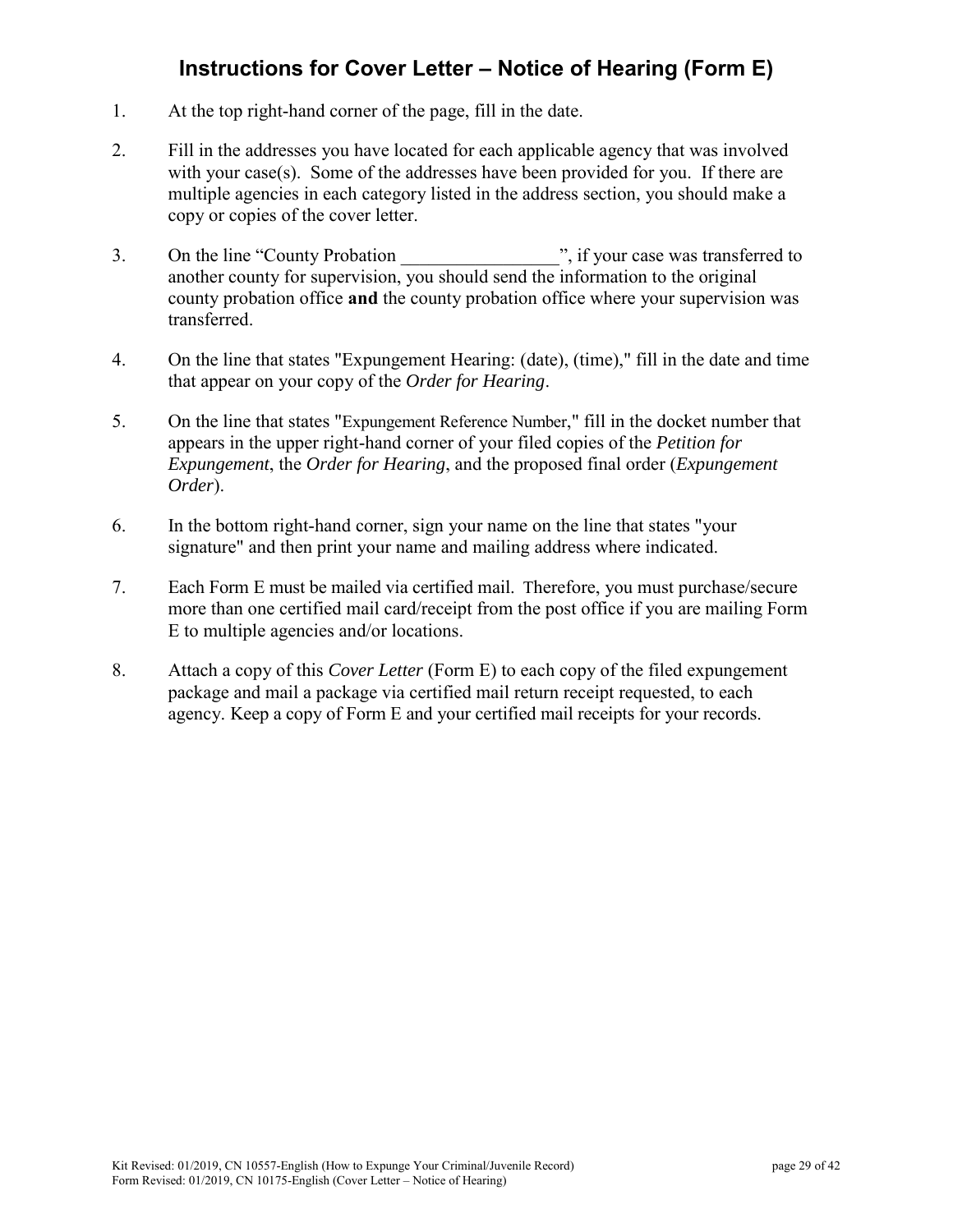# Instructions for Cover Letter – Notice of Hearing (Form E)

1. At the top right-hand corner of the page, fill in the date.

2. Fill in the addresses you have located for each applicable agency that was involved with your case(s). Some of the addresses have been provided for you. If there are multiple agencies in each category listed in the address section, you should make a copy or copies of the cover letter.

3. On the line "County Probation _________________", if your case was transferred to another county for supervision, you should send the information to the original county probation office **and** the county probation office where your supervision was transferred.

4. On the line that states "Expungement Hearing: (date), (time)," fill in the date and time that appear on your copy of the *Order for Hearing*.

5. On the line that states "Expungement Reference Number," fill in the docket number that appears in the upper right-hand corner of your filed copies of the *Petition for Expungement*, the *Order for Hearing*, and the proposed final order (*Expungement Order*).

6. In the bottom right-hand corner, sign your name on the line that states "your signature" and then print your name and mailing address where indicated.

7. Each Form E must be mailed via certified mail. Therefore, you must purchase/secure more than one certified mail card/receipt from the post office if you are mailing Form E to multiple agencies and/or locations.

8. Attach a copy of this *Cover Letter* (Form E) to each copy of the filed expungement package and mail a package via certified mail return receipt requested, to each agency. Keep a copy of Form E and your certified mail receipts for your records.

Kit Revised: 01/2019, CN 10557-English (How to Expunge Your Criminal/Juvenile Record)
Form Revised: 01/2019, CN 10175-English (Cover Letter – Notice of Hearing)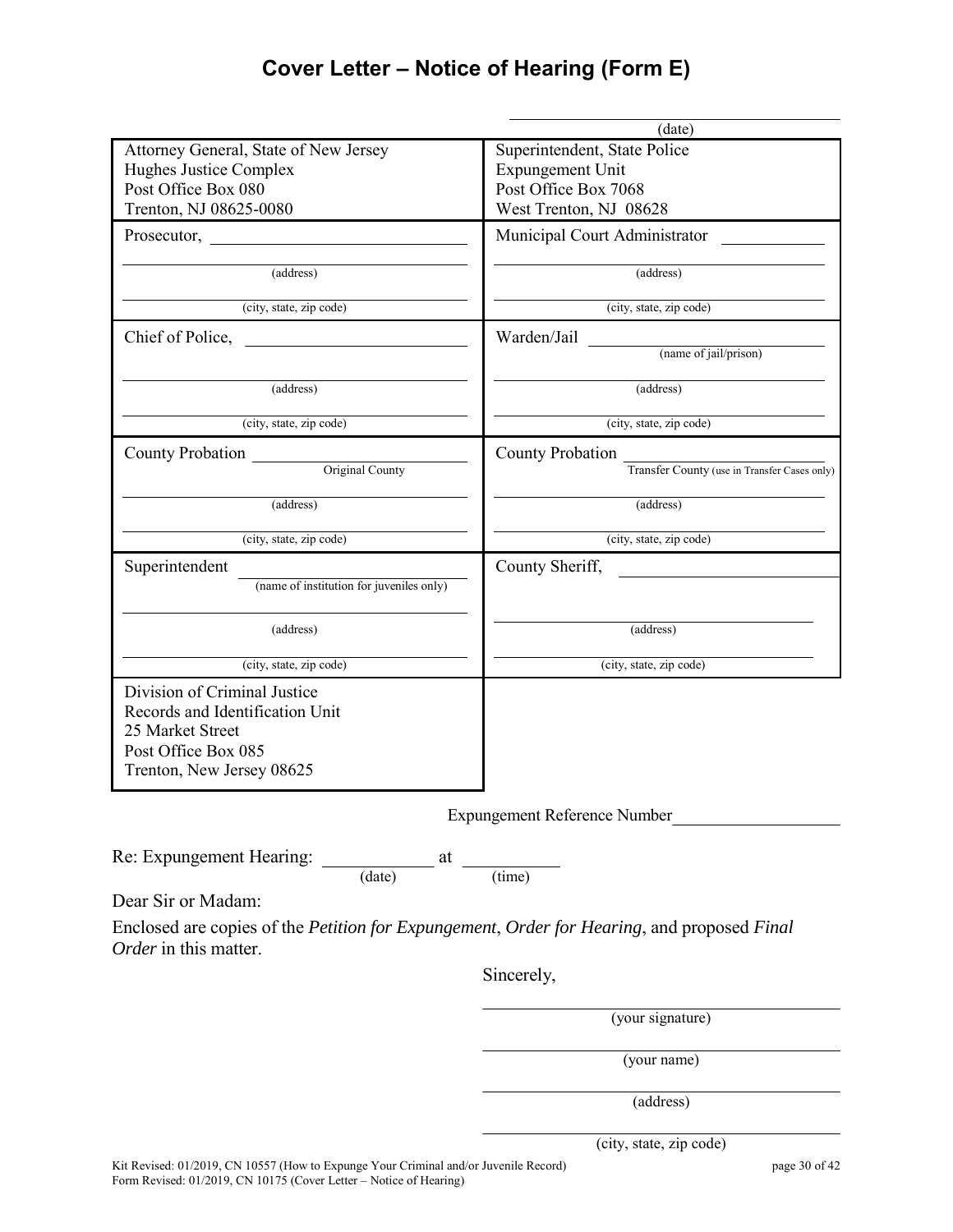# Cover Letter – Notice of Hearing (Form E)

\_\_\_\_\_\_\_\_\_\_\_\_\_\_\_\_\_\_\_\_\_\_\_\_\_\_\_\_\_\_
(date)

| | |
|---|---|
| Attorney General, State of New Jersey<br>Hughes Justice Complex<br>Post Office Box 080<br>Trenton, NJ 08625-0080 | Superintendent, State Police<br>Expungement Unit<br>Post Office Box 7068<br>West Trenton, NJ 08628 |
| Prosecutor, \_\_\_\_\_\_\_\_\_\_\_\_\_\_\_\_\_\_<br>\_\_\_\_\_\_\_\_\_\_\_\_\_\_\_\_\_\_<br>(address)<br>\_\_\_\_\_\_\_\_\_\_\_\_\_\_\_\_\_\_<br>(city, state, zip code) | Municipal Court Administrator \_\_\_\_\_\_\_\_\_\_<br>\_\_\_\_\_\_\_\_\_\_\_\_\_\_\_\_\_\_<br>(address)<br>\_\_\_\_\_\_\_\_\_\_\_\_\_\_\_\_\_\_<br>(city, state, zip code) |
| Chief of Police, \_\_\_\_\_\_\_\_\_\_\_\_\_\_\_\_\_\_<br>\_\_\_\_\_\_\_\_\_\_\_\_\_\_\_\_\_\_<br>(address)<br>\_\_\_\_\_\_\_\_\_\_\_\_\_\_\_\_\_\_<br>(city, state, zip code) | Warden/Jail \_\_\_\_\_\_\_\_\_\_\_\_\_\_\_\_\_\_<br>(name of jail/prison)<br>\_\_\_\_\_\_\_\_\_\_\_\_\_\_\_\_\_\_<br>(address)<br>\_\_\_\_\_\_\_\_\_\_\_\_\_\_\_\_\_\_<br>(city, state, zip code) |
| County Probation \_\_\_\_\_\_\_\_\_\_\_\_\_\_\_\_\_\_<br>Original County<br>\_\_\_\_\_\_\_\_\_\_\_\_\_\_\_\_\_\_<br>(address)<br>\_\_\_\_\_\_\_\_\_\_\_\_\_\_\_\_\_\_<br>(city, state, zip code) | County Probation \_\_\_\_\_\_\_\_\_\_\_\_\_\_\_\_\_\_<br>Transfer County (use in Transfer Cases only)<br>\_\_\_\_\_\_\_\_\_\_\_\_\_\_\_\_\_\_<br>(address)<br>\_\_\_\_\_\_\_\_\_\_\_\_\_\_\_\_\_\_<br>(city, state, zip code) |
| Superintendent \_\_\_\_\_\_\_\_\_\_\_\_\_\_\_\_\_\_<br>(name of institution for juveniles only)<br>\_\_\_\_\_\_\_\_\_\_\_\_\_\_\_\_\_\_<br>(address)<br>\_\_\_\_\_\_\_\_\_\_\_\_\_\_\_\_\_\_<br>(city, state, zip code) | County Sheriff, \_\_\_\_\_\_\_\_\_\_\_\_\_\_\_\_\_\_<br>\_\_\_\_\_\_\_\_\_\_\_\_\_\_\_\_\_\_<br>(address)<br>\_\_\_\_\_\_\_\_\_\_\_\_\_\_\_\_\_\_<br>(city, state, zip code) |
| Division of Criminal Justice<br>Records and Identification Unit<br>25 Market Street<br>Post Office Box 085<br>Trenton, New Jersey 08625 | |

Expungement Reference Number\_\_\_\_\_\_\_\_\_\_\_\_\_\_\_\_\_\_

Re: Expungement Hearing: \_\_\_\_\_\_\_\_\_\_\_\_ (date) at \_\_\_\_\_\_\_\_\_\_ (time)

Dear Sir or Madam:

Enclosed are copies of the *Petition for Expungement*, *Order for Hearing*, and proposed *Final Order* in this matter.

Sincerely,

\_\_\_\_\_\_\_\_\_\_\_\_\_\_\_\_\_\_\_\_\_\_\_\_\_\_\_\_\_\_
(your signature)

\_\_\_\_\_\_\_\_\_\_\_\_\_\_\_\_\_\_\_\_\_\_\_\_\_\_\_\_\_\_
(your name)

\_\_\_\_\_\_\_\_\_\_\_\_\_\_\_\_\_\_\_\_\_\_\_\_\_\_\_\_\_\_
(address)

\_\_\_\_\_\_\_\_\_\_\_\_\_\_\_\_\_\_\_\_\_\_\_\_\_\_\_\_\_\_
(city, state, zip code)

Kit Revised: 01/2019, CN 10557 (How to Expunge Your Criminal and/or Juvenile Record)
Form Revised: 01/2019, CN 10175 (Cover Letter – Notice of Hearing)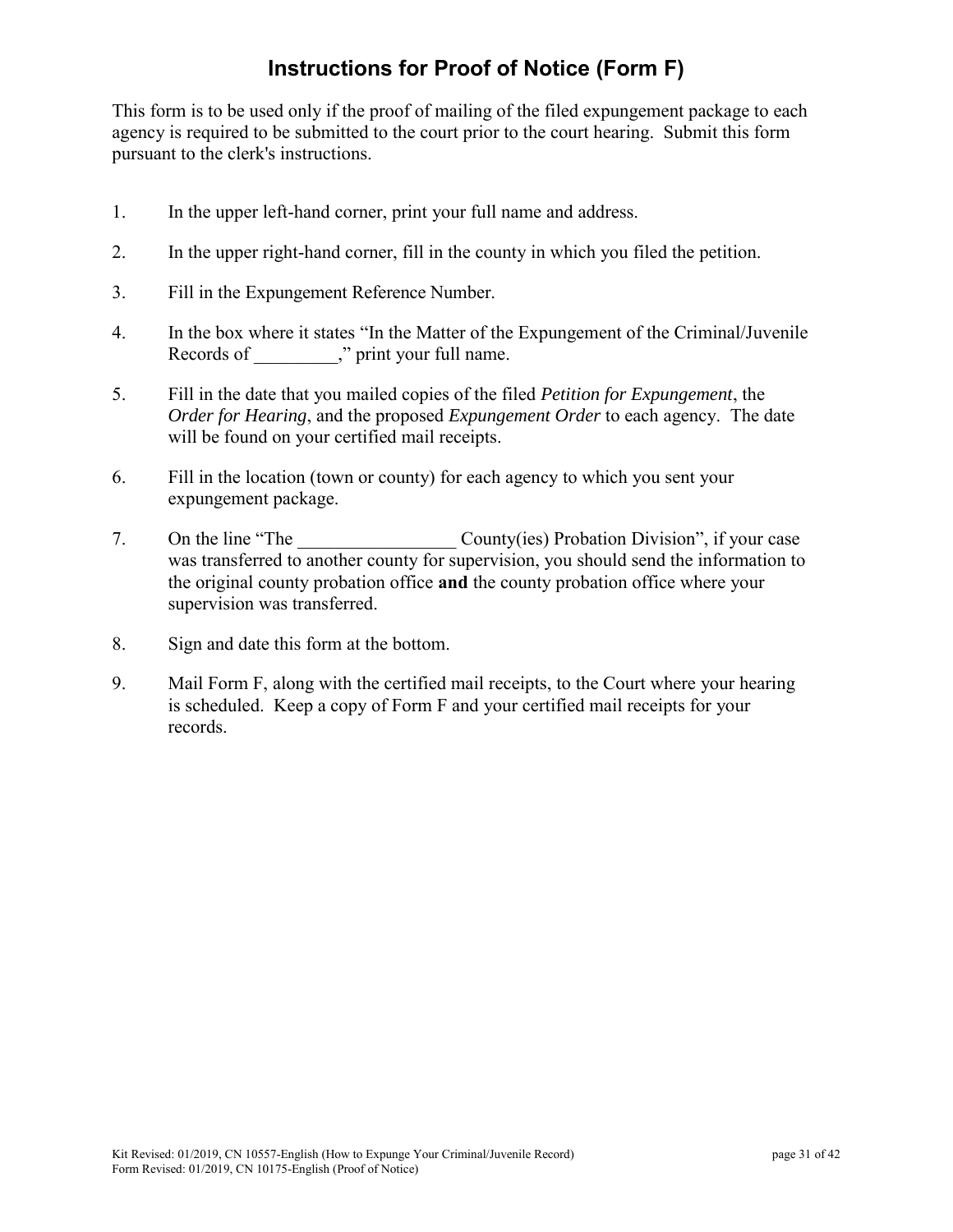# Instructions for Proof of Notice (Form F)

This form is to be used only if the proof of mailing of the filed expungement package to each agency is required to be submitted to the court prior to the court hearing. Submit this form pursuant to the clerk's instructions.

1. In the upper left-hand corner, print your full name and address.

2. In the upper right-hand corner, fill in the county in which you filed the petition.

3. Fill in the Expungement Reference Number.

4. In the box where it states "In the Matter of the Expungement of the Criminal/Juvenile Records of _________," print your full name.

5. Fill in the date that you mailed copies of the filed *Petition for Expungement*, the *Order for Hearing*, and the proposed *Expungement Order* to each agency. The date will be found on your certified mail receipts.

6. Fill in the location (town or county) for each agency to which you sent your expungement package.

7. On the line "The _________________ County(ies) Probation Division", if your case was transferred to another county for supervision, you should send the information to the original county probation office **and** the county probation office where your supervision was transferred.

8. Sign and date this form at the bottom.

9. Mail Form F, along with the certified mail receipts, to the Court where your hearing is scheduled. Keep a copy of Form F and your certified mail receipts for your records.

Kit Revised: 01/2019, CN 10557-English (How to Expunge Your Criminal/Juvenile Record)
Form Revised: 01/2019, CN 10175-English (Proof of Notice)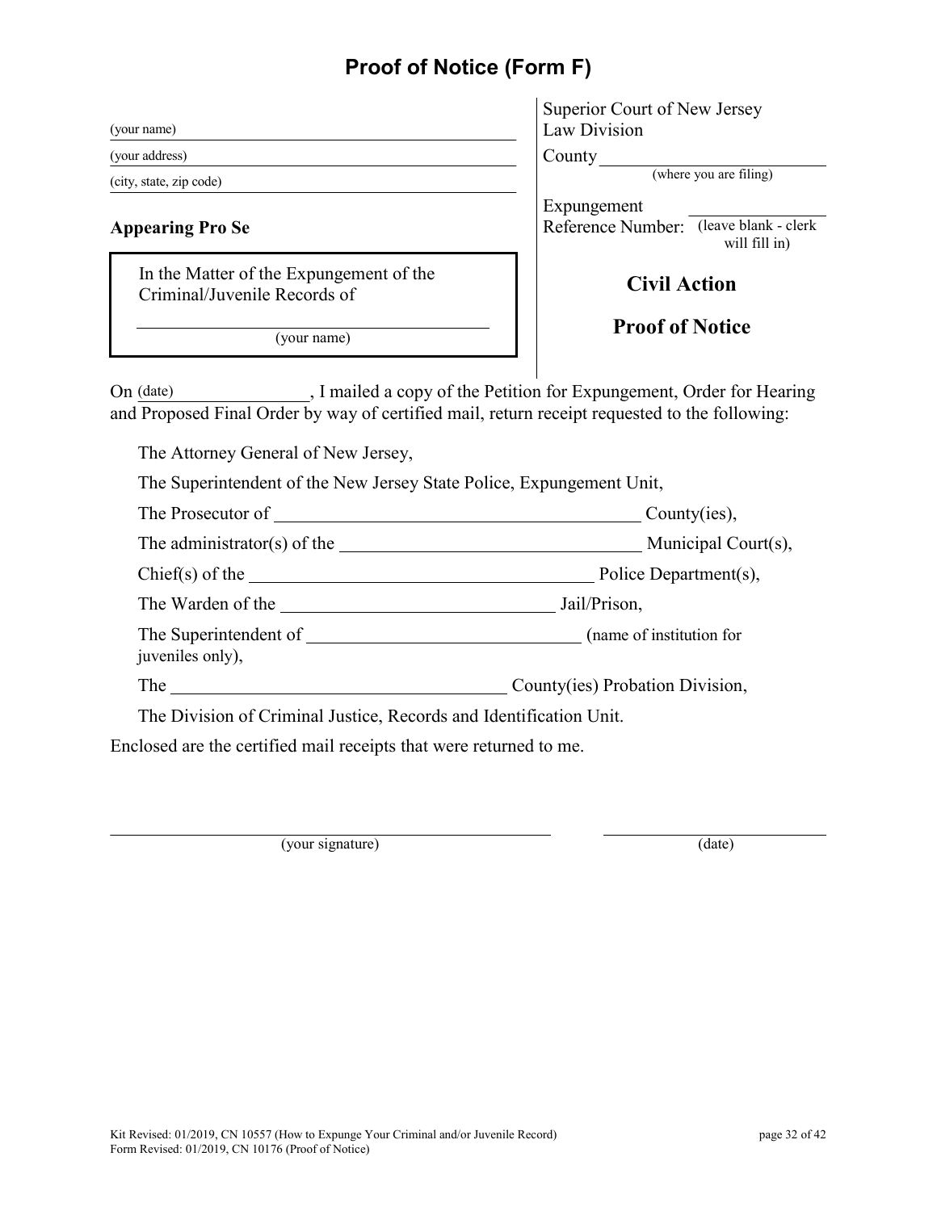# Proof of Notice (Form F)

(your name)

(your address)

(city, state, zip code)

**Appearing Pro Se**

Superior Court of New Jersey
Law Division

County ______________________
(where you are filing)

Expugement
Reference Number: ______________ (leave blank - clerk will fill in)

In the Matter of the Expungement of the Criminal/Juvenile Records of

______________________________
(your name)

**Civil Action**

**Proof of Notice**

On (date) ________________, I mailed a copy of the Petition for Expungement, Order for Hearing and Proposed Final Order by way of certified mail, return receipt requested to the following:

The Attorney General of New Jersey,

The Superintendent of the New Jersey State Police, Expungement Unit,

The Prosecutor of ______________________________ County(ies),

The administrator(s) of the ______________________________ Municipal Court(s),

Chief(s) of the ______________________________ Police Department(s),

The Warden of the ______________________________ Jail/Prison,

The Superintendent of ______________________________ (name of institution for juveniles only),

The ______________________________ County(ies) Probation Division,

The Division of Criminal Justice, Records and Identification Unit.

Enclosed are the certified mail receipts that were returned to me.

______________________________
(your signature)

______________________________
(date)

Kit Revised: 01/2019, CN 10557 (How to Expunge Your Criminal and/or Juvenile Record)
Form Revised: 01/2019, CN 10176 (Proof of Notice)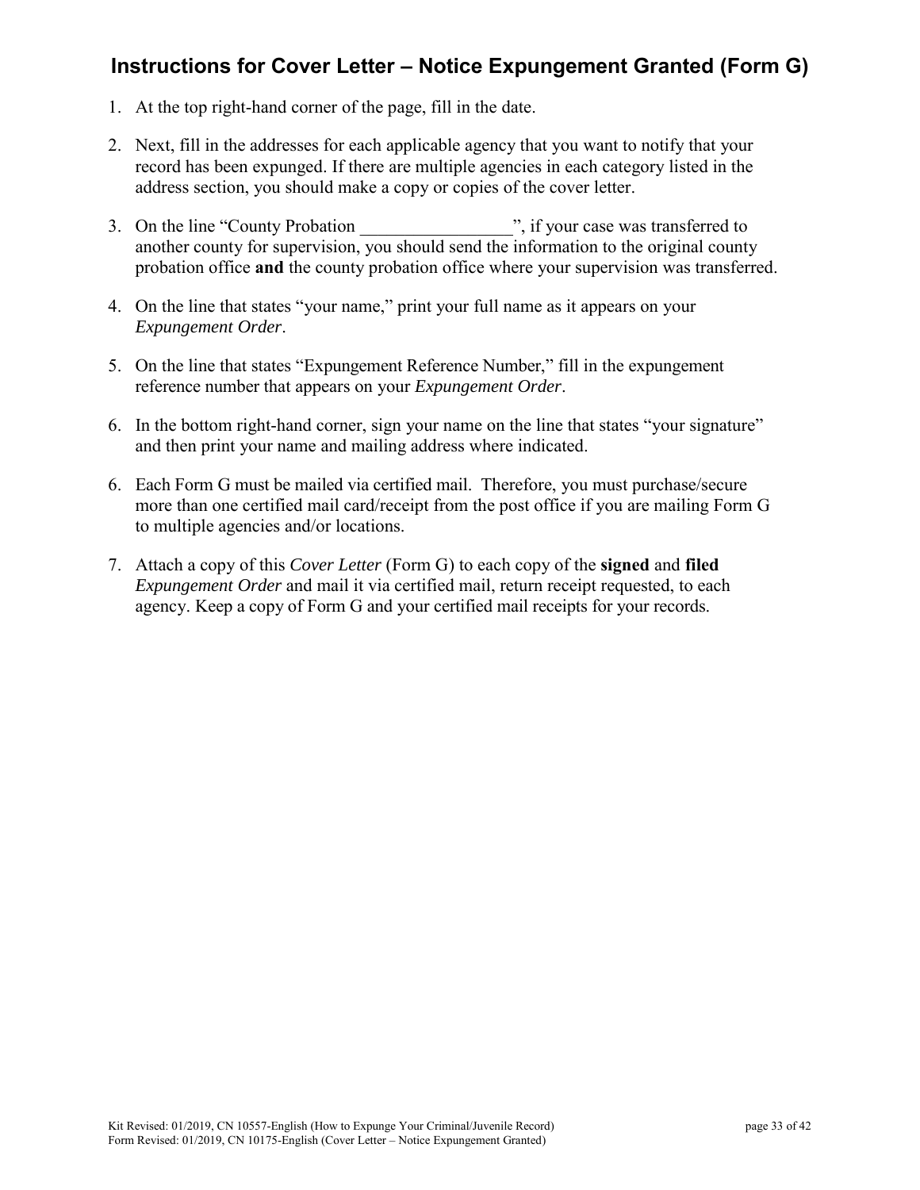# Instructions for Cover Letter – Notice Expungement Granted (Form G)

1. At the top right-hand corner of the page, fill in the date.

2. Next, fill in the addresses for each applicable agency that you want to notify that your record has been expunged. If there are multiple agencies in each category listed in the address section, you should make a copy or copies of the cover letter.

3. On the line "County Probation \_\_\_\_\_\_\_\_\_\_\_\_\_\_\_\_\_", if your case was transferred to another county for supervision, you should send the information to the original county probation office **and** the county probation office where your supervision was transferred.

4. On the line that states "your name," print your full name as it appears on your *Expungement Order*.

5. On the line that states "Expungement Reference Number," fill in the expungement reference number that appears on your *Expungement Order*.

6. In the bottom right-hand corner, sign your name on the line that states "your signature" and then print your name and mailing address where indicated.

6. Each Form G must be mailed via certified mail. Therefore, you must purchase/secure more than one certified mail card/receipt from the post office if you are mailing Form G to multiple agencies and/or locations.

7. Attach a copy of this *Cover Letter* (Form G) to each copy of the **signed** and **filed** *Expungement Order* and mail it via certified mail, return receipt requested, to each agency. Keep a copy of Form G and your certified mail receipts for your records.

Kit Revised: 01/2019, CN 10557-English (How to Expunge Your Criminal/Juvenile Record)
Form Revised: 01/2019, CN 10175-English (Cover Letter – Notice Expungement Granted)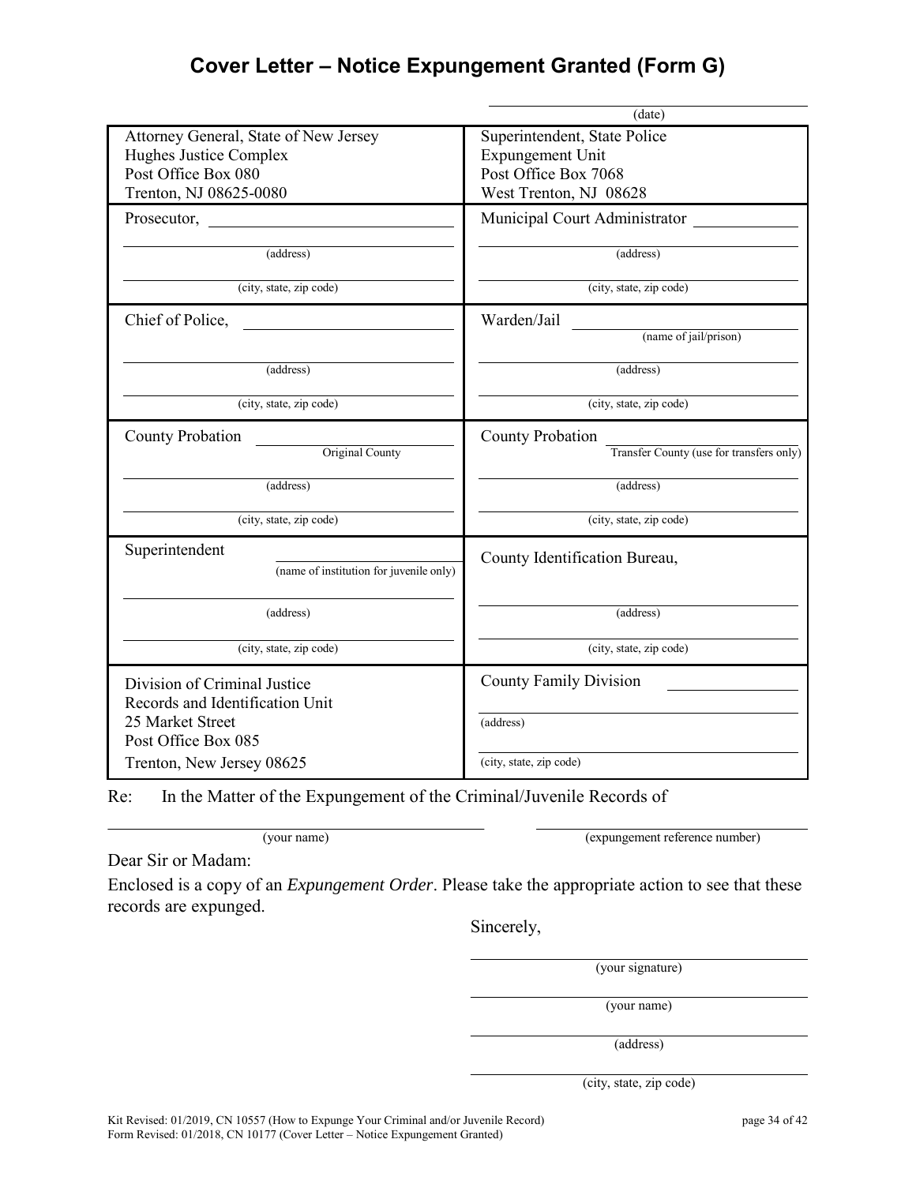# Cover Letter – Notice Expungement Granted (Form G)

_____________________________
(date)

| | |
|---|---|
| Attorney General, State of New Jersey<br>Hughes Justice Complex<br>Post Office Box 080<br>Trenton, NJ 08625-0080 | Superintendent, State Police<br>Expungement Unit<br>Post Office Box 7068<br>West Trenton, NJ 08628 |
| Prosecutor, ____________<br>____________ (address)<br>____________ (city, state, zip code) | Municipal Court Administrator ____________<br>____________ (address)<br>____________ (city, state, zip code) |
| Chief of Police, ____________<br>____________ (address)<br>____________ (city, state, zip code) | Warden/Jail ____________ (name of jail/prison)<br>____________ (address)<br>____________ (city, state, zip code) |
| County Probation ____________ Original County<br>____________ (address)<br>____________ (city, state, zip code) | County Probation ____________ Transfer County (use for transfers only)<br>____________ (address)<br>____________ (city, state, zip code) |
| Superintendent ____________ (name of institution for juvenile only)<br>____________ (address)<br>____________ (city, state, zip code) | County Identification Bureau,<br>____________ (address)<br>____________ (city, state, zip code) |
| Division of Criminal Justice<br>Records and Identification Unit<br>25 Market Street<br>Post Office Box 085<br>Trenton, New Jersey 08625 | County Family Division ____________<br>____________ (address)<br>____________ (city, state, zip code) |

Re: In the Matter of the Expungement of the Criminal/Juvenile Records of

_____________________________ (your name) _____________________________ (expungement reference number)

Dear Sir or Madam:

Enclosed is a copy of an *Expungement Order*. Please take the appropriate action to see that these records are expunged.

Sincerely,

_____________________________
(your signature)

_____________________________
(your name)

_____________________________
(address)

_____________________________
(city, state, zip code)

Kit Revised: 01/2019, CN 10557 (How to Expunge Your Criminal and/or Juvenile Record)
Form Revised: 01/2018, CN 10177 (Cover Letter – Notice Expungement Granted)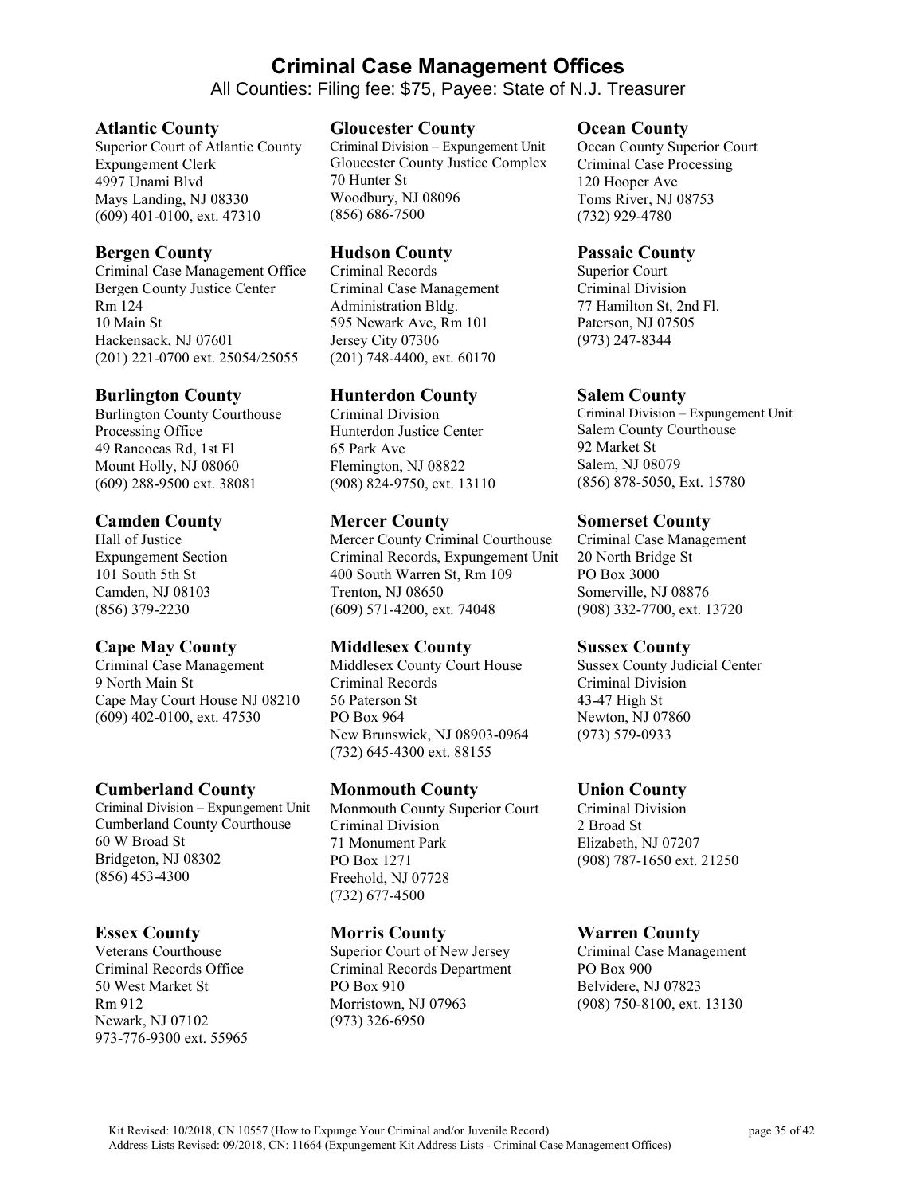# Criminal Case Management Offices

All Counties: Filing fee: $75, Payee: State of N.J. Treasurer

### Atlantic County
Superior Court of Atlantic County
Expungement Clerk
4997 Unami Blvd
Mays Landing, NJ 08330
(609) 401-0100, ext. 47310

### Bergen County
Criminal Case Management Office
Bergen County Justice Center
Rm 124
10 Main St
Hackensack, NJ 07601
(201) 221-0700 ext. 25054/25055

### Burlington County
Burlington County Courthouse
Processing Office
49 Rancocas Rd, 1st Fl
Mount Holly, NJ 08060
(609) 288-9500 ext. 38081

### Camden County
Hall of Justice
Expungement Section
101 South 5th St
Camden, NJ 08103
(856) 379-2230

### Cape May County
Criminal Case Management
9 North Main St
Cape May Court House NJ 08210
(609) 402-0100, ext. 47530

### Cumberland County
Criminal Division – Expungement Unit
Cumberland County Courthouse
60 W Broad St
Bridgeton, NJ 08302
(856) 453-4300

### Essex County
Veterans Courthouse
Criminal Records Office
50 West Market St
Rm 912
Newark, NJ 07102
973-776-9300 ext. 55965

### Gloucester County
Criminal Division – Expungement Unit
Gloucester County Justice Complex
70 Hunter St
Woodbury, NJ 08096
(856) 686-7500

### Hudson County
Criminal Records
Criminal Case Management
Administration Bldg.
595 Newark Ave, Rm 101
Jersey City 07306
(201) 748-4400, ext. 60170

### Hunterdon County
Criminal Division
Hunterdon Justice Center
65 Park Ave
Flemington, NJ 08822
(908) 824-9750, ext. 13110

### Mercer County
Mercer County Criminal Courthouse
Criminal Records, Expungement Unit
400 South Warren St, Rm 109
Trenton, NJ 08650
(609) 571-4200, ext. 74048

### Middlesex County
Middlesex County Court House
Criminal Records
56 Paterson St
PO Box 964
New Brunswick, NJ 08903-0964
(732) 645-4300 ext. 88155

### Monmouth County
Monmouth County Superior Court
Criminal Division
71 Monument Park
PO Box 1271
Freehold, NJ 07728
(732) 677-4500

### Morris County
Superior Court of New Jersey
Criminal Records Department
PO Box 910
Morristown, NJ 07963
(973) 326-6950

### Ocean County
Ocean County Superior Court
Criminal Case Processing
120 Hooper Ave
Toms River, NJ 08753
(732) 929-4780

### Passaic County
Superior Court
Criminal Division
77 Hamilton St, 2nd Fl.
Paterson, NJ 07505
(973) 247-8344

### Salem County
Criminal Division – Expungement Unit
Salem County Courthouse
92 Market St
Salem, NJ 08079
(856) 878-5050, Ext. 15780

### Somerset County
Criminal Case Management
20 North Bridge St
PO Box 3000
Somerville, NJ 08876
(908) 332-7700, ext. 13720

### Sussex County
Sussex County Judicial Center
Criminal Division
43-47 High St
Newton, NJ 07860
(973) 579-0933

### Union County
Criminal Division
2 Broad St
Elizabeth, NJ 07207
(908) 787-1650 ext. 21250

### Warren County
Criminal Case Management
PO Box 900
Belvidere, NJ 07823
(908) 750-8100, ext. 13130

Kit Revised: 10/2018, CN 10557 (How to Expunge Your Criminal and/or Juvenile Record)
Address Lists Revised: 09/2018, CN: 11664 (Expungement Kit Address Lists - Criminal Case Management Offices)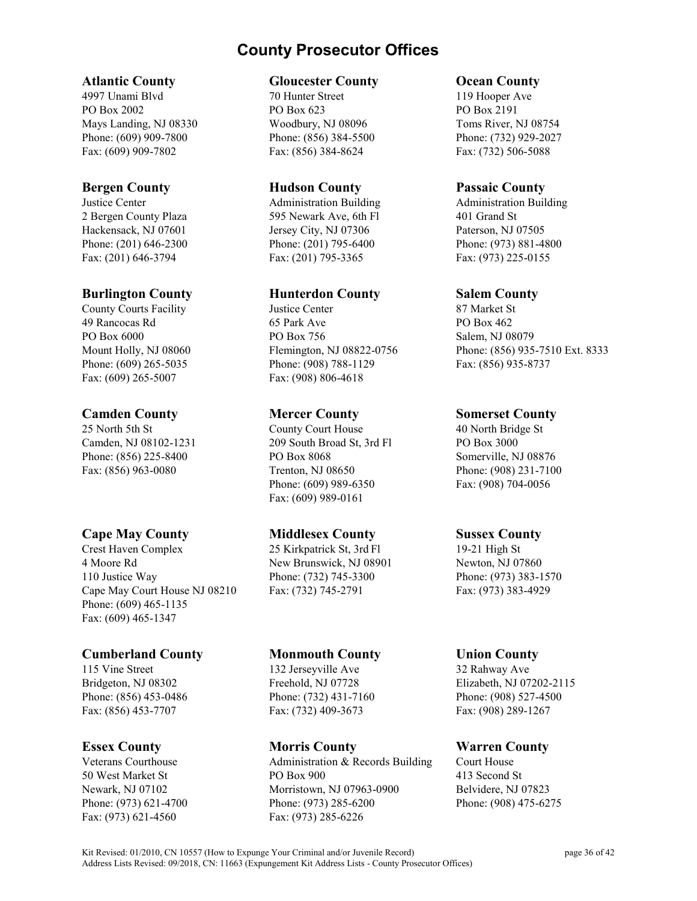# County Prosecutor Offices

### Atlantic County
4997 Unami Blvd
PO Box 2002
Mays Landing, NJ 08330
Phone: (609) 909-7800
Fax: (609) 909-7802

### Bergen County
Justice Center
2 Bergen County Plaza
Hackensack, NJ 07601
Phone: (201) 646-2300
Fax: (201) 646-3794

### Burlington County
County Courts Facility
49 Rancocas Rd
PO Box 6000
Mount Holly, NJ 08060
Phone: (609) 265-5035
Fax: (609) 265-5007

### Camden County
25 North 5th St
Camden, NJ 08102-1231
Phone: (856) 225-8400
Fax: (856) 963-0080

### Cape May County
Crest Haven Complex
4 Moore Rd
110 Justice Way
Cape May Court House NJ 08210
Phone: (609) 465-1135
Fax: (609) 465-1347

### Cumberland County
115 Vine Street
Bridgeton, NJ 08302
Phone: (856) 453-0486
Fax: (856) 453-7707

### Essex County
Veterans Courthouse
50 West Market St
Newark, NJ 07102
Phone: (973) 621-4700
Fax: (973) 621-4560

### Gloucester County
70 Hunter Street
PO Box 623
Woodbury, NJ 08096
Phone: (856) 384-5500
Fax: (856) 384-8624

### Hudson County
Administration Building
595 Newark Ave, 6th Fl
Jersey City, NJ 07306
Phone: (201) 795-6400
Fax: (201) 795-3365

### Hunterdon County
Justice Center
65 Park Ave
PO Box 756
Flemington, NJ 08822-0756
Phone: (908) 788-1129
Fax: (908) 806-4618

### Mercer County
County Court House
209 South Broad St, 3rd Fl
PO Box 8068
Trenton, NJ 08650
Phone: (609) 989-6350
Fax: (609) 989-0161

### Middlesex County
25 Kirkpatrick St, 3rd Fl
New Brunswick, NJ 08901
Phone: (732) 745-3300
Fax: (732) 745-2791

### Monmouth County
132 Jerseyville Ave
Freehold, NJ 07728
Phone: (732) 431-7160
Fax: (732) 409-3673

### Morris County
Administration & Records Building
PO Box 900
Morristown, NJ 07963-0900
Phone: (973) 285-6200
Fax: (973) 285-6226

### Ocean County
119 Hooper Ave
PO Box 2191
Toms River, NJ 08754
Phone: (732) 929-2027
Fax: (732) 506-5088

### Passaic County
Administration Building
401 Grand St
Paterson, NJ 07505
Phone: (973) 881-4800
Fax: (973) 225-0155

### Salem County
87 Market St
PO Box 462
Salem, NJ 08079
Phone: (856) 935-7510 Ext. 8333
Fax: (856) 935-8737

### Somerset County
40 North Bridge St
PO Box 3000
Somerville, NJ 08876
Phone: (908) 231-7100
Fax: (908) 704-0056

### Sussex County
19-21 High St
Newton, NJ 07860
Phone: (973) 383-1570
Fax: (973) 383-4929

### Union County
32 Rahway Ave
Elizabeth, NJ 07202-2115
Phone: (908) 527-4500
Fax: (908) 289-1267

### Warren County
Court House
413 Second St
Belvidere, NJ 07823
Phone: (908) 475-6275

Kit Revised: 01/2010, CN 10557 (How to Expunge Your Criminal and/or Juvenile Record)
Address Lists Revised: 09/2018, CN: 11663 (Expungement Kit Address Lists - County Prosecutor Offices)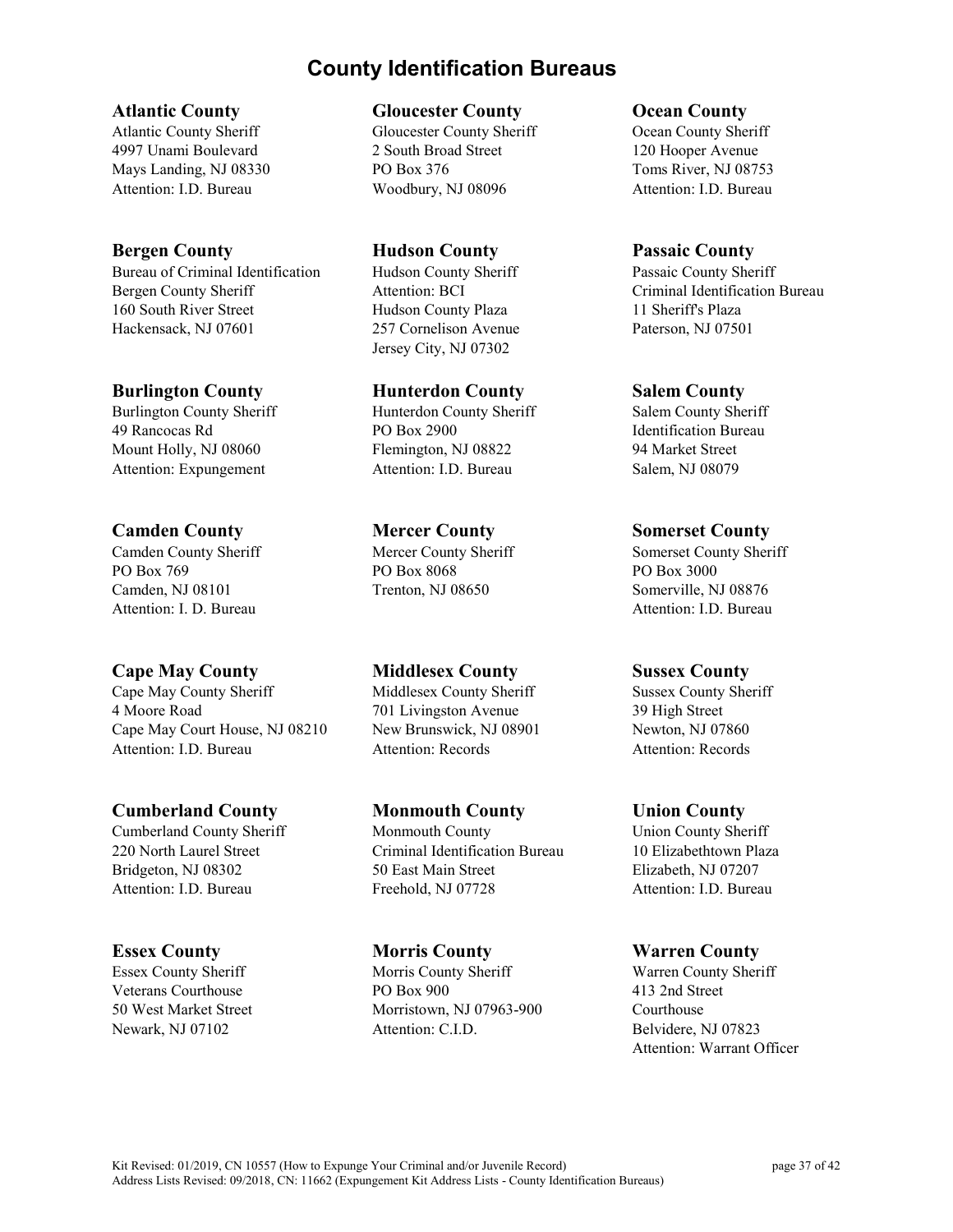# County Identification Bureaus

**Atlantic County**
Atlantic County Sheriff
4997 Unami Boulevard
Mays Landing, NJ 08330
Attention: I.D. Bureau

**Bergen County**
Bureau of Criminal Identification
Bergen County Sheriff
160 South River Street
Hackensack, NJ 07601

**Burlington County**
Burlington County Sheriff
49 Rancocas Rd
Mount Holly, NJ 08060
Attention: Expungement

**Camden County**
Camden County Sheriff
PO Box 769
Camden, NJ 08101
Attention: I. D. Bureau

**Cape May County**
Cape May County Sheriff
4 Moore Road
Cape May Court House, NJ 08210
Attention: I.D. Bureau

**Cumberland County**
Cumberland County Sheriff
220 North Laurel Street
Bridgeton, NJ 08302
Attention: I.D. Bureau

**Essex County**
Essex County Sheriff
Veterans Courthouse
50 West Market Street
Newark, NJ 07102

**Gloucester County**
Gloucester County Sheriff
2 South Broad Street
PO Box 376
Woodbury, NJ 08096

**Hudson County**
Hudson County Sheriff
Attention: BCI
Hudson County Plaza
257 Cornelison Avenue
Jersey City, NJ 07302

**Hunterdon County**
Hunterdon County Sheriff
PO Box 2900
Flemington, NJ 08822
Attention: I.D. Bureau

**Mercer County**
Mercer County Sheriff
PO Box 8068
Trenton, NJ 08650

**Middlesex County**
Middlesex County Sheriff
701 Livingston Avenue
New Brunswick, NJ 08901
Attention: Records

**Monmouth County**
Monmouth County
Criminal Identification Bureau
50 East Main Street
Freehold, NJ 07728

**Morris County**
Morris County Sheriff
PO Box 900
Morristown, NJ 07963-900
Attention: C.I.D.

**Ocean County**
Ocean County Sheriff
120 Hooper Avenue
Toms River, NJ 08753
Attention: I.D. Bureau

**Passaic County**
Passaic County Sheriff
Criminal Identification Bureau
11 Sheriff's Plaza
Paterson, NJ 07501

**Salem County**
Salem County Sheriff
Identification Bureau
94 Market Street
Salem, NJ 08079

**Somerset County**
Somerset County Sheriff
PO Box 3000
Somerville, NJ 08876
Attention: I.D. Bureau

**Sussex County**
Sussex County Sheriff
39 High Street
Newton, NJ 07860
Attention: Records

**Union County**
Union County Sheriff
10 Elizabethtown Plaza
Elizabeth, NJ 07207
Attention: I.D. Bureau

**Warren County**
Warren County Sheriff
413 2nd Street
Courthouse
Belvidere, NJ 07823
Attention: Warrant Officer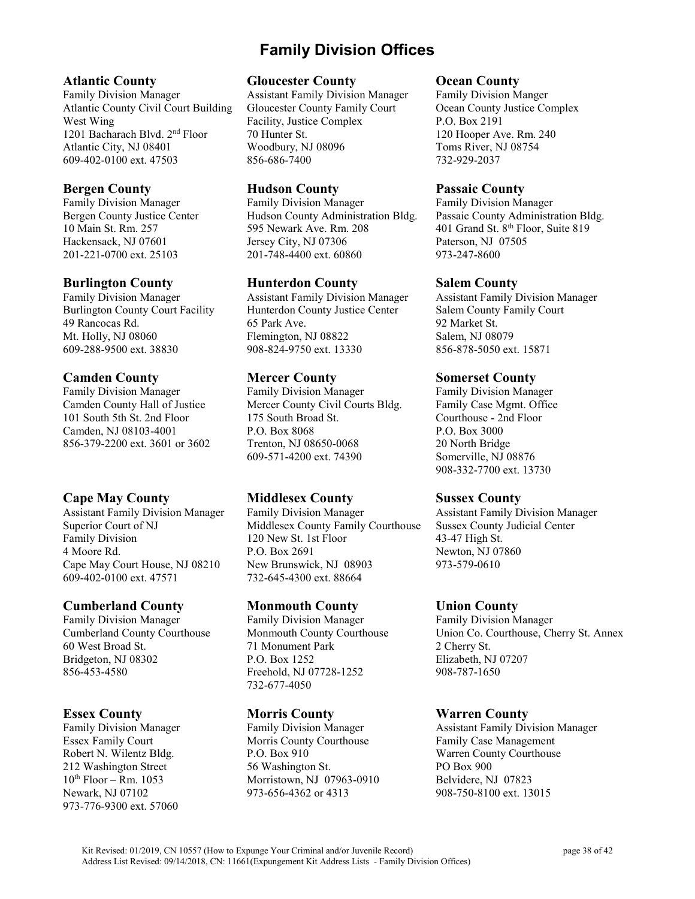# Family Division Offices

### Atlantic County
Family Division Manager
Atlantic County Civil Court Building
West Wing
1201 Bacharach Blvd. 2nd Floor
Atlantic City, NJ 08401
609-402-0100 ext. 47503

### Bergen County
Family Division Manager
Bergen County Justice Center
10 Main St. Rm. 257
Hackensack, NJ 07601
201-221-0700 ext. 25103

### Burlington County
Family Division Manager
Burlington County Court Facility
49 Rancocas Rd.
Mt. Holly, NJ 08060
609-288-9500 ext. 38830

### Camden County
Family Division Manager
Camden County Hall of Justice
101 South 5th St. 2nd Floor
Camden, NJ 08103-4001
856-379-2200 ext. 3601 or 3602

### Cape May County
Assistant Family Division Manager
Superior Court of NJ
Family Division
4 Moore Rd.
Cape May Court House, NJ 08210
609-402-0100 ext. 47571

### Cumberland County
Family Division Manager
Cumberland County Courthouse
60 West Broad St.
Bridgeton, NJ 08302
856-453-4580

### Essex County
Family Division Manager
Essex Family Court
Robert N. Wilentz Bldg.
212 Washington Street
10th Floor – Rm. 1053
Newark, NJ 07102
973-776-9300 ext. 57060

### Gloucester County
Assistant Family Division Manager
Gloucester County Family Court
Facility, Justice Complex
70 Hunter St.
Woodbury, NJ 08096
856-686-7400

### Hudson County
Family Division Manager
Hudson County Administration Bldg.
595 Newark Ave. Rm. 208
Jersey City, NJ 07306
201-748-4400 ext. 60860

### Hunterdon County
Assistant Family Division Manager
Hunterdon County Justice Center
65 Park Ave.
Flemington, NJ 08822
908-824-9750 ext. 13330

### Mercer County
Family Division Manager
Mercer County Civil Courts Bldg.
175 South Broad St.
P.O. Box 8068
Trenton, NJ 08650-0068
609-571-4200 ext. 74390

### Middlesex County
Family Division Manager
Middlesex County Family Courthouse
120 New St. 1st Floor
P.O. Box 2691
New Brunswick, NJ 08903
732-645-4300 ext. 88664

### Monmouth County
Family Division Manager
Monmouth County Courthouse
71 Monument Park
P.O. Box 1252
Freehold, NJ 07728-1252
732-677-4050

### Morris County
Family Division Manager
Morris County Courthouse
P.O. Box 910
56 Washington St.
Morristown, NJ 07963-0910
973-656-4362 or 4313

### Ocean County
Family Division Manger
Ocean County Justice Complex
P.O. Box 2191
120 Hooper Ave. Rm. 240
Toms River, NJ 08754
732-929-2037

### Passaic County
Family Division Manager
Passaic County Administration Bldg.
401 Grand St. 8th Floor, Suite 819
Paterson, NJ 07505
973-247-8600

### Salem County
Assistant Family Division Manager
Salem County Family Court
92 Market St.
Salem, NJ 08079
856-878-5050 ext. 15871

### Somerset County
Family Division Manager
Family Case Mgmt. Office
Courthouse - 2nd Floor
P.O. Box 3000
20 North Bridge
Somerville, NJ 08876
908-332-7700 ext. 13730

### Sussex County
Assistant Family Division Manager
Sussex County Judicial Center
43-47 High St.
Newton, NJ 07860
973-579-0610

### Union County
Family Division Manager
Union Co. Courthouse, Cherry St. Annex
2 Cherry St.
Elizabeth, NJ 07207
908-787-1650

### Warren County
Assistant Family Division Manager
Family Case Management
Warren County Courthouse
PO Box 900
Belvidere, NJ 07823
908-750-8100 ext. 13015

Kit Revised: 01/2019, CN 10557 (How to Expunge Your Criminal and/or Juvenile Record)
Address List Revised: 09/14/2018, CN: 11661(Expungement Kit Address Lists - Family Division Offices)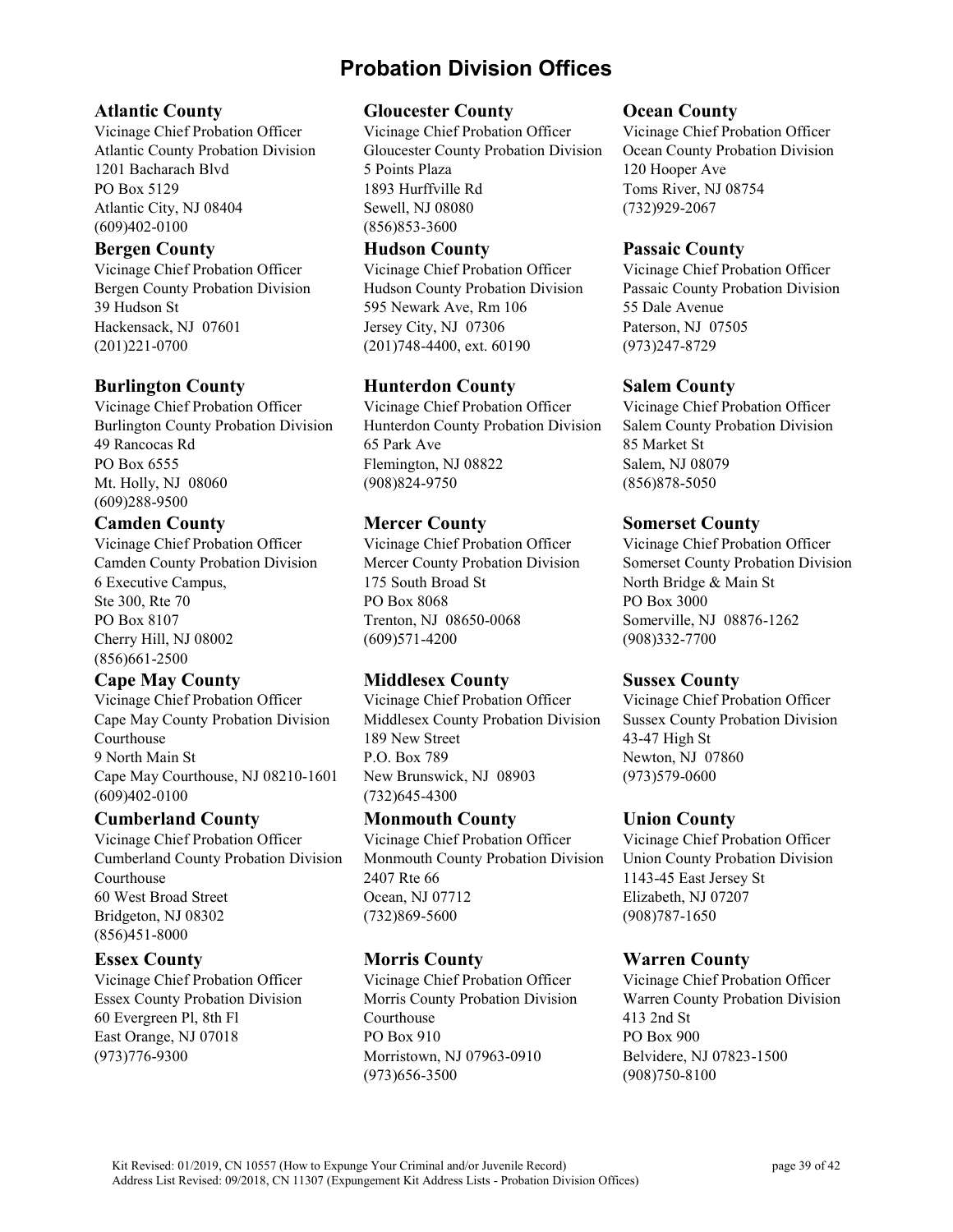# Probation Division Offices

### Atlantic County

Vicinage Chief Probation Officer
Atlantic County Probation Division
1201 Bacharach Blvd
PO Box 5129
Atlantic City, NJ 08404
(609)402-0100

### Bergen County

Vicinage Chief Probation Officer
Bergen County Probation Division
39 Hudson St
Hackensack, NJ 07601
(201)221-0700

### Burlington County

Vicinage Chief Probation Officer
Burlington County Probation Division
49 Rancocas Rd
PO Box 6555
Mt. Holly, NJ 08060
(609)288-9500

### Camden County

Vicinage Chief Probation Officer
Camden County Probation Division
6 Executive Campus,
Ste 300, Rte 70
PO Box 8107
Cherry Hill, NJ 08002
(856)661-2500

### Cape May County

Vicinage Chief Probation Officer
Cape May County Probation Division
Courthouse
9 North Main St
Cape May Courthouse, NJ 08210-1601
(609)402-0100

### Cumberland County

Vicinage Chief Probation Officer
Cumberland County Probation Division
Courthouse
60 West Broad Street
Bridgeton, NJ 08302
(856)451-8000

### Essex County

Vicinage Chief Probation Officer
Essex County Probation Division
60 Evergreen Pl, 8th Fl
East Orange, NJ 07018
(973)776-9300

### Gloucester County

Vicinage Chief Probation Officer
Gloucester County Probation Division
5 Points Plaza
1893 Hurffville Rd
Sewell, NJ 08080
(856)853-3600

### Hudson County

Vicinage Chief Probation Officer
Hudson County Probation Division
595 Newark Ave, Rm 106
Jersey City, NJ 07306
(201)748-4400, ext. 60190

### Hunterdon County

Vicinage Chief Probation Officer
Hunterdon County Probation Division
65 Park Ave
Flemington, NJ 08822
(908)824-9750

### Mercer County

Vicinage Chief Probation Officer
Mercer County Probation Division
175 South Broad St
PO Box 8068
Trenton, NJ 08650-0068
(609)571-4200

### Middlesex County

Vicinage Chief Probation Officer
Middlesex County Probation Division
189 New Street
P.O. Box 789
New Brunswick, NJ 08903
(732)645-4300

### Monmouth County

Vicinage Chief Probation Officer
Monmouth County Probation Division
2407 Rte 66
Ocean, NJ 07712
(732)869-5600

### Morris County

Vicinage Chief Probation Officer
Morris County Probation Division
Courthouse
PO Box 910
Morristown, NJ 07963-0910
(973)656-3500

### Ocean County

Vicinage Chief Probation Officer
Ocean County Probation Division
120 Hooper Ave
Toms River, NJ 08754
(732)929-2067

### Passaic County

Vicinage Chief Probation Officer
Passaic County Probation Division
55 Dale Avenue
Paterson, NJ 07505
(973)247-8729

### Salem County

Vicinage Chief Probation Officer
Salem County Probation Division
85 Market St
Salem, NJ 08079
(856)878-5050

### Somerset County

Vicinage Chief Probation Officer
Somerset County Probation Division
North Bridge & Main St
PO Box 3000
Somerville, NJ 08876-1262
(908)332-7700

### Sussex County

Vicinage Chief Probation Officer
Sussex County Probation Division
43-47 High St
Newton, NJ 07860
(973)579-0600

### Union County

Vicinage Chief Probation Officer
Union County Probation Division
1143-45 East Jersey St
Elizabeth, NJ 07207
(908)787-1650

### Warren County

Vicinage Chief Probation Officer
Warren County Probation Division
413 2nd St
PO Box 900
Belvidere, NJ 07823-1500
(908)750-8100

Kit Revised: 01/2019, CN 10557 (How to Expunge Your Criminal and/or Juvenile Record)
Address List Revised: 09/2018, CN 11307 (Expungement Kit Address Lists - Probation Division Offices)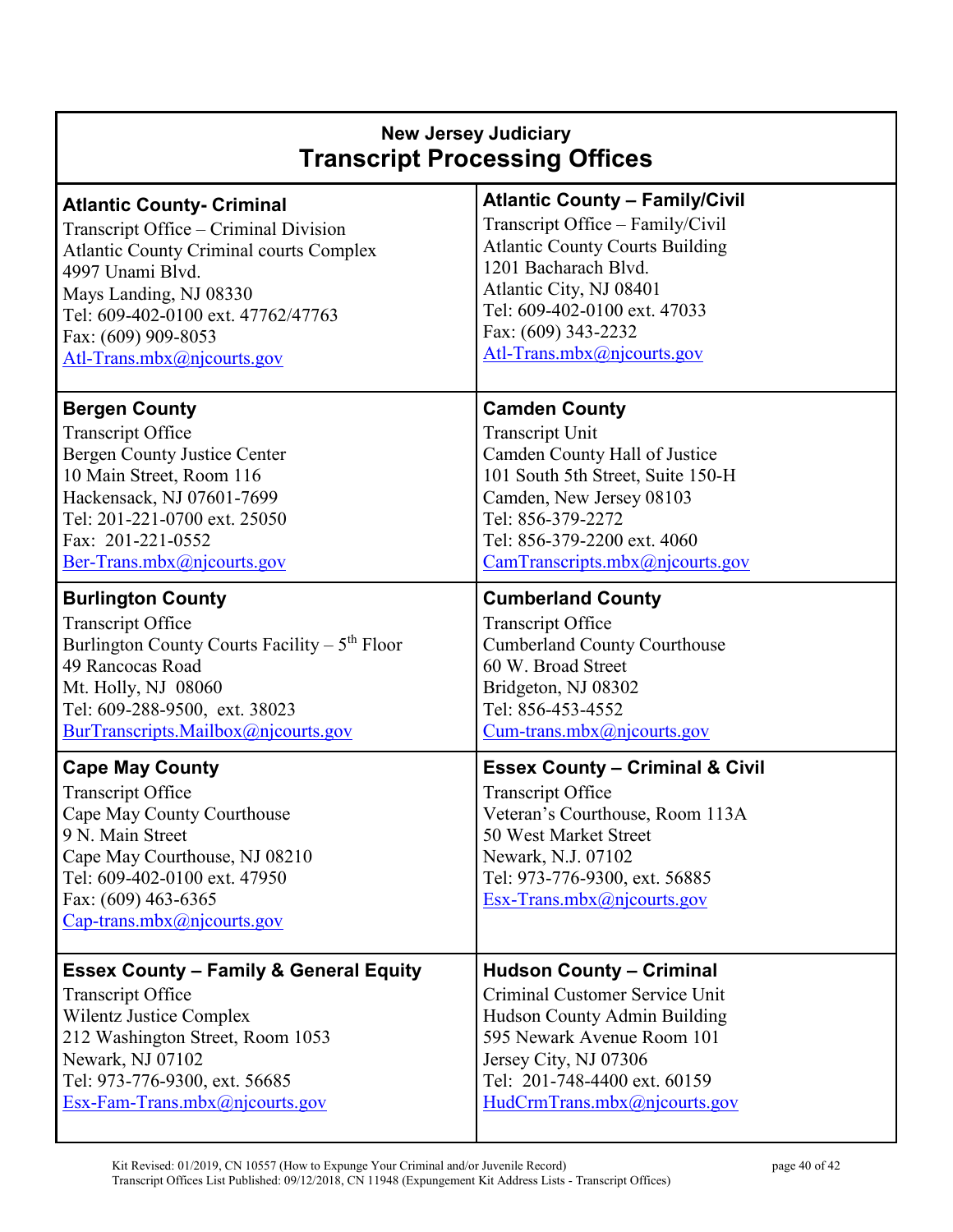# New Jersey Judiciary
## Transcript Processing Offices

### Atlantic County- Criminal
Transcript Office – Criminal Division
Atlantic County Criminal courts Complex
4997 Unami Blvd.
Mays Landing, NJ 08330
Tel: 609-402-0100 ext. 47762/47763
Fax: (609) 909-8053
Atl-Trans.mbx@njcourts.gov

### Atlantic County – Family/Civil
Transcript Office – Family/Civil
Atlantic County Courts Building
1201 Bacharach Blvd.
Atlantic City, NJ 08401
Tel: 609-402-0100 ext. 47033
Fax: (609) 343-2232
Atl-Trans.mbx@njcourts.gov

### Bergen County
Transcript Office
Bergen County Justice Center
10 Main Street, Room 116
Hackensack, NJ 07601-7699
Tel: 201-221-0700 ext. 25050
Fax: 201-221-0552
Ber-Trans.mbx@njcourts.gov

### Camden County
Transcript Unit
Camden County Hall of Justice
101 South 5th Street, Suite 150-H
Camden, New Jersey 08103
Tel: 856-379-2272
Tel: 856-379-2200 ext. 4060
CamTranscripts.mbx@njcourts.gov

### Burlington County
Transcript Office
Burlington County Courts Facility – 5th Floor
49 Rancocas Road
Mt. Holly, NJ 08060
Tel: 609-288-9500, ext. 38023
BurTranscripts.Mailbox@njcourts.gov

### Cumberland County
Transcript Office
Cumberland County Courthouse
60 W. Broad Street
Bridgeton, NJ 08302
Tel: 856-453-4552
Cum-trans.mbx@njcourts.gov

### Cape May County
Transcript Office
Cape May County Courthouse
9 N. Main Street
Cape May Courthouse, NJ 08210
Tel: 609-402-0100 ext. 47950
Fax: (609) 463-6365
Cap-trans.mbx@njcourts.gov

### Essex County – Criminal & Civil
Transcript Office
Veteran's Courthouse, Room 113A
50 West Market Street
Newark, N.J. 07102
Tel: 973-776-9300, ext. 56885
Esx-Trans.mbx@njcourts.gov

### Essex County – Family & General Equity
Transcript Office
Wilentz Justice Complex
212 Washington Street, Room 1053
Newark, NJ 07102
Tel: 973-776-9300, ext. 56685
Esx-Fam-Trans.mbx@njcourts.gov

### Hudson County – Criminal
Criminal Customer Service Unit
Hudson County Admin Building
595 Newark Avenue Room 101
Jersey City, NJ 07306
Tel: 201-748-4400 ext. 60159
HudCrmTrans.mbx@njcourts.gov

Kit Revised: 01/2019, CN 10557 (How to Expunge Your Criminal and/or Juvenile Record)
Transcript Offices List Published: 09/12/2018, CN 11948 (Expungement Kit Address Lists - Transcript Offices)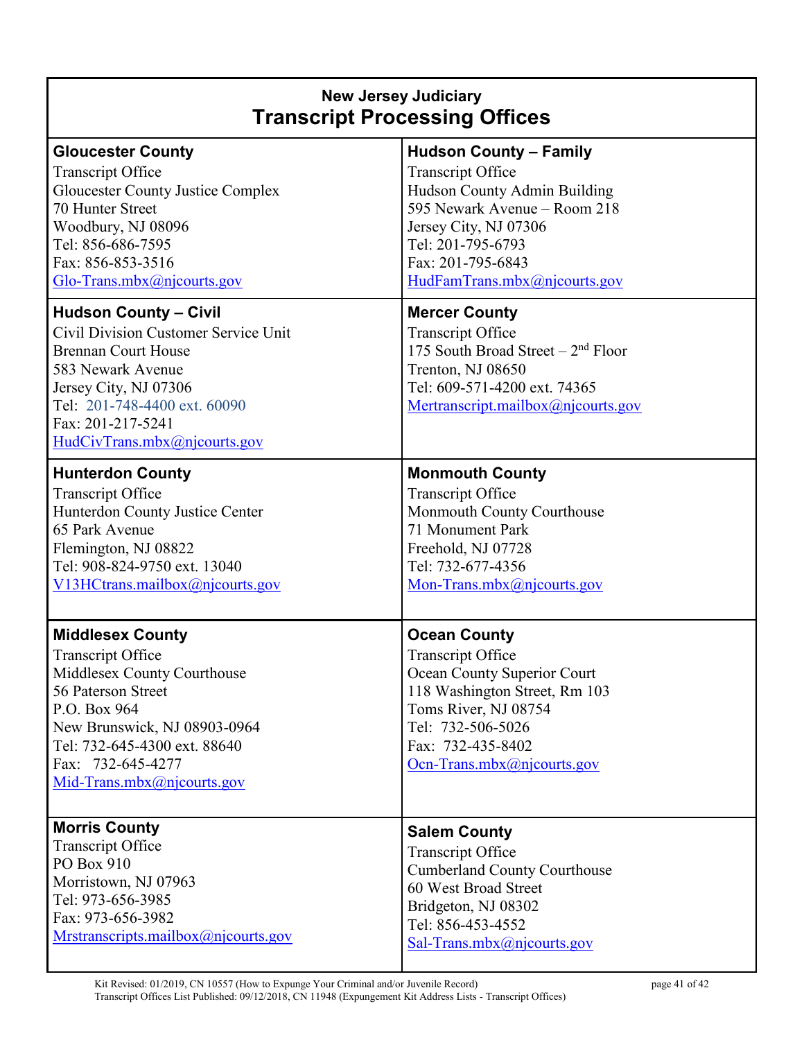## New Jersey Judiciary
# Transcript Processing Offices

**Gloucester County**
Transcript Office
Gloucester County Justice Complex
70 Hunter Street
Woodbury, NJ 08096
Tel: 856-686-7595
Fax: 856-853-3516
Glo-Trans.mbx@njcourts.gov

**Hudson County – Family**
Transcript Office
Hudson County Admin Building
595 Newark Avenue – Room 218
Jersey City, NJ 07306
Tel: 201-795-6793
Fax: 201-795-6843
HudFamTrans.mbx@njcourts.gov

**Hudson County – Civil**
Civil Division Customer Service Unit
Brennan Court House
583 Newark Avenue
Jersey City, NJ 07306
Tel: 201-748-4400 ext. 60090
Fax: 201-217-5241
HudCivTrans.mbx@njcourts.gov

**Mercer County**
Transcript Office
175 South Broad Street – 2nd Floor
Trenton, NJ 08650
Tel: 609-571-4200 ext. 74365
Mertranscript.mailbox@njcourts.gov

**Hunterdon County**
Transcript Office
Hunterdon County Justice Center
65 Park Avenue
Flemington, NJ 08822
Tel: 908-824-9750 ext. 13040
V13HCtrans.mailbox@njcourts.gov

**Monmouth County**
Transcript Office
Monmouth County Courthouse
71 Monument Park
Freehold, NJ 07728
Tel: 732-677-4356
Mon-Trans.mbx@njcourts.gov

**Middlesex County**
Transcript Office
Middlesex County Courthouse
56 Paterson Street
P.O. Box 964
New Brunswick, NJ 08903-0964
Tel: 732-645-4300 ext. 88640
Fax: 732-645-4277
Mid-Trans.mbx@njcourts.gov

**Ocean County**
Transcript Office
Ocean County Superior Court
118 Washington Street, Rm 103
Toms River, NJ 08754
Tel: 732-506-5026
Fax: 732-435-8402
Ocn-Trans.mbx@njcourts.gov

**Morris County**
Transcript Office
PO Box 910
Morristown, NJ 07963
Tel: 973-656-3985
Fax: 973-656-3982
Mrstranscripts.mailbox@njcourts.gov

**Salem County**
Transcript Office
Cumberland County Courthouse
60 West Broad Street
Bridgeton, NJ 08302
Tel: 856-453-4552
Sal-Trans.mbx@njcourts.gov

Kit Revised: 01/2019, CN 10557 (How to Expunge Your Criminal and/or Juvenile Record)
Transcript Offices List Published: 09/12/2018, CN 11948 (Expungement Kit Address Lists - Transcript Offices)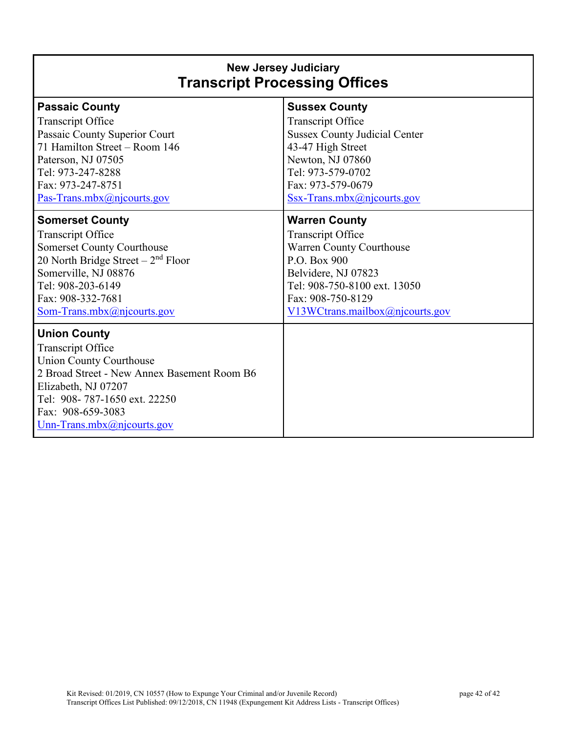## New Jersey Judiciary
# Transcript Processing Offices

| | |
|---|---|
| **Passaic County**<br>Transcript Office<br>Passaic County Superior Court<br>71 Hamilton Street – Room 146<br>Paterson, NJ 07505<br>Tel: 973-247-8288<br>Fax: 973-247-8751<br>Pas-Trans.mbx@njcourts.gov | **Sussex County**<br>Transcript Office<br>Sussex County Judicial Center<br>43-47 High Street<br>Newton, NJ 07860<br>Tel: 973-579-0702<br>Fax: 973-579-0679<br>Ssx-Trans.mbx@njcourts.gov |
| **Somerset County**<br>Transcript Office<br>Somerset County Courthouse<br>20 North Bridge Street – 2nd Floor<br>Somerville, NJ 08876<br>Tel: 908-203-6149<br>Fax: 908-332-7681<br>Som-Trans.mbx@njcourts.gov | **Warren County**<br>Transcript Office<br>Warren County Courthouse<br>P.O. Box 900<br>Belvidere, NJ 07823<br>Tel: 908-750-8100 ext. 13050<br>Fax: 908-750-8129<br>V13WCtrans.mailbox@njcourts.gov |
| **Union County**<br>Transcript Office<br>Union County Courthouse<br>2 Broad Street - New Annex Basement Room B6<br>Elizabeth, NJ 07207<br>Tel: 908- 787-1650 ext. 22250<br>Fax: 908-659-3083<br>Unn-Trans.mbx@njcourts.gov | |

Kit Revised: 01/2019, CN 10557 (How to Expunge Your Criminal and/or Juvenile Record)
Transcript Offices List Published: 09/12/2018, CN 11948 (Expungement Kit Address Lists - Transcript Offices)